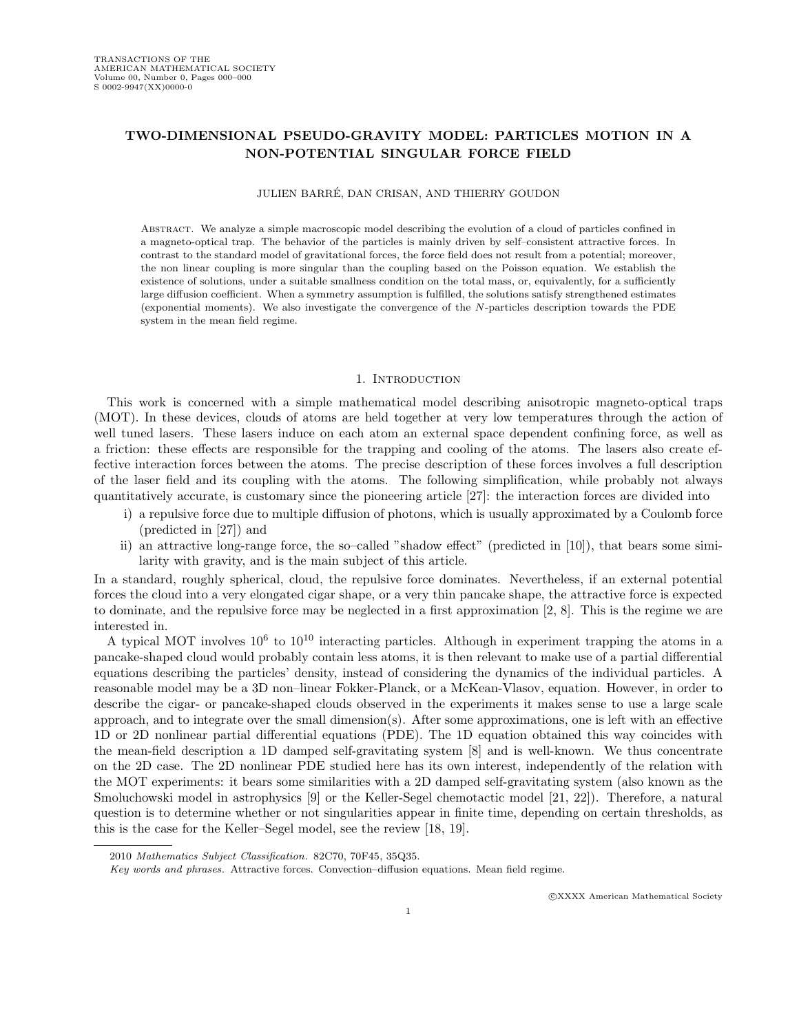# TWO-DIMENSIONAL PSEUDO-GRAVITY MODEL: PARTICLES MOTION IN A NON-POTENTIAL SINGULAR FORCE FIELD

JULIEN BARRÉ, DAN CRISAN, AND THIERRY GOUDON

ABSTRACT. We analyze a simple macroscopic model describing the evolution of a cloud of particles confined in a magneto-optical trap. The behavior of the particles is mainly driven by self–consistent attractive forces. In contrast to the standard model of gravitational forces, the force field does not result from a potential; moreover, the non linear coupling is more singular than the coupling based on the Poisson equation. We establish the existence of solutions, under a suitable smallness condition on the total mass, or, equivalently, for a sufficiently large diffusion coefficient. When a symmetry assumption is fulfilled, the solutions satisfy strengthened estimates (exponential moments). We also investigate the convergence of the $N$-particles description towards the PDE system in the mean field regime.

## 1. Introduction

This work is concerned with a simple mathematical model describing anisotropic magneto-optical traps (MOT). In these devices, clouds of atoms are held together at very low temperatures through the action of well tuned lasers. These lasers induce on each atom an external space dependent confining force, as well as a friction: these effects are responsible for the trapping and cooling of the atoms. The lasers also create effective interaction forces between the atoms. The precise description of these forces involves a full description of the laser field and its coupling with the atoms. The following simplification, while probably not always quantitatively accurate, is customary since the pioneering article [27]: the interaction forces are divided into

i) a repulsive force due to multiple diffusion of photons, which is usually approximated by a Coulomb force (predicted in [27]) and
ii) an attractive long-range force, the so–called "shadow effect" (predicted in [10]), that bears some similarity with gravity, and is the main subject of this article.

In a standard, roughly spherical, cloud, the repulsive force dominates. Nevertheless, if an external potential forces the cloud into a very elongated cigar shape, or a very thin pancake shape, the attractive force is expected to dominate, and the repulsive force may be neglected in a first approximation [2, 8]. This is the regime we are interested in.

A typical MOT involves $10^6$ to $10^{10}$ interacting particles. Although in experiment trapping the atoms in a pancake-shaped cloud would probably contain less atoms, it is then relevant to make use of a partial differential equations describing the particles' density, instead of considering the dynamics of the individual particles. A reasonable model may be a 3D non–linear Fokker-Planck, or a McKean-Vlasov, equation. However, in order to describe the cigar- or pancake-shaped clouds observed in the experiments it makes sense to use a large scale approach, and to integrate over the small dimension(s). After some approximations, one is left with an effective 1D or 2D nonlinear partial differential equations (PDE). The 1D equation obtained this way coincides with the mean-field description a 1D damped self-gravitating system [8] and is well-known. We thus concentrate on the 2D case. The 2D nonlinear PDE studied here has its own interest, independently of the relation with the MOT experiments: it bears some similarities with a 2D damped self-gravitating system (also known as the Smoluchowski model in astrophysics [9] or the Keller-Segel chemotactic model [21, 22]). Therefore, a natural question is to determine whether or not singularities appear in finite time, depending on certain thresholds, as this is the case for the Keller–Segel model, see the review [18, 19].

---

2010 *Mathematics Subject Classification.* 82C70, 70F45, 35Q35.

*Key words and phrases.* Attractive forces. Convection–diffusion equations. Mean field regime.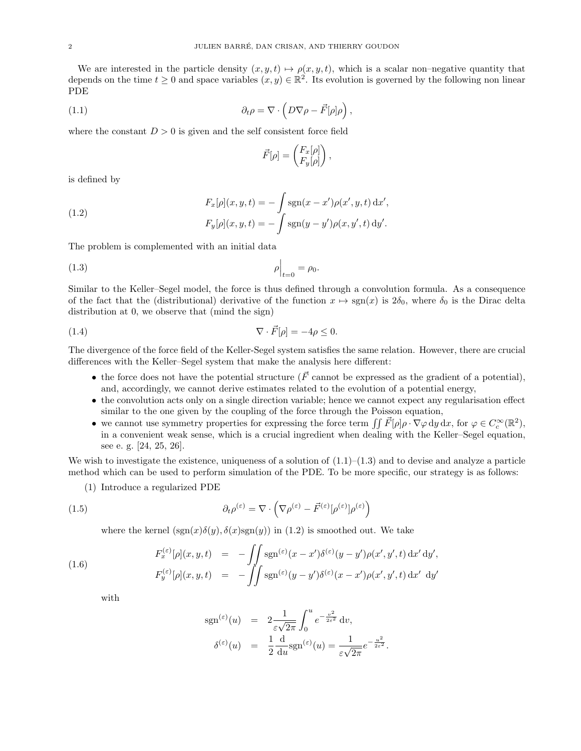We are interested in the particle density $(x, y, t) \mapsto \rho(x, y, t)$, which is a scalar non–negative quantity that depends on the time $t \geq 0$ and space variables $(x, y) \in \mathbb{R}^2$. Its evolution is governed by the following non linear PDE

$$\partial_t \rho = \nabla \cdot \left( D\nabla\rho - \vec{F}[\rho]\rho \right), \tag{1.1}$$

where the constant $D > 0$ is given and the self consistent force field

$$\vec{F}[\rho] = \begin{pmatrix} F_x[\rho] \\ F_y[\rho] \end{pmatrix},$$

is defined by

$$\begin{aligned} F_x[\rho](x, y, t) &= -\int \operatorname{sgn}(x - x')\rho(x', y, t)\,\mathrm{d}x', \\ F_y[\rho](x, y, t) &= -\int \operatorname{sgn}(y - y')\rho(x, y', t)\,\mathrm{d}y'. \end{aligned} \tag{1.2}$$

The problem is complemented with an initial data

$$\rho\Big|_{t=0} = \rho_0. \tag{1.3}$$

Similar to the Keller–Segel model, the force is thus defined through a convolution formula. As a consequence of the fact that the (distributional) derivative of the function $x \mapsto \operatorname{sgn}(x)$ is $2\delta_0$, where $\delta_0$ is the Dirac delta distribution at 0, we observe that (mind the sign)

$$\nabla \cdot \vec{F}[\rho] = -4\rho \leq 0. \tag{1.4}$$

The divergence of the force field of the Keller-Segel system satisfies the same relation. However, there are crucial differences with the Keller–Segel system that make the analysis here different:

- the force does not have the potential structure ($\vec{F}$ cannot be expressed as the gradient of a potential), and, accordingly, we cannot derive estimates related to the evolution of a potential energy,
- the convolution acts only on a single direction variable; hence we cannot expect any regularisation effect similar to the one given by the coupling of the force through the Poisson equation,
- we cannot use symmetry properties for expressing the force term $\iint \vec{F}[\rho]\rho \cdot \nabla\varphi\,\mathrm{d}y\,\mathrm{d}x$, for $\varphi \in C_c^\infty(\mathbb{R}^2)$, in a convenient weak sense, which is a crucial ingredient when dealing with the Keller–Segel equation, see e. g. [24, 25, 26].

We wish to investigate the existence, uniqueness of a solution of (1.1)–(1.3) and to devise and analyze a particle method which can be used to perform simulation of the PDE. To be more specific, our strategy is as follows:

(1) Introduce a regularized PDE

$$\partial_t \rho^{(\varepsilon)} = \nabla \cdot \left( \nabla\rho^{(\varepsilon)} - \vec{F}^{(\varepsilon)}[\rho^{(\varepsilon)}]\rho^{(\varepsilon)} \right) \tag{1.5}$$

where the kernel $(\operatorname{sgn}(x)\delta(y), \delta(x)\operatorname{sgn}(y))$ in (1.2) is smoothed out. We take

$$\begin{aligned} F_x^{(\varepsilon)}[\rho](x, y, t) &= -\iint \operatorname{sgn}^{(\varepsilon)}(x - x')\delta^{(\varepsilon)}(y - y')\rho(x', y', t)\,\mathrm{d}x'\,\mathrm{d}y', \\ F_y^{(\varepsilon)}[\rho](x, y, t) &= -\iint \operatorname{sgn}^{(\varepsilon)}(y - y')\delta^{(\varepsilon)}(x - x')\rho(x', y', t)\,\mathrm{d}x'\,\mathrm{d}y' \end{aligned} \tag{1.6}$$

with

$$\begin{aligned} \operatorname{sgn}^{(\varepsilon)}(u) &= 2\frac{1}{\varepsilon\sqrt{2\pi}}\int_0^u e^{-\frac{v^2}{2\varepsilon^2}}\,\mathrm{d}v, \\ \delta^{(\varepsilon)}(u) &= \frac{1}{2}\frac{\mathrm{d}}{\mathrm{d}u}\operatorname{sgn}^{(\varepsilon)}(u) = \frac{1}{\varepsilon\sqrt{2\pi}}e^{-\frac{u^2}{2\varepsilon^2}}. \end{aligned}$$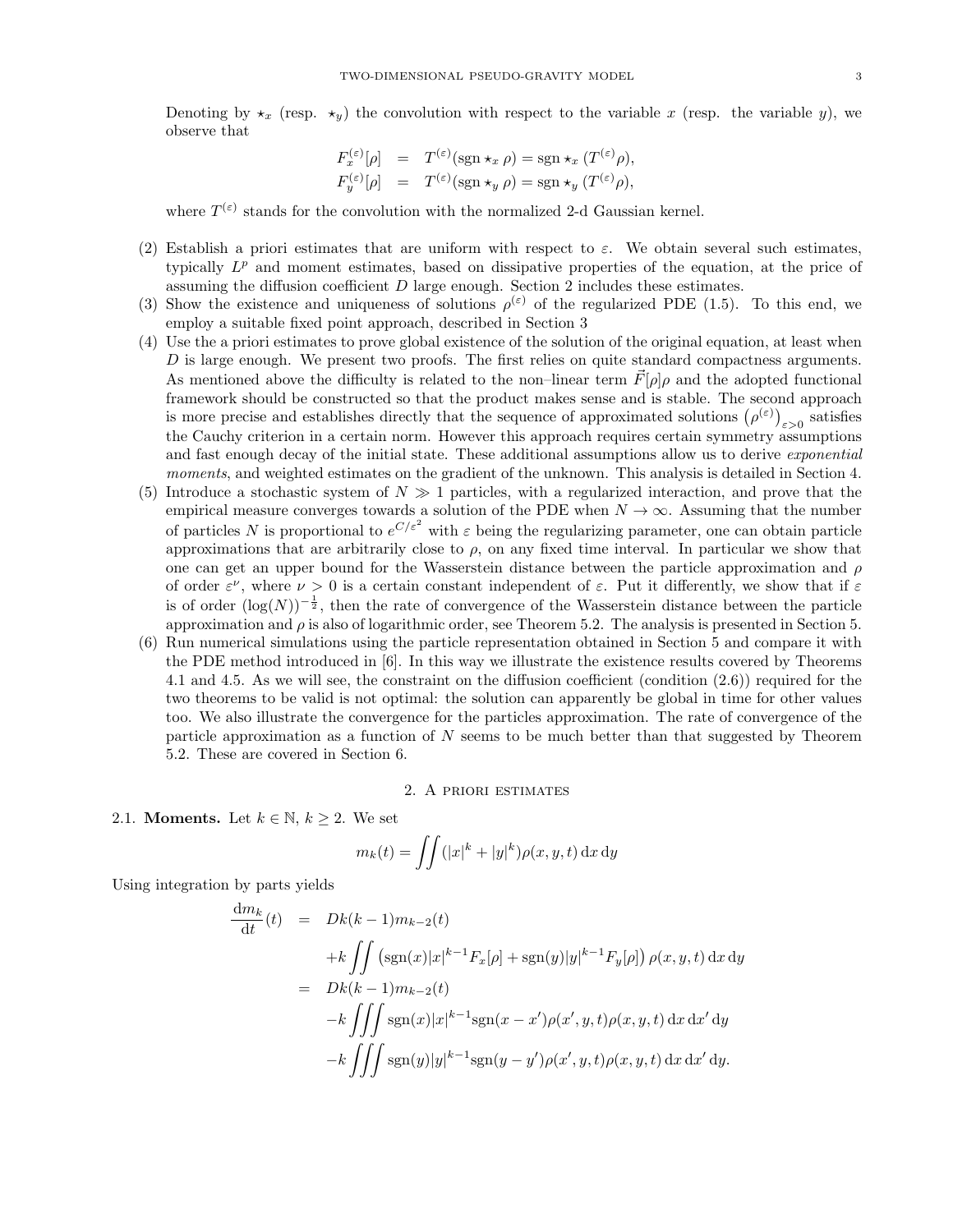Denoting by $\star_x$ (resp. $\star_y$) the convolution with respect to the variable $x$ (resp. the variable $y$), we observe that

$$
\begin{aligned}
F_x^{(\varepsilon)}[\rho] &= T^{(\varepsilon)}(\mathrm{sgn} \star_x \rho) = \mathrm{sgn} \star_x (T^{(\varepsilon)}\rho),\\
F_y^{(\varepsilon)}[\rho] &= T^{(\varepsilon)}(\mathrm{sgn} \star_y \rho) = \mathrm{sgn} \star_y (T^{(\varepsilon)}\rho),
\end{aligned}
$$

where $T^{(\varepsilon)}$ stands for the convolution with the normalized 2-d Gaussian kernel.

(2) Establish a priori estimates that are uniform with respect to $\varepsilon$. We obtain several such estimates, typically $L^p$ and moment estimates, based on dissipative properties of the equation, at the price of assuming the diffusion coefficient $D$ large enough. Section 2 includes these estimates.

(3) Show the existence and uniqueness of solutions $\rho^{(\varepsilon)}$ of the regularized PDE (1.5). To this end, we employ a suitable fixed point approach, described in Section 3

(4) Use the a priori estimates to prove global existence of the solution of the original equation, at least when $D$ is large enough. We present two proofs. The first relies on quite standard compactness arguments. As mentioned above the difficulty is related to the non–linear term $\vec{F}[\rho]\rho$ and the adopted functional framework should be constructed so that the product makes sense and is stable. The second approach is more precise and establishes directly that the sequence of approximated solutions $\left(\rho^{(\varepsilon)}\right)_{\varepsilon>0}$ satisfies the Cauchy criterion in a certain norm. However this approach requires certain symmetry assumptions and fast enough decay of the initial state. These additional assumptions allow us to derive *exponential moments*, and weighted estimates on the gradient of the unknown. This analysis is detailed in Section 4.

(5) Introduce a stochastic system of $N \gg 1$ particles, with a regularized interaction, and prove that the empirical measure converges towards a solution of the PDE when $N \to \infty$. Assuming that the number of particles $N$ is proportional to $e^{C/\varepsilon^2}$ with $\varepsilon$ being the regularizing parameter, one can obtain particle approximations that are arbitrarily close to $\rho$, on any fixed time interval. In particular we show that one can get an upper bound for the Wasserstein distance between the particle approximation and $\rho$ of order $\varepsilon^\nu$, where $\nu > 0$ is a certain constant independent of $\varepsilon$. Put it differently, we show that if $\varepsilon$ is of order $(\log(N))^{-\frac{1}{2}}$, then the rate of convergence of the Wasserstein distance between the particle approximation and $\rho$ is also of logarithmic order, see Theorem 5.2. The analysis is presented in Section 5.

(6) Run numerical simulations using the particle representation obtained in Section 5 and compare it with the PDE method introduced in [6]. In this way we illustrate the existence results covered by Theorems 4.1 and 4.5. As we will see, the constraint on the diffusion coefficient (condition (2.6)) required for the two theorems to be valid is not optimal: the solution can apparently be global in time for other values too. We also illustrate the convergence for the particles approximation. The rate of convergence of the particle approximation as a function of $N$ seems to be much better than that suggested by Theorem 5.2. These are covered in Section 6.

## 2. A priori estimates

**2.1. Moments.** Let $k \in \mathbb{N}$, $k \geq 2$. We set

$$
m_k(t) = \iint (|x|^k + |y|^k)\rho(x,y,t)\,\mathrm{d}x\,\mathrm{d}y
$$

Using integration by parts yields

$$
\begin{aligned}
\frac{\mathrm{d}m_k}{\mathrm{d}t}(t) &= Dk(k-1)m_{k-2}(t)\\
&\quad + k\iint \left(\mathrm{sgn}(x)|x|^{k-1}F_x[\rho] + \mathrm{sgn}(y)|y|^{k-1}F_y[\rho]\right)\rho(x,y,t)\,\mathrm{d}x\,\mathrm{d}y\\
&= Dk(k-1)m_{k-2}(t)\\
&\quad - k\iiint \mathrm{sgn}(x)|x|^{k-1}\mathrm{sgn}(x-x')\rho(x',y,t)\rho(x,y,t)\,\mathrm{d}x\,\mathrm{d}x'\,\mathrm{d}y\\
&\quad - k\iiint \mathrm{sgn}(y)|y|^{k-1}\mathrm{sgn}(y-y')\rho(x',y,t)\rho(x,y,t)\,\mathrm{d}x\,\mathrm{d}x'\,\mathrm{d}y.
\end{aligned}
$$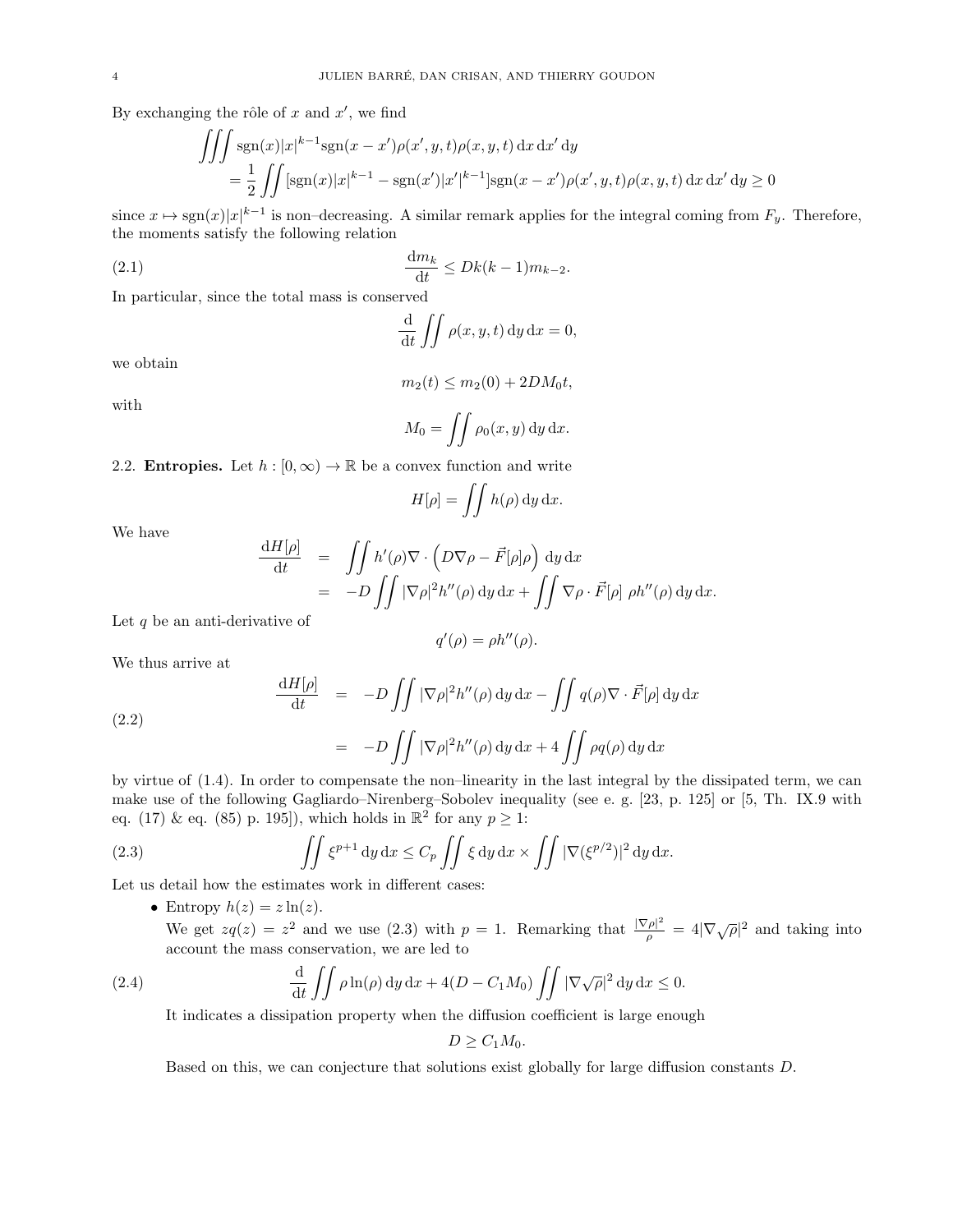By exchanging the rôle of $x$ and $x'$, we find

$$\begin{aligned}\iiint \operatorname{sgn}(x)|x|^{k-1}\operatorname{sgn}(x-x')\rho(x',y,t)\rho(x,y,t)\,\mathrm{d}x\,\mathrm{d}x'\,\mathrm{d}y \\ = \frac{1}{2}\iint [\operatorname{sgn}(x)|x|^{k-1} - \operatorname{sgn}(x')|x'|^{k-1}]\operatorname{sgn}(x-x')\rho(x',y,t)\rho(x,y,t)\,\mathrm{d}x\,\mathrm{d}x'\,\mathrm{d}y \geq 0\end{aligned}$$

since $x \mapsto \operatorname{sgn}(x)|x|^{k-1}$ is non–decreasing. A similar remark applies for the integral coming from $F_y$. Therefore, the moments satisfy the following relation

$$\frac{\mathrm{d}m_k}{\mathrm{d}t} \leq Dk(k-1)m_{k-2}. \tag{2.1}$$

In particular, since the total mass is conserved

$$\frac{\mathrm{d}}{\mathrm{d}t}\iint \rho(x,y,t)\,\mathrm{d}y\,\mathrm{d}x = 0,$$

we obtain

$$m_2(t) \leq m_2(0) + 2DM_0 t,$$

with

$$M_0 = \iint \rho_0(x,y)\,\mathrm{d}y\,\mathrm{d}x.$$

## 2.2. Entropies.

Let $h : [0,\infty) \to \mathbb{R}$ be a convex function and write

$$H[\rho] = \iint h(\rho)\,\mathrm{d}y\,\mathrm{d}x.$$

We have

$$\begin{aligned}\frac{\mathrm{d}H[\rho]}{\mathrm{d}t} &= \iint h'(\rho)\nabla\cdot\Big(D\nabla\rho - \vec{F}[\rho]\rho\Big)\,\mathrm{d}y\,\mathrm{d}x \\ &= -D\iint |\nabla\rho|^2 h''(\rho)\,\mathrm{d}y\,\mathrm{d}x + \iint \nabla\rho\cdot\vec{F}[\rho]\;\rho h''(\rho)\,\mathrm{d}y\,\mathrm{d}x.\end{aligned}$$

Let $q$ be an anti-derivative of

$$q'(\rho) = \rho h''(\rho).$$

We thus arrive at

$$\begin{aligned}\frac{\mathrm{d}H[\rho]}{\mathrm{d}t} &= -D\iint |\nabla\rho|^2 h''(\rho)\,\mathrm{d}y\,\mathrm{d}x - \iint q(\rho)\nabla\cdot\vec{F}[\rho]\,\mathrm{d}y\,\mathrm{d}x \\ &= -D\iint |\nabla\rho|^2 h''(\rho)\,\mathrm{d}y\,\mathrm{d}x + 4\iint \rho q(\rho)\,\mathrm{d}y\,\mathrm{d}x\end{aligned} \tag{2.2}$$

by virtue of (1.4). In order to compensate the non–linearity in the last integral by the dissipated term, we can make use of the following Gagliardo–Nirenberg–Sobolev inequality (see e. g. [23, p. 125] or [5, Th. IX.9 with eq. (17) & eq. (85) p. 195]), which holds in $\mathbb{R}^2$ for any $p \geq 1$:

$$\iint \xi^{p+1}\,\mathrm{d}y\,\mathrm{d}x \leq C_p \iint \xi\,\mathrm{d}y\,\mathrm{d}x \times \iint |\nabla(\xi^{p/2})|^2\,\mathrm{d}y\,\mathrm{d}x. \tag{2.3}$$

Let us detail how the estimates work in different cases:

- Entropy $h(z) = z\ln(z)$.
  We get $zq(z) = z^2$ and we use (2.3) with $p = 1$. Remarking that $\frac{|\nabla\rho|^2}{\rho} = 4|\nabla\sqrt{\rho}|^2$ and taking into account the mass conservation, we are led to

$$\frac{\mathrm{d}}{\mathrm{d}t}\iint \rho\ln(\rho)\,\mathrm{d}y\,\mathrm{d}x + 4(D - C_1M_0)\iint |\nabla\sqrt{\rho}|^2\,\mathrm{d}y\,\mathrm{d}x \leq 0. \tag{2.4}$$

  It indicates a dissipation property when the diffusion coefficient is large enough

$$D \geq C_1 M_0.$$

  Based on this, we can conjecture that solutions exist globally for large diffusion constants $D$.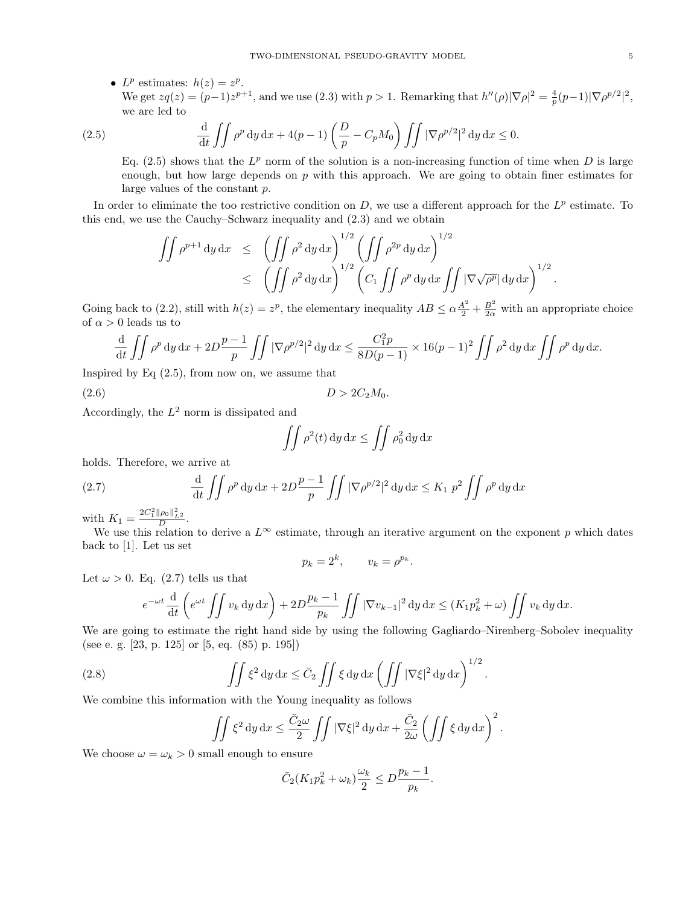- $L^p$ estimates: $h(z) = z^p$.
  We get $zq(z) = (p-1)z^{p+1}$, and we use (2.3) with $p > 1$. Remarking that $h''(\rho)|\nabla\rho|^2 = \frac{4}{p}(p-1)|\nabla\rho^{p/2}|^2$, we are led to

$$\frac{\mathrm{d}}{\mathrm{d}t}\iint \rho^p \,\mathrm{d}y\,\mathrm{d}x + 4(p-1)\left(\frac{D}{p} - C_p M_0\right)\iint |\nabla\rho^{p/2}|^2 \,\mathrm{d}y\,\mathrm{d}x \le 0. \tag{2.5}$$

  Eq. (2.5) shows that the $L^p$ norm of the solution is a non-increasing function of time when $D$ is large enough, but how large depends on $p$ with this approach. We are going to obtain finer estimates for large values of the constant $p$.

In order to eliminate the too restrictive condition on $D$, we use a different approach for the $L^p$ estimate. To this end, we use the Cauchy–Schwarz inequality and (2.3) and we obtain

$$\begin{aligned}
\iint \rho^{p+1}\,\mathrm{d}y\,\mathrm{d}x &\le \left(\iint \rho^2 \,\mathrm{d}y\,\mathrm{d}x\right)^{1/2}\left(\iint \rho^{2p}\,\mathrm{d}y\,\mathrm{d}x\right)^{1/2} \\
&\le \left(\iint \rho^2 \,\mathrm{d}y\,\mathrm{d}x\right)^{1/2}\left(C_1 \iint \rho^p \,\mathrm{d}y\,\mathrm{d}x \iint |\nabla\sqrt{\rho^p}|\,\mathrm{d}y\,\mathrm{d}x\right)^{1/2}.
\end{aligned}$$

Going back to (2.2), still with $h(z) = z^p$, the elementary inequality $AB \le \alpha\frac{A^2}{2} + \frac{B^2}{2\alpha}$ with an appropriate choice of $\alpha > 0$ leads us to

$$\frac{\mathrm{d}}{\mathrm{d}t}\iint \rho^p \,\mathrm{d}y\,\mathrm{d}x + 2D\frac{p-1}{p}\iint |\nabla\rho^{p/2}|^2\,\mathrm{d}y\,\mathrm{d}x \le \frac{C_1^2 p}{8D(p-1)} \times 16(p-1)^2 \iint \rho^2\,\mathrm{d}y\,\mathrm{d}x \iint \rho^p\,\mathrm{d}y\,\mathrm{d}x.$$

Inspired by Eq (2.5), from now on, we assume that

$$D > 2C_2 M_0. \tag{2.6}$$

Accordingly, the $L^2$ norm is dissipated and

$$\iint \rho^2(t)\,\mathrm{d}y\,\mathrm{d}x \le \iint \rho_0^2\,\mathrm{d}y\,\mathrm{d}x$$

holds. Therefore, we arrive at

$$\frac{\mathrm{d}}{\mathrm{d}t}\iint \rho^p \,\mathrm{d}y\,\mathrm{d}x + 2D\frac{p-1}{p}\iint |\nabla\rho^{p/2}|^2\,\mathrm{d}y\,\mathrm{d}x \le K_1\, p^2 \iint \rho^p\,\mathrm{d}y\,\mathrm{d}x \tag{2.7}$$

with $K_1 = \frac{2C_1^2\|\rho_0\|_{L^2}^2}{D}$.

We use this relation to derive a $L^\infty$ estimate, through an iterative argument on the exponent $p$ which dates back to [1]. Let us set

$$p_k = 2^k, \qquad v_k = \rho^{p_k}.$$

Let $\omega > 0$. Eq. (2.7) tells us that

$$e^{-\omega t}\frac{\mathrm{d}}{\mathrm{d}t}\left(e^{\omega t}\iint v_k\,\mathrm{d}y\,\mathrm{d}x\right) + 2D\frac{p_k - 1}{p_k}\iint |\nabla v_{k-1}|^2\,\mathrm{d}y\,\mathrm{d}x \le (K_1 p_k^2 + \omega)\iint v_k\,\mathrm{d}y\,\mathrm{d}x.$$

We are going to estimate the right hand side by using the following Gagliardo–Nirenberg–Sobolev inequality (see e. g. [23, p. 125] or [5, eq. (85) p. 195])

$$\iint \xi^2\,\mathrm{d}y\,\mathrm{d}x \le \bar{C}_2 \iint \xi\,\mathrm{d}y\,\mathrm{d}x \left(\iint |\nabla\xi|^2\,\mathrm{d}y\,\mathrm{d}x\right)^{1/2}. \tag{2.8}$$

We combine this information with the Young inequality as follows

$$\iint \xi^2\,\mathrm{d}y\,\mathrm{d}x \le \frac{\bar{C}_2\omega}{2}\iint |\nabla\xi|^2\,\mathrm{d}y\,\mathrm{d}x + \frac{\bar{C}_2}{2\omega}\left(\iint \xi\,\mathrm{d}y\,\mathrm{d}x\right)^2.$$

We choose $\omega = \omega_k > 0$ small enough to ensure

$$\bar{C}_2(K_1 p_k^2 + \omega_k)\frac{\omega_k}{2} \le D\frac{p_k - 1}{p_k}.$$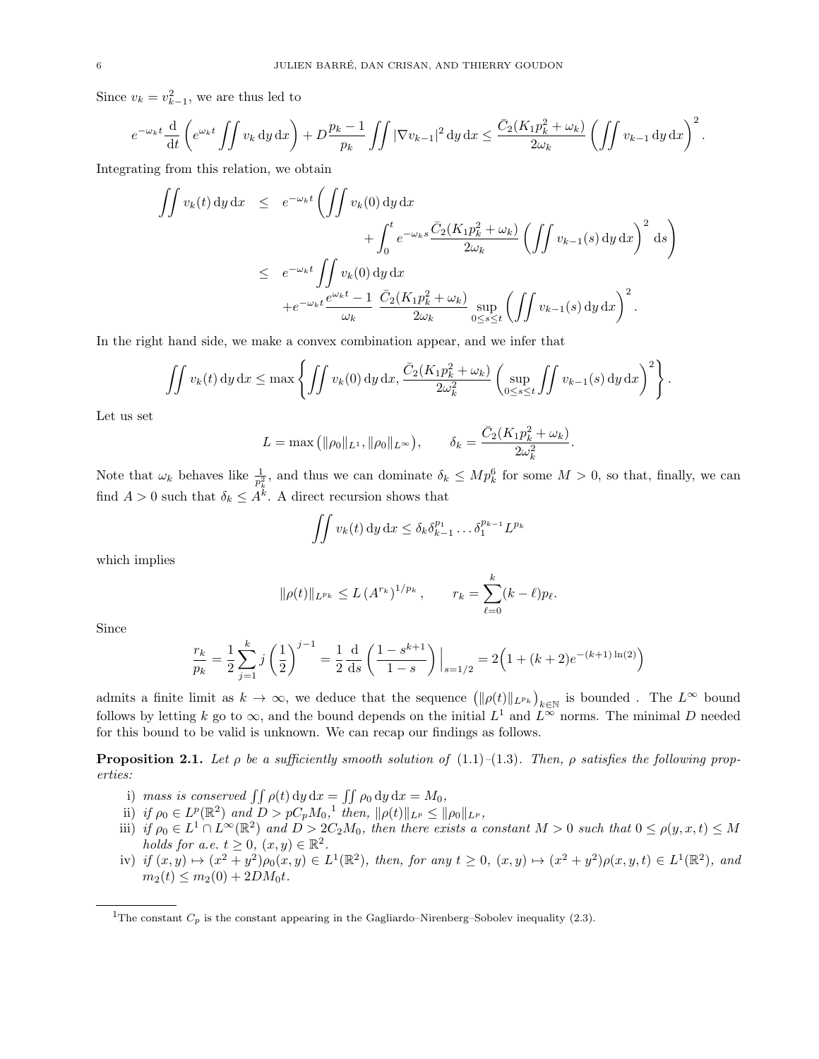Since $v_k = v_{k-1}^2$, we are thus led to

$$e^{-\omega_k t} \frac{\mathrm{d}}{\mathrm{d}t}\left(e^{\omega_k t} \iint v_k \,\mathrm{d}y\,\mathrm{d}x\right) + D\frac{p_k-1}{p_k}\iint |\nabla v_{k-1}|^2 \,\mathrm{d}y\,\mathrm{d}x \le \frac{\bar{C}_2(K_1 p_k^2+\omega_k)}{2\omega_k}\left(\iint v_{k-1}\,\mathrm{d}y\,\mathrm{d}x\right)^2.$$

Integrating from this relation, we obtain

$$\begin{aligned}
\iint v_k(t)\,\mathrm{d}y\,\mathrm{d}x &\le e^{-\omega_k t}\left(\iint v_k(0)\,\mathrm{d}y\,\mathrm{d}x \right.\\
&\qquad\left. + \int_0^t e^{-\omega_k s}\frac{\bar{C}_2(K_1 p_k^2+\omega_k)}{2\omega_k}\left(\iint v_{k-1}(s)\,\mathrm{d}y\,\mathrm{d}x\right)^2 \mathrm{d}s\right)\\
&\le e^{-\omega_k t}\iint v_k(0)\,\mathrm{d}y\,\mathrm{d}x\\
&\quad + e^{-\omega_k t}\frac{e^{\omega_k t}-1}{\omega_k}\ \frac{\bar{C}_2(K_1 p_k^2+\omega_k)}{2\omega_k}\sup_{0\le s\le t}\left(\iint v_{k-1}(s)\,\mathrm{d}y\,\mathrm{d}x\right)^2.
\end{aligned}$$

In the right hand side, we make a convex combination appear, and we infer that

$$\iint v_k(t)\,\mathrm{d}y\,\mathrm{d}x \le \max\left\{\iint v_k(0)\,\mathrm{d}y\,\mathrm{d}x, \frac{\bar{C}_2(K_1 p_k^2+\omega_k)}{2\omega_k^2}\left(\sup_{0\le s\le t}\iint v_{k-1}(s)\,\mathrm{d}y\,\mathrm{d}x\right)^2\right\}.$$

Let us set

$$L = \max\left(\|\rho_0\|_{L^1}, \|\rho_0\|_{L^\infty}\right), \qquad \delta_k = \frac{\bar{C}_2(K_1 p_k^2+\omega_k)}{2\omega_k^2}.$$

Note that $\omega_k$ behaves like $\frac{1}{p_k^2}$, and thus we can dominate $\delta_k \le M p_k^6$ for some $M>0$, so that, finally, we can find $A>0$ such that $\delta_k \le A^k$. A direct recursion shows that

$$\iint v_k(t)\,\mathrm{d}y\,\mathrm{d}x \le \delta_k \delta_{k-1}^{p_1}\ldots\delta_1^{p_{k-1}} L^{p_k}$$

which implies

$$\|\rho(t)\|_{L^{p_k}} \le L\,(A^{r_k})^{1/p_k}, \qquad r_k = \sum_{\ell=0}^{k}(k-\ell)p_\ell.$$

Since

$$\frac{r_k}{p_k} = \frac{1}{2}\sum_{j=1}^{k} j\left(\frac{1}{2}\right)^{j-1} = \frac{1}{2}\frac{\mathrm{d}}{\mathrm{d}s}\left(\frac{1-s^{k+1}}{1-s}\right)\Big|_{s=1/2} = 2\Big(1+(k+2)e^{-(k+1)\ln(2)}\Big)$$

admits a finite limit as $k\to\infty$, we deduce that the sequence $\left(\|\rho(t)\|_{L^{p_k}}\right)_{k\in\mathbb{N}}$ is bounded . The $L^\infty$ bound follows by letting $k$ go to $\infty$, and the bound depends on the initial $L^1$ and $L^\infty$ norms. The minimal $D$ needed for this bound to be valid is unknown. We can recap our findings as follows.

**Proposition 2.1.** *Let $\rho$ be a sufficiently smooth solution of (1.1)–(1.3). Then, $\rho$ satisfies the following properties:*

i) *mass is conserved $\iint \rho(t)\,\mathrm{d}y\,\mathrm{d}x = \iint \rho_0\,\mathrm{d}y\,\mathrm{d}x = M_0$,*
ii) *if $\rho_0 \in L^p(\mathbb{R}^2)$ and $D > pC_pM_0$,[1] then, $\|\rho(t)\|_{L^p} \le \|\rho_0\|_{L^p}$,*
iii) *if $\rho_0 \in L^1\cap L^\infty(\mathbb{R}^2)$ and $D > 2C_2M_0$, then there exists a constant $M>0$ such that $0\le\rho(y,x,t)\le M$ holds for a.e. $t\ge0$, $(x,y)\in\mathbb{R}^2$.*
iv) *if $(x,y)\mapsto(x^2+y^2)\rho_0(x,y)\in L^1(\mathbb{R}^2)$, then, for any $t\ge0$, $(x,y)\mapsto(x^2+y^2)\rho(x,y,t)\in L^1(\mathbb{R}^2)$, and $m_2(t)\le m_2(0)+2DM_0t$.*

[1] The constant $C_p$ is the constant appearing in the Gagliardo–Nirenberg–Sobolev inequality (2.3).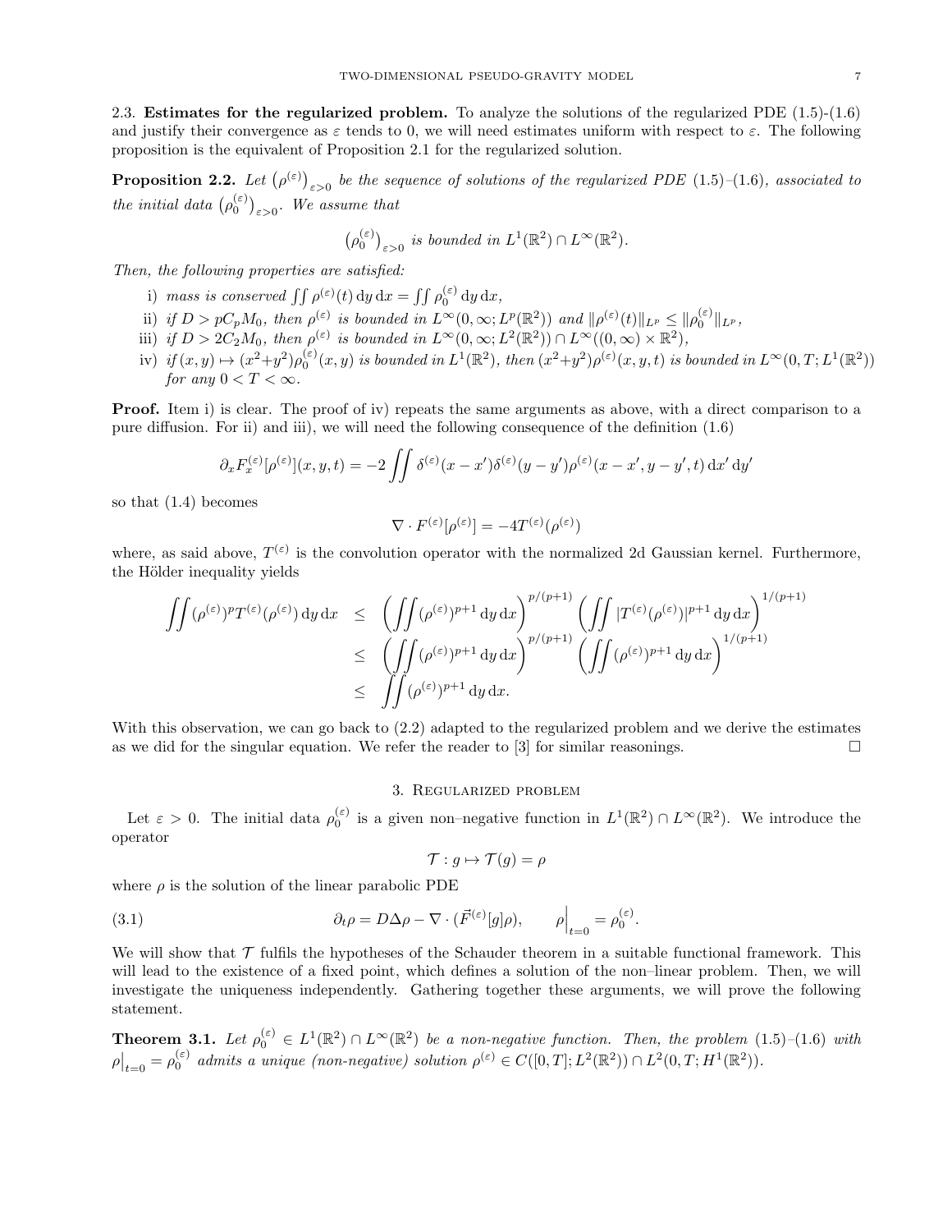2.3. **Estimates for the regularized problem.** To analyze the solutions of the regularized PDE (1.5)-(1.6) and justify their convergence as $\varepsilon$ tends to 0, we will need estimates uniform with respect to $\varepsilon$. The following proposition is the equivalent of Proposition 2.1 for the regularized solution.

**Proposition 2.2.** *Let $\big(\rho^{(\varepsilon)}\big)_{\varepsilon>0}$ be the sequence of solutions of the regularized PDE (1.5)–(1.6), associated to the initial data $\big(\rho_0^{(\varepsilon)}\big)_{\varepsilon>0}$. We assume that*

$$\big(\rho_0^{(\varepsilon)}\big)_{\varepsilon>0} \text{ is bounded in } L^1(\mathbb{R}^2)\cap L^\infty(\mathbb{R}^2).$$

*Then, the following properties are satisfied:*

i) *mass is conserved $\iint \rho^{(\varepsilon)}(t)\,\mathrm{d}y\,\mathrm{d}x = \iint \rho_0^{(\varepsilon)}\,\mathrm{d}y\,\mathrm{d}x$,*

ii) *if $D > pC_pM_0$, then $\rho^{(\varepsilon)}$ is bounded in $L^\infty(0,\infty;L^p(\mathbb{R}^2))$ and $\|\rho^{(\varepsilon)}(t)\|_{L^p} \le \|\rho_0^{(\varepsilon)}\|_{L^p}$,*

iii) *if $D > 2C_2M_0$, then $\rho^{(\varepsilon)}$ is bounded in $L^\infty(0,\infty;L^2(\mathbb{R}^2))\cap L^\infty((0,\infty)\times\mathbb{R}^2)$,*

iv) *if $(x,y)\mapsto (x^2+y^2)\rho_0^{(\varepsilon)}(x,y)$ is bounded in $L^1(\mathbb{R}^2)$, then $(x^2+y^2)\rho^{(\varepsilon)}(x,y,t)$ is bounded in $L^\infty(0,T;L^1(\mathbb{R}^2))$ for any $0<T<\infty$.*

**Proof.** Item i) is clear. The proof of iv) repeats the same arguments as above, with a direct comparison to a pure diffusion. For ii) and iii), we will need the following consequence of the definition (1.6)

$$\partial_x F_x^{(\varepsilon)}[\rho^{(\varepsilon)}](x,y,t) = -2\iint \delta^{(\varepsilon)}(x-x')\delta^{(\varepsilon)}(y-y')\rho^{(\varepsilon)}(x-x',y-y',t)\,\mathrm{d}x'\,\mathrm{d}y'$$

so that (1.4) becomes

$$\nabla\cdot F^{(\varepsilon)}[\rho^{(\varepsilon)}] = -4T^{(\varepsilon)}(\rho^{(\varepsilon)})$$

where, as said above, $T^{(\varepsilon)}$ is the convolution operator with the normalized 2d Gaussian kernel. Furthermore, the Hölder inequality yields

$$\begin{aligned}
\iint (\rho^{(\varepsilon)})^p T^{(\varepsilon)}(\rho^{(\varepsilon)})\,\mathrm{d}y\,\mathrm{d}x &\le \left(\iint (\rho^{(\varepsilon)})^{p+1}\,\mathrm{d}y\,\mathrm{d}x\right)^{p/(p+1)}\left(\iint |T^{(\varepsilon)}(\rho^{(\varepsilon)})|^{p+1}\,\mathrm{d}y\,\mathrm{d}x\right)^{1/(p+1)}\\
&\le \left(\iint (\rho^{(\varepsilon)})^{p+1}\,\mathrm{d}y\,\mathrm{d}x\right)^{p/(p+1)}\left(\iint (\rho^{(\varepsilon)})^{p+1}\,\mathrm{d}y\,\mathrm{d}x\right)^{1/(p+1)}\\
&\le \iint (\rho^{(\varepsilon)})^{p+1}\,\mathrm{d}y\,\mathrm{d}x.
\end{aligned}$$

With this observation, we can go back to (2.2) adapted to the regularized problem and we derive the estimates as we did for the singular equation. We refer the reader to [3] for similar reasonings. $\square$

## 3. Regularized problem

Let $\varepsilon > 0$. The initial data $\rho_0^{(\varepsilon)}$ is a given non–negative function in $L^1(\mathbb{R}^2)\cap L^\infty(\mathbb{R}^2)$. We introduce the operator

$$\mathcal{T} : g \mapsto \mathcal{T}(g) = \rho$$

where $\rho$ is the solution of the linear parabolic PDE

$$\partial_t\rho = D\Delta\rho - \nabla\cdot(\vec{F}^{(\varepsilon)}[g]\rho), \qquad \rho\Big|_{t=0} = \rho_0^{(\varepsilon)}. \tag{3.1}$$

We will show that $\mathcal{T}$ fulfils the hypotheses of the Schauder theorem in a suitable functional framework. This will lead to the existence of a fixed point, which defines a solution of the non–linear problem. Then, we will investigate the uniqueness independently. Gathering together these arguments, we will prove the following statement.

**Theorem 3.1.** *Let $\rho_0^{(\varepsilon)} \in L^1(\mathbb{R}^2)\cap L^\infty(\mathbb{R}^2)$ be a non-negative function. Then, the problem (1.5)–(1.6) with $\rho\big|_{t=0} = \rho_0^{(\varepsilon)}$ admits a unique (non-negative) solution $\rho^{(\varepsilon)} \in C([0,T];L^2(\mathbb{R}^2))\cap L^2(0,T;H^1(\mathbb{R}^2))$.*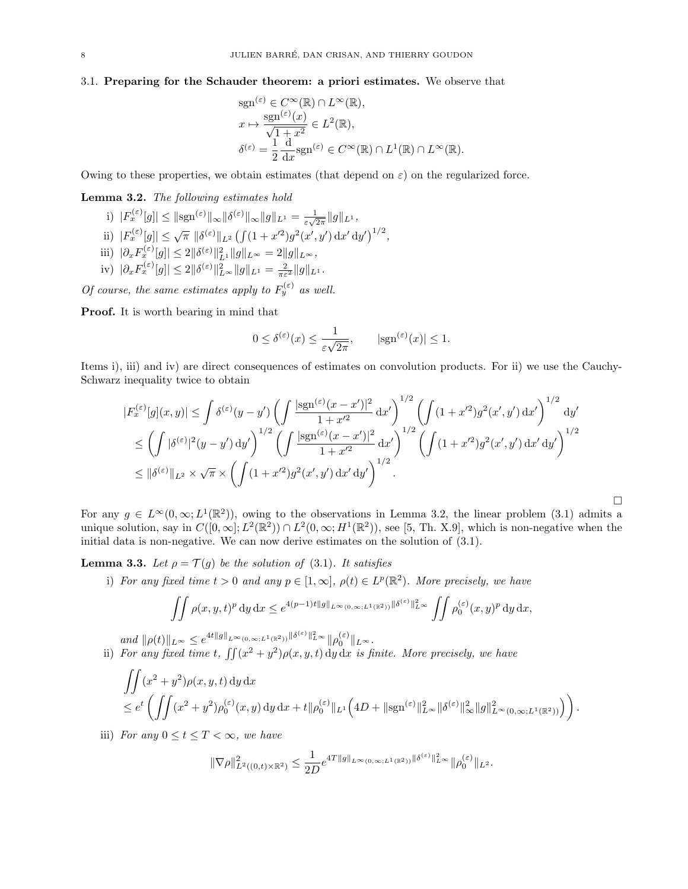### 3.1. Preparing for the Schauder theorem: a priori estimates.

We observe that

$$
\begin{aligned}
&\mathrm{sgn}^{(\varepsilon)} \in C^\infty(\mathbb{R}) \cap L^\infty(\mathbb{R}),\\
&x \mapsto \frac{\mathrm{sgn}^{(\varepsilon)}(x)}{\sqrt{1+x^2}} \in L^2(\mathbb{R}),\\
&\delta^{(\varepsilon)} = \frac{1}{2}\frac{\mathrm{d}}{\mathrm{d}x}\mathrm{sgn}^{(\varepsilon)} \in C^\infty(\mathbb{R}) \cap L^1(\mathbb{R}) \cap L^\infty(\mathbb{R}).
\end{aligned}
$$

Owing to these properties, we obtain estimates (that depend on $\varepsilon$) on the regularized force.

**Lemma 3.2.** *The following estimates hold*

i) $|F_x^{(\varepsilon)}[g]| \le \|\mathrm{sgn}^{(\varepsilon)}\|_\infty \|\delta^{(\varepsilon)}\|_\infty \|g\|_{L^1} = \frac{1}{\varepsilon\sqrt{2\pi}}\|g\|_{L^1}$,

ii) $|F_x^{(\varepsilon)}[g]| \le \sqrt{\pi}\ \|\delta^{(\varepsilon)}\|_{L^2} \left(\int (1+x'^2) g^2(x',y')\,\mathrm{d}x'\,\mathrm{d}y'\right)^{1/2}$,

iii) $|\partial_x F_x^{(\varepsilon)}[g]| \le 2\|\delta^{(\varepsilon)}\|_{L^1}^2 \|g\|_{L^\infty} = 2\|g\|_{L^\infty}$,

iv) $|\partial_x F_x^{(\varepsilon)}[g]| \le 2\|\delta^{(\varepsilon)}\|_{L^\infty}^2 \|g\|_{L^1} = \frac{2}{\pi\varepsilon^2}\|g\|_{L^1}$.

*Of course, the same estimates apply to $F_y^{(\varepsilon)}$ as well.*

**Proof.** It is worth bearing in mind that

$$
0 \le \delta^{(\varepsilon)}(x) \le \frac{1}{\varepsilon\sqrt{2\pi}}, \qquad |\mathrm{sgn}^{(\varepsilon)}(x)| \le 1.
$$

Items i), iii) and iv) are direct consequences of estimates on convolution products. For ii) we use the Cauchy-Schwarz inequality twice to obtain

$$
\begin{aligned}
|F_x^{(\varepsilon)}[g](x,y)| &\le \int \delta^{(\varepsilon)}(y-y') \left(\int \frac{|\mathrm{sgn}^{(\varepsilon)}(x-x')|^2}{1+x'^2}\,\mathrm{d}x'\right)^{1/2} \left(\int (1+x'^2) g^2(x',y')\,\mathrm{d}x'\right)^{1/2} \mathrm{d}y'\\
&\le \left(\int |\delta^{(\varepsilon)}|^2(y-y')\,\mathrm{d}y'\right)^{1/2} \left(\int \frac{|\mathrm{sgn}^{(\varepsilon)}(x-x')|^2}{1+x'^2}\,\mathrm{d}x'\right)^{1/2} \left(\int (1+x'^2) g^2(x',y')\,\mathrm{d}x'\,\mathrm{d}y'\right)^{1/2}\\
&\le \|\delta^{(\varepsilon)}\|_{L^2} \times \sqrt{\pi} \times \left(\int (1+x'^2) g^2(x',y')\,\mathrm{d}x'\,\mathrm{d}y'\right)^{1/2}.
\end{aligned}
$$

□

For any $g \in L^\infty(0,\infty; L^1(\mathbb{R}^2))$, owing to the observations in Lemma 3.2, the linear problem (3.1) admits a unique solution, say in $C([0,\infty]; L^2(\mathbb{R}^2)) \cap L^2(0,\infty; H^1(\mathbb{R}^2))$, see [5, Th. X.9], which is non-negative when the initial data is non-negative. We can now derive estimates on the solution of (3.1).

**Lemma 3.3.** *Let $\rho = \mathcal{T}(g)$ be the solution of (3.1). It satisfies*

i) *For any fixed time $t > 0$ and any $p \in [1,\infty]$, $\rho(t) \in L^p(\mathbb{R}^2)$. More precisely, we have*

$$
\iint \rho(x,y,t)^p\,\mathrm{d}y\,\mathrm{d}x \le e^{4(p-1)t\|g\|_{L^\infty(0,\infty;L^1(\mathbb{R}^2))}\|\delta^{(\varepsilon)}\|_{L^\infty}^2} \iint \rho_0^{(\varepsilon)}(x,y)^p\,\mathrm{d}y\,\mathrm{d}x,
$$

*and* $\|\rho(t)\|_{L^\infty} \le e^{4t\|g\|_{L^\infty(0,\infty;L^1(\mathbb{R}^2))}\|\delta^{(\varepsilon)}\|_{L^\infty}^2} \|\rho_0^{(\varepsilon)}\|_{L^\infty}$.

ii) *For any fixed time $t$, $\iint (x^2+y^2)\rho(x,y,t)\,\mathrm{d}y\,\mathrm{d}x$ is finite. More precisely, we have*

$$
\begin{aligned}
&\iint (x^2+y^2)\rho(x,y,t)\,\mathrm{d}y\,\mathrm{d}x\\
&\le e^t \left(\iint (x^2+y^2)\rho_0^{(\varepsilon)}(x,y)\,\mathrm{d}y\,\mathrm{d}x + t\|\rho_0^{(\varepsilon)}\|_{L^1}\Big(4D + \|\mathrm{sgn}^{(\varepsilon)}\|_{L^\infty}^2 \|\delta^{(\varepsilon)}\|_\infty^2 \|g\|_{L^\infty(0,\infty;L^1(\mathbb{R}^2))}^2\Big)\right).
\end{aligned}
$$

iii) *For any $0 \le t \le T < \infty$, we have*

$$
\|\nabla\rho\|_{L^2((0,t)\times\mathbb{R}^2)}^2 \le \frac{1}{2D} e^{4T\|g\|_{L^\infty(0,\infty;L^1(\mathbb{R}^2))}\|\delta^{(\varepsilon)}\|_{L^\infty}^2} \|\rho_0^{(\varepsilon)}\|_{L^2}.
$$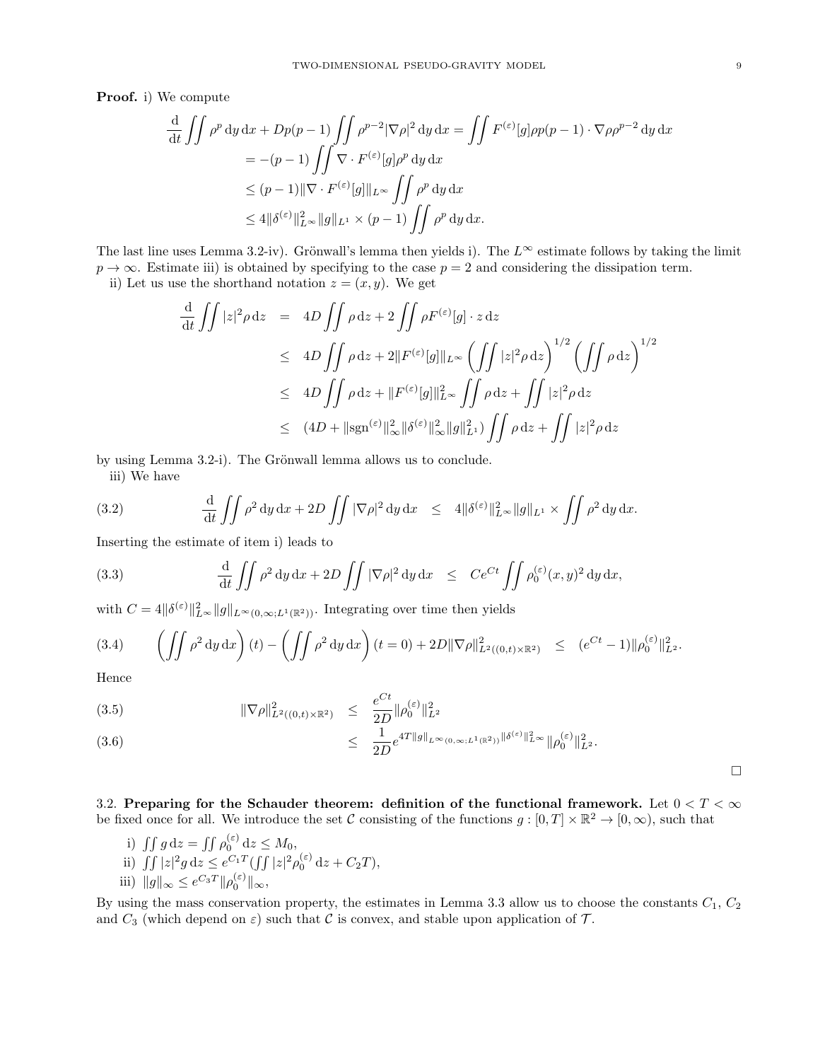**Proof.** i) We compute

$$
\begin{aligned}
\frac{\mathrm{d}}{\mathrm{d}t}\iint \rho^p \,\mathrm{d}y\,\mathrm{d}x + Dp(p-1)\iint \rho^{p-2}|\nabla\rho|^2\,\mathrm{d}y\,\mathrm{d}x &= \iint F^{(\varepsilon)}[g]\rho p(p-1)\cdot\nabla\rho\rho^{p-2}\,\mathrm{d}y\,\mathrm{d}x\\
&= -(p-1)\iint \nabla\cdot F^{(\varepsilon)}[g]\rho^p\,\mathrm{d}y\,\mathrm{d}x\\
&\le (p-1)\|\nabla\cdot F^{(\varepsilon)}[g]\|_{L^\infty}\iint \rho^p\,\mathrm{d}y\,\mathrm{d}x\\
&\le 4\|\delta^{(\varepsilon)}\|^2_{L^\infty}\|g\|_{L^1}\times(p-1)\iint \rho^p\,\mathrm{d}y\,\mathrm{d}x.
\end{aligned}
$$

The last line uses Lemma 3.2-iv). Grönwall's lemma then yields i). The $L^\infty$ estimate follows by taking the limit $p\to\infty$. Estimate iii) is obtained by specifying to the case $p=2$ and considering the dissipation term.

ii) Let us use the shorthand notation $z=(x,y)$. We get

$$
\begin{aligned}
\frac{\mathrm{d}}{\mathrm{d}t}\iint |z|^2\rho\,\mathrm{d}z &= 4D\iint \rho\,\mathrm{d}z + 2\iint \rho F^{(\varepsilon)}[g]\cdot z\,\mathrm{d}z\\
&\le 4D\iint \rho\,\mathrm{d}z + 2\|F^{(\varepsilon)}[g]\|_{L^\infty}\left(\iint |z|^2\rho\,\mathrm{d}z\right)^{1/2}\left(\iint \rho\,\mathrm{d}z\right)^{1/2}\\
&\le 4D\iint \rho\,\mathrm{d}z + \|F^{(\varepsilon)}[g]\|^2_{L^\infty}\iint \rho\,\mathrm{d}z + \iint |z|^2\rho\,\mathrm{d}z\\
&\le (4D + \|\mathrm{sgn}^{(\varepsilon)}\|^2_\infty\|\delta^{(\varepsilon)}\|^2_\infty\|g\|^2_{L^1})\iint \rho\,\mathrm{d}z + \iint |z|^2\rho\,\mathrm{d}z
\end{aligned}
$$

by using Lemma 3.2-i). The Grönwall lemma allows us to conclude.

iii) We have

$$
\frac{\mathrm{d}}{\mathrm{d}t}\iint \rho^2\,\mathrm{d}y\,\mathrm{d}x + 2D\iint |\nabla\rho|^2\,\mathrm{d}y\,\mathrm{d}x \quad\le\quad 4\|\delta^{(\varepsilon)}\|^2_{L^\infty}\|g\|_{L^1}\times\iint \rho^2\,\mathrm{d}y\,\mathrm{d}x. \tag{3.2}
$$

Inserting the estimate of item i) leads to

$$
\frac{\mathrm{d}}{\mathrm{d}t}\iint \rho^2\,\mathrm{d}y\,\mathrm{d}x + 2D\iint |\nabla\rho|^2\,\mathrm{d}y\,\mathrm{d}x \quad\le\quad Ce^{Ct}\iint \rho_0^{(\varepsilon)}(x,y)^2\,\mathrm{d}y\,\mathrm{d}x, \tag{3.3}
$$

with $C=4\|\delta^{(\varepsilon)}\|^2_{L^\infty}\|g\|_{L^\infty(0,\infty;L^1(\mathbb{R}^2))}$. Integrating over time then yields

$$
\left(\iint \rho^2\,\mathrm{d}y\,\mathrm{d}x\right)(t) - \left(\iint \rho^2\,\mathrm{d}y\,\mathrm{d}x\right)(t=0) + 2D\|\nabla\rho\|^2_{L^2((0,t)\times\mathbb{R}^2)} \quad\le\quad (e^{Ct}-1)\|\rho_0^{(\varepsilon)}\|^2_{L^2}. \tag{3.4}
$$

Hence

$$
\begin{aligned}
\|\nabla\rho\|^2_{L^2((0,t)\times\mathbb{R}^2)} &\le \frac{e^{Ct}}{2D}\|\rho_0^{(\varepsilon)}\|^2_{L^2} \qquad (3.5)\\
&\le \frac{1}{2D}e^{4T\|g\|_{L^\infty(0,\infty;L^1(\mathbb{R}^2))}\|\delta^{(\varepsilon)}\|^2_{L^\infty}}\|\rho_0^{(\varepsilon)}\|^2_{L^2}. \qquad (3.6)
\end{aligned}
$$

□

3.2. **Preparing for the Schauder theorem: definition of the functional framework.** Let $0<T<\infty$ be fixed once for all. We introduce the set $\mathcal{C}$ consisting of the functions $g:[0,T]\times\mathbb{R}^2\to[0,\infty)$, such that

i) $\iint g\,\mathrm{d}z = \iint \rho_0^{(\varepsilon)}\,\mathrm{d}z \le M_0$,
ii) $\iint |z|^2 g\,\mathrm{d}z \le e^{C_1T}(\iint |z|^2\rho_0^{(\varepsilon)}\,\mathrm{d}z + C_2T)$,
iii) $\|g\|_\infty \le e^{C_3T}\|\rho_0^{(\varepsilon)}\|_\infty$,

By using the mass conservation property, the estimates in Lemma 3.3 allow us to choose the constants $C_1$, $C_2$ and $C_3$ (which depend on $\varepsilon$) such that $\mathcal{C}$ is convex, and stable upon application of $\mathcal{T}$.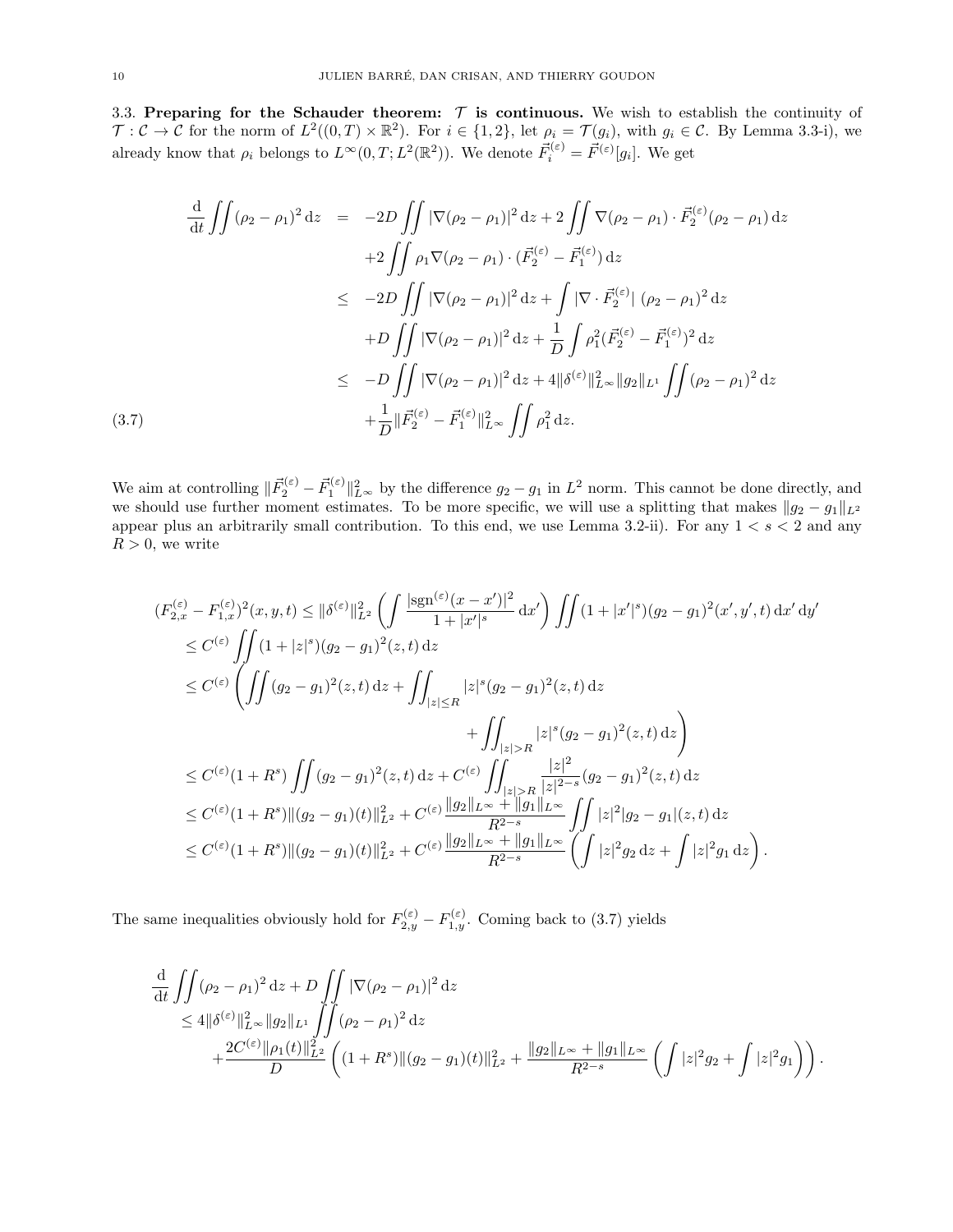3.3. **Preparing for the Schauder theorem: $\mathcal{T}$ is continuous.** We wish to establish the continuity of $\mathcal{T} : \mathcal{C} \to \mathcal{C}$ for the norm of $L^2((0,T) \times \mathbb{R}^2)$. For $i \in \{1,2\}$, let $\rho_i = \mathcal{T}(g_i)$, with $g_i \in \mathcal{C}$. By Lemma 3.3-i), we already know that $\rho_i$ belongs to $L^\infty(0,T; L^2(\mathbb{R}^2))$. We denote $\vec{F}_i^{(\varepsilon)} = \vec{F}^{(\varepsilon)}[g_i]$. We get

$$
\begin{aligned}
\frac{\mathrm{d}}{\mathrm{d}t} \iint (\rho_2 - \rho_1)^2 \,\mathrm{d}z &= -2D \iint |\nabla(\rho_2 - \rho_1)|^2 \,\mathrm{d}z + 2 \iint \nabla(\rho_2 - \rho_1) \cdot \vec{F}_2^{(\varepsilon)} (\rho_2 - \rho_1) \,\mathrm{d}z \\
&\quad + 2 \iint \rho_1 \nabla(\rho_2 - \rho_1) \cdot (\vec{F}_2^{(\varepsilon)} - \vec{F}_1^{(\varepsilon)}) \,\mathrm{d}z \\
&\le -2D \iint |\nabla(\rho_2 - \rho_1)|^2 \,\mathrm{d}z + \int |\nabla \cdot \vec{F}_2^{(\varepsilon)}| \ (\rho_2 - \rho_1)^2 \,\mathrm{d}z \\
&\quad + D \iint |\nabla(\rho_2 - \rho_1)|^2 \,\mathrm{d}z + \frac{1}{D} \int \rho_1^2 (\vec{F}_2^{(\varepsilon)} - \vec{F}_1^{(\varepsilon)})^2 \,\mathrm{d}z \\
&\le -D \iint |\nabla(\rho_2 - \rho_1)|^2 \,\mathrm{d}z + 4 \|\delta^{(\varepsilon)}\|_{L^\infty}^2 \|g_2\|_{L^1} \iint (\rho_2 - \rho_1)^2 \,\mathrm{d}z \\
&\quad + \frac{1}{D} \|\vec{F}_2^{(\varepsilon)} - \vec{F}_1^{(\varepsilon)}\|_{L^\infty}^2 \iint \rho_1^2 \,\mathrm{d}z.
\end{aligned} \tag{3.7}
$$

We aim at controlling $\|\vec{F}_2^{(\varepsilon)} - \vec{F}_1^{(\varepsilon)}\|_{L^\infty}^2$ by the difference $g_2 - g_1$ in $L^2$ norm. This cannot be done directly, and we should use further moment estimates. To be more specific, we will use a splitting that makes $\|g_2 - g_1\|_{L^2}$ appear plus an arbitrarily small contribution. To this end, we use Lemma 3.2-ii). For any $1 < s < 2$ and any $R > 0$, we write

$$
\begin{aligned}
(F_{2,x}^{(\varepsilon)} - F_{1,x}^{(\varepsilon)})^2(x,y,t) &\le \|\delta^{(\varepsilon)}\|_{L^2}^2 \left( \int \frac{|\mathrm{sgn}^{(\varepsilon)}(x - x')|^2}{1 + |x'|^s} \,\mathrm{d}x' \right) \iint (1 + |x'|^s)(g_2 - g_1)^2(x', y', t) \,\mathrm{d}x' \,\mathrm{d}y' \\
&\le C^{(\varepsilon)} \iint (1 + |z|^s)(g_2 - g_1)^2(z,t) \,\mathrm{d}z \\
&\le C^{(\varepsilon)} \left( \iint (g_2 - g_1)^2(z,t) \,\mathrm{d}z + \iint_{|z| \le R} |z|^s (g_2 - g_1)^2(z,t) \,\mathrm{d}z \right. \\
&\qquad \left. + \iint_{|z| > R} |z|^s (g_2 - g_1)^2(z,t) \,\mathrm{d}z \right) \\
&\le C^{(\varepsilon)} (1 + R^s) \iint (g_2 - g_1)^2(z,t) \,\mathrm{d}z + C^{(\varepsilon)} \iint_{|z| > R} \frac{|z|^2}{|z|^{2-s}} (g_2 - g_1)^2(z,t) \,\mathrm{d}z \\
&\le C^{(\varepsilon)} (1 + R^s) \|(g_2 - g_1)(t)\|_{L^2}^2 + C^{(\varepsilon)} \frac{\|g_2\|_{L^\infty} + \|g_1\|_{L^\infty}}{R^{2-s}} \iint |z|^2 |g_2 - g_1|(z,t) \,\mathrm{d}z \\
&\le C^{(\varepsilon)} (1 + R^s) \|(g_2 - g_1)(t)\|_{L^2}^2 + C^{(\varepsilon)} \frac{\|g_2\|_{L^\infty} + \|g_1\|_{L^\infty}}{R^{2-s}} \left( \int |z|^2 g_2 \,\mathrm{d}z + \int |z|^2 g_1 \,\mathrm{d}z \right).
\end{aligned}
$$

The same inequalities obviously hold for $F_{2,y}^{(\varepsilon)} - F_{1,y}^{(\varepsilon)}$. Coming back to (3.7) yields

$$
\begin{aligned}
&\frac{\mathrm{d}}{\mathrm{d}t} \iint (\rho_2 - \rho_1)^2 \,\mathrm{d}z + D \iint |\nabla(\rho_2 - \rho_1)|^2 \,\mathrm{d}z \\
&\quad \le 4 \|\delta^{(\varepsilon)}\|_{L^\infty}^2 \|g_2\|_{L^1} \iint (\rho_2 - \rho_1)^2 \,\mathrm{d}z \\
&\qquad + \frac{2C^{(\varepsilon)} \|\rho_1(t)\|_{L^2}^2}{D} \left( (1 + R^s) \|(g_2 - g_1)(t)\|_{L^2}^2 + \frac{\|g_2\|_{L^\infty} + \|g_1\|_{L^\infty}}{R^{2-s}} \left( \int |z|^2 g_2 + \int |z|^2 g_1 \right) \right).
\end{aligned}
$$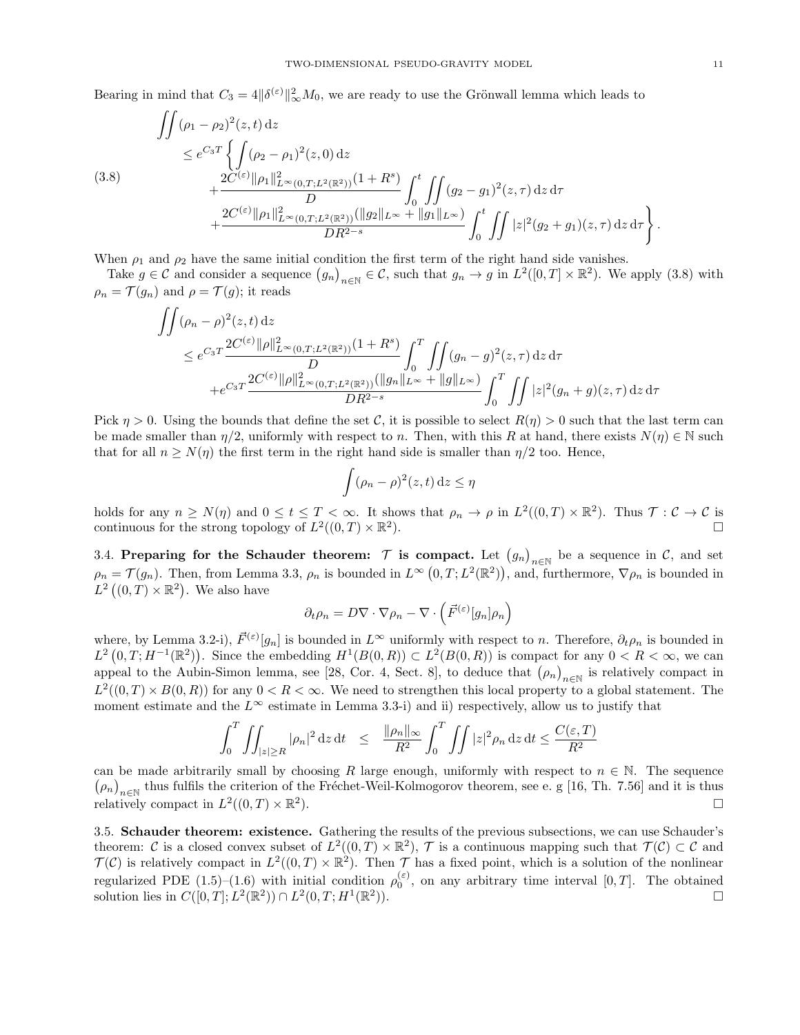Bearing in mind that $C_3 = 4\|\delta^{(\varepsilon)}\|_\infty^2 M_0$, we are ready to use the Grönwall lemma which leads to

$$
\begin{aligned}
&\iint (\rho_1-\rho_2)^2(z,t)\,\mathrm{d}z \\
&\quad\le e^{C_3 T}\Bigg\{\int (\rho_2-\rho_1)^2(z,0)\,\mathrm{d}z \\
&\qquad + \frac{2C^{(\varepsilon)}\|\rho_1\|^2_{L^\infty(0,T;L^2(\mathbb{R}^2))}(1+R^s)}{D}\int_0^t\iint (g_2-g_1)^2(z,\tau)\,\mathrm{d}z\,\mathrm{d}\tau \\
&\qquad + \frac{2C^{(\varepsilon)}\|\rho_1\|^2_{L^\infty(0,T;L^2(\mathbb{R}^2))}(\|g_2\|_{L^\infty}+\|g_1\|_{L^\infty})}{DR^{2-s}}\int_0^t\iint |z|^2(g_2+g_1)(z,\tau)\,\mathrm{d}z\,\mathrm{d}\tau\Bigg\}.
\end{aligned}
\tag{3.8}
$$

When $\rho_1$ and $\rho_2$ have the same initial condition the first term of the right hand side vanishes.

Take $g \in \mathcal{C}$ and consider a sequence $\big(g_n\big)_{n\in\mathbb{N}} \in \mathcal{C}$, such that $g_n \to g$ in $L^2([0,T]\times\mathbb{R}^2)$. We apply (3.8) with $\rho_n = \mathcal{T}(g_n)$ and $\rho = \mathcal{T}(g)$; it reads

$$
\begin{aligned}
&\iint (\rho_n-\rho)^2(z,t)\,\mathrm{d}z \\
&\quad\le e^{C_3 T}\frac{2C^{(\varepsilon)}\|\rho\|^2_{L^\infty(0,T;L^2(\mathbb{R}^2))}(1+R^s)}{D}\int_0^T\iint (g_n-g)^2(z,\tau)\,\mathrm{d}z\,\mathrm{d}\tau \\
&\qquad + e^{C_3 T}\frac{2C^{(\varepsilon)}\|\rho\|^2_{L^\infty(0,T;L^2(\mathbb{R}^2))}(\|g_n\|_{L^\infty}+\|g\|_{L^\infty})}{DR^{2-s}}\int_0^T\iint |z|^2(g_n+g)(z,\tau)\,\mathrm{d}z\,\mathrm{d}\tau
\end{aligned}
$$

Pick $\eta > 0$. Using the bounds that define the set $\mathcal{C}$, it is possible to select $R(\eta) > 0$ such that the last term can be made smaller than $\eta/2$, uniformly with respect to $n$. Then, with this $R$ at hand, there exists $N(\eta)\in\mathbb{N}$ such that for all $n \ge N(\eta)$ the first term in the right hand side is smaller than $\eta/2$ too. Hence,

$$
\int (\rho_n-\rho)^2(z,t)\,\mathrm{d}z \le \eta
$$

holds for any $n \ge N(\eta)$ and $0 \le t \le T < \infty$. It shows that $\rho_n \to \rho$ in $L^2((0,T)\times\mathbb{R}^2)$. Thus $\mathcal{T} : \mathcal{C} \to \mathcal{C}$ is continuous for the strong topology of $L^2((0,T)\times\mathbb{R}^2)$. □

### 3.4. Preparing for the Schauder theorem: $\mathcal{T}$ is compact.

Let $\big(g_n\big)_{n\in\mathbb{N}}$ be a sequence in $\mathcal{C}$, and set $\rho_n = \mathcal{T}(g_n)$. Then, from Lemma 3.3, $\rho_n$ is bounded in $L^\infty\big(0,T;L^2(\mathbb{R}^2)\big)$, and, furthermore, $\nabla\rho_n$ is bounded in $L^2\big((0,T)\times\mathbb{R}^2\big)$. We also have

$$
\partial_t\rho_n = D\nabla\cdot\nabla\rho_n - \nabla\cdot\Big(\vec{F}^{(\varepsilon)}[g_n]\rho_n\Big)
$$

where, by Lemma 3.2-i), $\vec{F}^{(\varepsilon)}[g_n]$ is bounded in $L^\infty$ uniformly with respect to $n$. Therefore, $\partial_t\rho_n$ is bounded in $L^2\big(0,T;H^{-1}(\mathbb{R}^2)\big)$. Since the embedding $H^1(B(0,R)) \subset L^2(B(0,R))$ is compact for any $0 < R < \infty$, we can appeal to the Aubin-Simon lemma, see [28, Cor. 4, Sect. 8], to deduce that $\big(\rho_n\big)_{n\in\mathbb{N}}$ is relatively compact in $L^2((0,T)\times B(0,R))$ for any $0 < R < \infty$. We need to strengthen this local property to a global statement. The moment estimate and the $L^\infty$ estimate in Lemma 3.3-i) and ii) respectively, allow us to justify that

$$
\int_0^T\iint_{|z|\ge R}|\rho_n|^2\,\mathrm{d}z\,\mathrm{d}t \quad\le\quad \frac{\|\rho_n\|_\infty}{R^2}\int_0^T\iint |z|^2\rho_n\,\mathrm{d}z\,\mathrm{d}t \le \frac{C(\varepsilon,T)}{R^2}
$$

can be made arbitrarily small by choosing $R$ large enough, uniformly with respect to $n\in\mathbb{N}$. The sequence $\big(\rho_n\big)_{n\in\mathbb{N}}$ thus fulfils the criterion of the Fréchet-Weil-Kolmogorov theorem, see e. g [16, Th. 7.56] and it is thus relatively compact in $L^2((0,T)\times\mathbb{R}^2)$. □

### 3.5. Schauder theorem: existence.

Gathering the results of the previous subsections, we can use Schauder's theorem: $\mathcal{C}$ is a closed convex subset of $L^2((0,T)\times\mathbb{R}^2)$, $\mathcal{T}$ is a continuous mapping such that $\mathcal{T}(\mathcal{C}) \subset \mathcal{C}$ and $\mathcal{T}(\mathcal{C})$ is relatively compact in $L^2((0,T)\times\mathbb{R}^2)$. Then $\mathcal{T}$ has a fixed point, which is a solution of the nonlinear regularized PDE (1.5)–(1.6) with initial condition $\rho_0^{(\varepsilon)}$, on any arbitrary time interval $[0,T]$. The obtained solution lies in $C([0,T];L^2(\mathbb{R}^2))\cap L^2(0,T;H^1(\mathbb{R}^2))$. □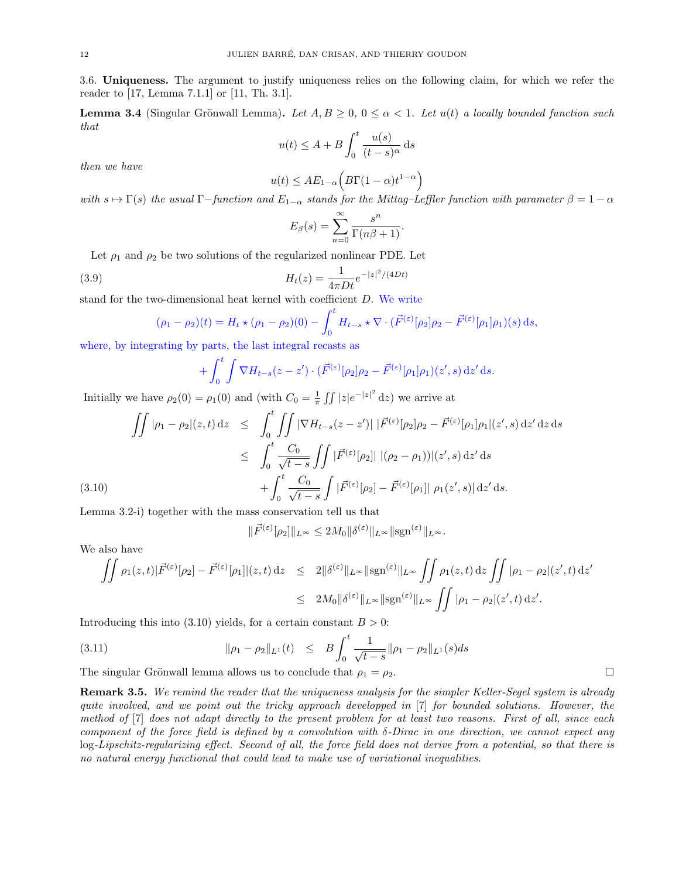3.6. **Uniqueness.** The argument to justify uniqueness relies on the following claim, for which we refer the reader to [17, Lemma 7.1.1] or [11, Th. 3.1].

**Lemma 3.4** (Singular Grönwall Lemma). *Let $A, B \geq 0$, $0 \leq \alpha < 1$. Let $u(t)$ a locally bounded function such that*

$$u(t) \leq A + B \int_0^t \frac{u(s)}{(t-s)^\alpha}\,\mathrm{d}s$$

*then we have*

$$u(t) \leq A E_{1-\alpha}\Big(B\Gamma(1-\alpha)t^{1-\alpha}\Big)$$

*with $s \mapsto \Gamma(s)$ the usual $\Gamma-$function and $E_{1-\alpha}$ stands for the Mittag–Leffler function with parameter $\beta = 1-\alpha$*

$$E_\beta(s) = \sum_{n=0}^{\infty} \frac{s^n}{\Gamma(n\beta+1)}.$$

Let $\rho_1$ and $\rho_2$ be two solutions of the regularized nonlinear PDE. Let

$$H_t(z) = \frac{1}{4\pi D t} e^{-|z|^2/(4Dt)} \tag{3.9}$$

stand for the two-dimensional heat kernel with coefficient $D$. We write

$$(\rho_1 - \rho_2)(t) = H_t \star (\rho_1 - \rho_2)(0) - \int_0^t H_{t-s} \star \nabla \cdot (\vec{F}^{(\varepsilon)}[\rho_2]\rho_2 - \vec{F}^{(\varepsilon)}[\rho_1]\rho_1)(s)\,\mathrm{d}s,$$

where, by integrating by parts, the last integral recasts as

$$+\int_0^t \int \nabla H_{t-s}(z-z') \cdot (\vec{F}^{(\varepsilon)}[\rho_2]\rho_2 - \vec{F}^{(\varepsilon)}[\rho_1]\rho_1)(z', s)\,\mathrm{d}z'\,\mathrm{d}s.$$

Initially we have $\rho_2(0) = \rho_1(0)$ and (with $C_0 = \frac{1}{\pi}\iint |z| e^{-|z|^2}\,\mathrm{d}z$) we arrive at

$$\begin{aligned}
\iint |\rho_1 - \rho_2|(z,t)\,\mathrm{d}z &\leq \int_0^t \iint |\nabla H_{t-s}(z-z')|\, |\vec{F}^{(\varepsilon)}[\rho_2]\rho_2 - \vec{F}^{(\varepsilon)}[\rho_1]\rho_1|(z', s)\,\mathrm{d}z'\,\mathrm{d}z\,\mathrm{d}s \\
&\leq \int_0^t \frac{C_0}{\sqrt{t-s}} \iint |\vec{F}^{(\varepsilon)}[\rho_2]|\, |(\rho_2 - \rho_1))|(z', s)\,\mathrm{d}z'\,\mathrm{d}s \\
&\quad + \int_0^t \frac{C_0}{\sqrt{t-s}} \int |\vec{F}^{(\varepsilon)}[\rho_2] - \vec{F}^{(\varepsilon)}[\rho_1]|\, \rho_1(z', s)|\,\mathrm{d}z'\,\mathrm{d}s.
\end{aligned} \tag{3.10}$$

Lemma 3.2-i) together with the mass conservation tell us that

$$\|\vec{F}^{(\varepsilon)}[\rho_2]\|_{L^\infty} \leq 2M_0 \|\delta^{(\varepsilon)}\|_{L^\infty} \|\mathrm{sgn}^{(\varepsilon)}\|_{L^\infty}.$$

We also have

$$\begin{aligned}
\iint \rho_1(z,t) |\vec{F}^{(\varepsilon)}[\rho_2] - \vec{F}^{(\varepsilon)}[\rho_1]|(z,t)\,\mathrm{d}z &\leq 2\|\delta^{(\varepsilon)}\|_{L^\infty} \|\mathrm{sgn}^{(\varepsilon)}\|_{L^\infty} \iint \rho_1(z,t)\,\mathrm{d}z \iint |\rho_1 - \rho_2|(z', t)\,\mathrm{d}z' \\
&\leq 2M_0 \|\delta^{(\varepsilon)}\|_{L^\infty} \|\mathrm{sgn}^{(\varepsilon)}\|_{L^\infty} \iint |\rho_1 - \rho_2|(z', t)\,\mathrm{d}z'.
\end{aligned}$$

Introducing this into (3.10) yields, for a certain constant $B > 0$:

$$\|\rho_1 - \rho_2\|_{L^1}(t) \leq B \int_0^t \frac{1}{\sqrt{t-s}} \|\rho_1 - \rho_2\|_{L^1}(s) ds \tag{3.11}$$

The singular Grönwall lemma allows us to conclude that $\rho_1 = \rho_2$. □

**Remark 3.5.** *We remind the reader that the uniqueness analysis for the simpler Keller-Segel system is already quite involved, and we point out the tricky approach developped in [7] for bounded solutions. However, the method of [7] does not adapt directly to the present problem for at least two reasons. First of all, since each component of the force field is defined by a convolution with $\delta$-Dirac in one direction, we cannot expect any* log*-Lipschitz-regularizing effect. Second of all, the force field does not derive from a potential, so that there is no natural energy functional that could lead to make use of variational inequalities.*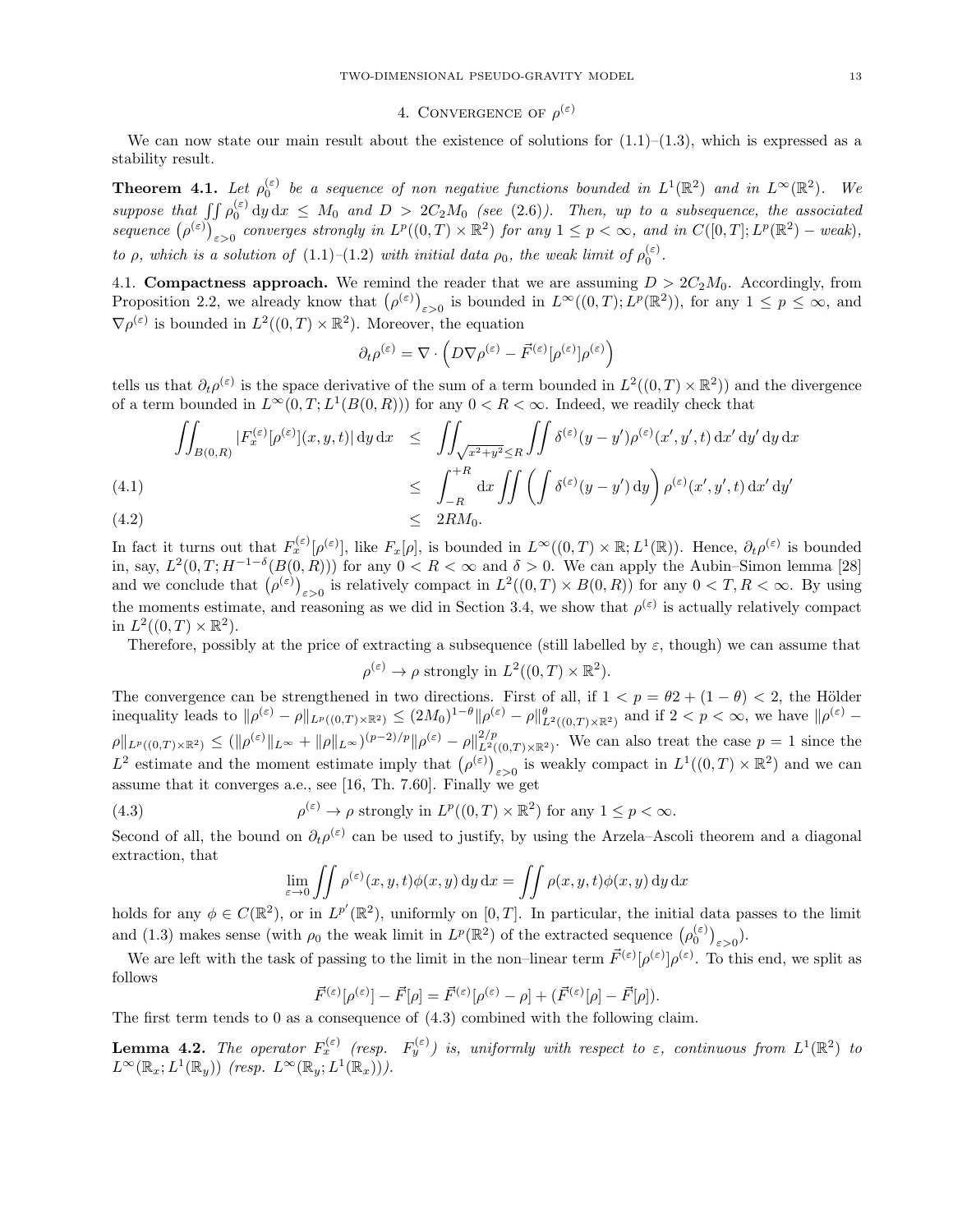## 4. Convergence of $\rho^{(\varepsilon)}$

We can now state our main result about the existence of solutions for (1.1)–(1.3), which is expressed as a stability result.

**Theorem 4.1.** *Let $\rho_0^{(\varepsilon)}$ be a sequence of non negative functions bounded in $L^1(\mathbb{R}^2)$ and in $L^\infty(\mathbb{R}^2)$. We suppose that $\iint \rho_0^{(\varepsilon)}\,\mathrm{d}y\,\mathrm{d}x \le M_0$ and $D > 2C_2M_0$ (see (2.6)). Then, up to a subsequence, the associated sequence $\left(\rho^{(\varepsilon)}\right)_{\varepsilon>0}$ converges strongly in $L^p((0,T)\times\mathbb{R}^2)$ for any $1\le p<\infty$, and in $C([0,T];L^p(\mathbb{R}^2)-weak)$, to $\rho$, which is a solution of (1.1)–(1.2) with initial data $\rho_0$, the weak limit of $\rho_0^{(\varepsilon)}$.*

### 4.1. Compactness approach.

We remind the reader that we are assuming $D > 2C_2M_0$. Accordingly, from Proposition 2.2, we already know that $\left(\rho^{(\varepsilon)}\right)_{\varepsilon>0}$ is bounded in $L^\infty((0,T);L^p(\mathbb{R}^2))$, for any $1\le p\le\infty$, and $\nabla\rho^{(\varepsilon)}$ is bounded in $L^2((0,T)\times\mathbb{R}^2)$. Moreover, the equation

$$\partial_t\rho^{(\varepsilon)} = \nabla\cdot\left(D\nabla\rho^{(\varepsilon)} - \vec{F}^{(\varepsilon)}[\rho^{(\varepsilon)}]\rho^{(\varepsilon)}\right)$$

tells us that $\partial_t\rho^{(\varepsilon)}$ is the space derivative of the sum of a term bounded in $L^2((0,T)\times\mathbb{R}^2))$ and the divergence of a term bounded in $L^\infty(0,T;L^1(B(0,R)))$ for any $0<R<\infty$. Indeed, we readily check that

$$\begin{aligned}
\iint_{B(0,R)} |F_x^{(\varepsilon)}[\rho^{(\varepsilon)}](x,y,t)|\,\mathrm{d}y\,\mathrm{d}x &\le \iint_{\sqrt{x^2+y^2}\le R}\iint \delta^{(\varepsilon)}(y-y')\rho^{(\varepsilon)}(x',y',t)\,\mathrm{d}x'\,\mathrm{d}y'\,\mathrm{d}y\,\mathrm{d}x \\
&\le \int_{-R}^{+R}\mathrm{d}x\iint\left(\int\delta^{(\varepsilon)}(y-y')\,\mathrm{d}y\right)\rho^{(\varepsilon)}(x',y',t)\,\mathrm{d}x'\,\mathrm{d}y' \qquad (4.1)\\
&\le 2RM_0. \qquad (4.2)
\end{aligned}$$

In fact it turns out that $F_x^{(\varepsilon)}[\rho^{(\varepsilon)}]$, like $F_x[\rho]$, is bounded in $L^\infty((0,T)\times\mathbb{R};L^1(\mathbb{R}))$. Hence, $\partial_t\rho^{(\varepsilon)}$ is bounded in, say, $L^2(0,T;H^{-1-\delta}(B(0,R)))$ for any $0<R<\infty$ and $\delta>0$. We can apply the Aubin–Simon lemma [28] and we conclude that $\left(\rho^{(\varepsilon)}\right)_{\varepsilon>0}$ is relatively compact in $L^2((0,T)\times B(0,R))$ for any $0<T,R<\infty$. By using the moments estimate, and reasoning as we did in Section 3.4, we show that $\rho^{(\varepsilon)}$ is actually relatively compact in $L^2((0,T)\times\mathbb{R}^2)$.

Therefore, possibly at the price of extracting a subsequence (still labelled by $\varepsilon$, though) we can assume that

$$\rho^{(\varepsilon)}\to\rho \text{ strongly in } L^2((0,T)\times\mathbb{R}^2).$$

The convergence can be strengthened in two directions. First of all, if $1<p=\theta 2+(1-\theta)<2$, the Hölder inequality leads to $\|\rho^{(\varepsilon)}-\rho\|_{L^p((0,T)\times\mathbb{R}^2)}\le(2M_0)^{1-\theta}\|\rho^{(\varepsilon)}-\rho\|^\theta_{L^2((0,T)\times\mathbb{R}^2)}$ and if $2<p<\infty$, we have $\|\rho^{(\varepsilon)}-\rho\|_{L^p((0,T)\times\mathbb{R}^2)}\le(\|\rho^{(\varepsilon)}\|_{L^\infty}+\|\rho\|_{L^\infty})^{(p-2)/p}\|\rho^{(\varepsilon)}-\rho\|^{2/p}_{L^2((0,T)\times\mathbb{R}^2)}$. We can also treat the case $p=1$ since the $L^2$ estimate and the moment estimate imply that $\left(\rho^{(\varepsilon)}\right)_{\varepsilon>0}$ is weakly compact in $L^1((0,T)\times\mathbb{R}^2)$ and we can assume that it converges a.e., see [16, Th. 7.60]. Finally we get

$$\rho^{(\varepsilon)}\to\rho \text{ strongly in } L^p((0,T)\times\mathbb{R}^2) \text{ for any } 1\le p<\infty. \qquad (4.3)$$

Second of all, the bound on $\partial_t\rho^{(\varepsilon)}$ can be used to justify, by using the Arzela–Ascoli theorem and a diagonal extraction, that

$$\lim_{\varepsilon\to0}\iint\rho^{(\varepsilon)}(x,y,t)\phi(x,y)\,\mathrm{d}y\,\mathrm{d}x = \iint\rho(x,y,t)\phi(x,y)\,\mathrm{d}y\,\mathrm{d}x$$

holds for any $\phi\in C(\mathbb{R}^2)$, or in $L^{p'}(\mathbb{R}^2)$, uniformly on $[0,T]$. In particular, the initial data passes to the limit and (1.3) makes sense (with $\rho_0$ the weak limit in $L^p(\mathbb{R}^2)$ of the extracted sequence $\left(\rho_0^{(\varepsilon)}\right)_{\varepsilon>0}$).

We are left with the task of passing to the limit in the non–linear term $\vec{F}^{(\varepsilon)}[\rho^{(\varepsilon)}]\rho^{(\varepsilon)}$. To this end, we split as follows

$$\vec{F}^{(\varepsilon)}[\rho^{(\varepsilon)}]-\vec{F}[\rho]=\vec{F}^{(\varepsilon)}[\rho^{(\varepsilon)}-\rho]+(\vec{F}^{(\varepsilon)}[\rho]-\vec{F}[\rho]).$$

The first term tends to 0 as a consequence of (4.3) combined with the following claim.

**Lemma 4.2.** *The operator $F_x^{(\varepsilon)}$ (resp. $F_y^{(\varepsilon)}$) is, uniformly with respect to $\varepsilon$, continuous from $L^1(\mathbb{R}^2)$ to $L^\infty(\mathbb{R}_x;L^1(\mathbb{R}_y))$ (resp. $L^\infty(\mathbb{R}_y;L^1(\mathbb{R}_x))$).*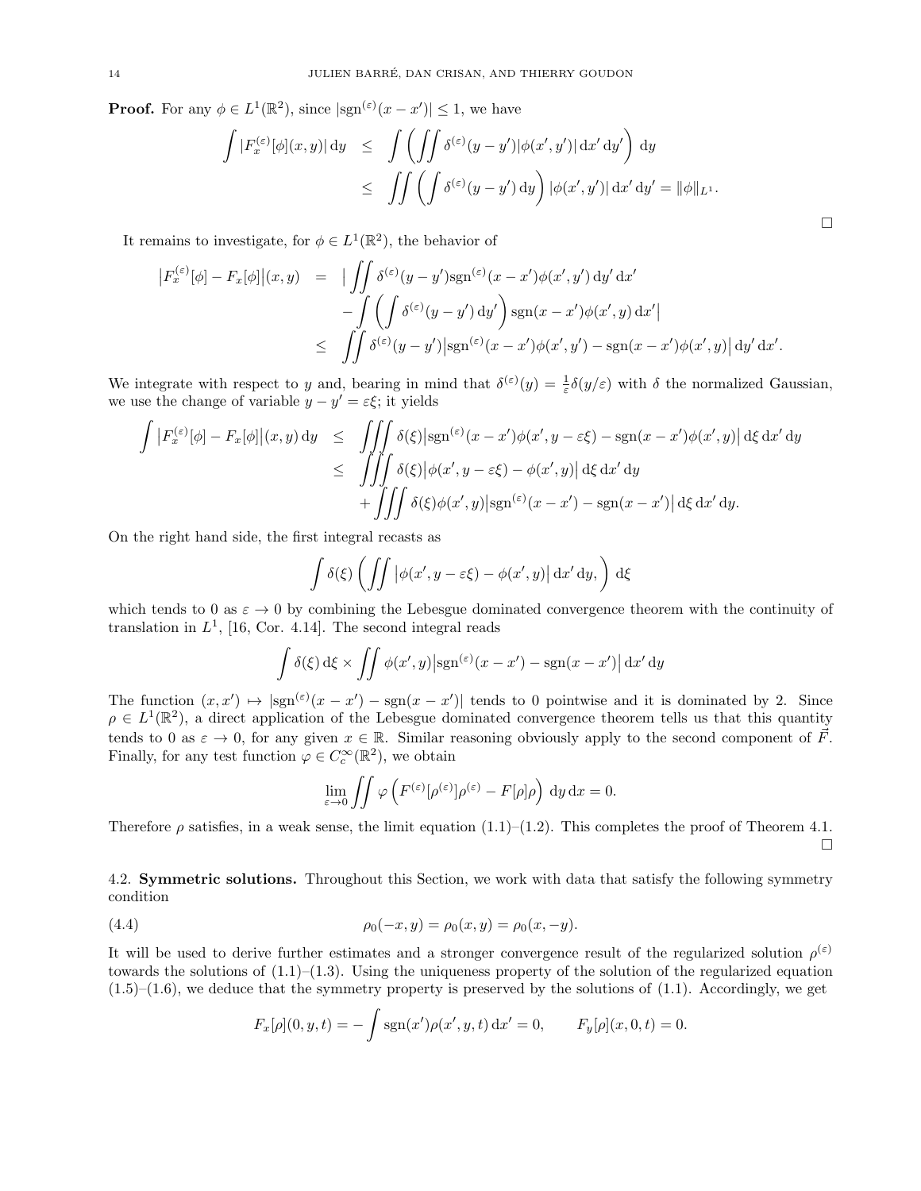**Proof.** For any $\phi \in L^1(\mathbb{R}^2)$, since $|\text{sgn}^{(\varepsilon)}(x-x')| \leq 1$, we have

$$\begin{aligned}
\int |F_x^{(\varepsilon)}[\phi](x,y)|\,\mathrm{d}y &\leq \int \left( \iint \delta^{(\varepsilon)}(y-y')|\phi(x',y')|\,\mathrm{d}x'\,\mathrm{d}y' \right) \mathrm{d}y \\
&\leq \iint \left( \int \delta^{(\varepsilon)}(y-y')\,\mathrm{d}y \right) |\phi(x',y')|\,\mathrm{d}x'\,\mathrm{d}y' = \|\phi\|_{L^1}.
\end{aligned}$$

□

It remains to investigate, for $\phi \in L^1(\mathbb{R}^2)$, the behavior of

$$\begin{aligned}
\big|F_x^{(\varepsilon)}[\phi] - F_x[\phi]\big|(x,y) &= \Big| \iint \delta^{(\varepsilon)}(y-y')\text{sgn}^{(\varepsilon)}(x-x')\phi(x',y')\,\mathrm{d}y'\,\mathrm{d}x' \\
&\quad - \int \left( \int \delta^{(\varepsilon)}(y-y')\,\mathrm{d}y' \right) \text{sgn}(x-x')\phi(x',y)\,\mathrm{d}x' \Big| \\
&\leq \iint \delta^{(\varepsilon)}(y-y')\big|\text{sgn}^{(\varepsilon)}(x-x')\phi(x',y') - \text{sgn}(x-x')\phi(x',y)\big|\,\mathrm{d}y'\,\mathrm{d}x'.
\end{aligned}$$

We integrate with respect to $y$ and, bearing in mind that $\delta^{(\varepsilon)}(y) = \frac{1}{\varepsilon}\delta(y/\varepsilon)$ with $\delta$ the normalized Gaussian, we use the change of variable $y - y' = \varepsilon\xi$; it yields

$$\begin{aligned}
\int \big|F_x^{(\varepsilon)}[\phi] - F_x[\phi]\big|(x,y)\,\mathrm{d}y &\leq \iiint \delta(\xi)\big|\text{sgn}^{(\varepsilon)}(x-x')\phi(x',y-\varepsilon\xi) - \text{sgn}(x-x')\phi(x',y)\big|\,\mathrm{d}\xi\,\mathrm{d}x'\,\mathrm{d}y \\
&\leq \iiint \delta(\xi)\big|\phi(x',y-\varepsilon\xi) - \phi(x',y)\big|\,\mathrm{d}\xi\,\mathrm{d}x'\,\mathrm{d}y \\
&\quad + \iiint \delta(\xi)\phi(x',y)\big|\text{sgn}^{(\varepsilon)}(x-x') - \text{sgn}(x-x')\big|\,\mathrm{d}\xi\,\mathrm{d}x'\,\mathrm{d}y.
\end{aligned}$$

On the right hand side, the first integral recasts as

$$\int \delta(\xi) \left( \iint \big|\phi(x',y-\varepsilon\xi) - \phi(x',y)\big|\,\mathrm{d}x'\,\mathrm{d}y, \right) \mathrm{d}\xi$$

which tends to 0 as $\varepsilon \to 0$ by combining the Lebesgue dominated convergence theorem with the continuity of translation in $L^1$, [16, Cor. 4.14]. The second integral reads

$$\int \delta(\xi)\,\mathrm{d}\xi \times \iint \phi(x',y)\big|\text{sgn}^{(\varepsilon)}(x-x') - \text{sgn}(x-x')\big|\,\mathrm{d}x'\,\mathrm{d}y$$

The function $(x,x') \mapsto |\text{sgn}^{(\varepsilon)}(x-x') - \text{sgn}(x-x')|$ tends to 0 pointwise and it is dominated by 2. Since $\rho \in L^1(\mathbb{R}^2)$, a direct application of the Lebesgue dominated convergence theorem tells us that this quantity tends to 0 as $\varepsilon \to 0$, for any given $x \in \mathbb{R}$. Similar reasoning obviously apply to the second component of $\vec{F}$. Finally, for any test function $\varphi \in C_c^\infty(\mathbb{R}^2)$, we obtain

$$\lim_{\varepsilon \to 0} \iint \varphi \left( F^{(\varepsilon)}[\rho^{(\varepsilon)}]\rho^{(\varepsilon)} - F[\rho]\rho \right)\,\mathrm{d}y\,\mathrm{d}x = 0.$$

Therefore $\rho$ satisfies, in a weak sense, the limit equation (1.1)–(1.2). This completes the proof of Theorem 4.1. □

4.2. **Symmetric solutions.** Throughout this Section, we work with data that satisfy the following symmetry condition

$$\rho_0(-x,y) = \rho_0(x,y) = \rho_0(x,-y). \tag{4.4}$$

It will be used to derive further estimates and a stronger convergence result of the regularized solution $\rho^{(\varepsilon)}$ towards the solutions of (1.1)–(1.3). Using the uniqueness property of the solution of the regularized equation (1.5)–(1.6), we deduce that the symmetry property is preserved by the solutions of (1.1). Accordingly, we get

$$F_x[\rho](0,y,t) = -\int \text{sgn}(x')\rho(x',y,t)\,\mathrm{d}x' = 0, \qquad F_y[\rho](x,0,t) = 0.$$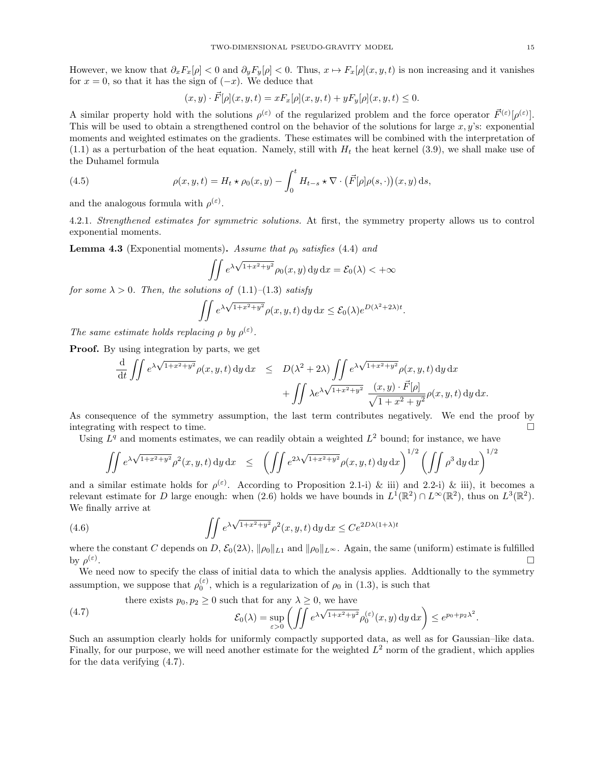However, we know that $\partial_x F_x[\rho] < 0$ and $\partial_y F_y[\rho] < 0$. Thus, $x \mapsto F_x[\rho](x,y,t)$ is non increasing and it vanishes for $x = 0$, so that it has the sign of $(-x)$. We deduce that

$$(x,y) \cdot \vec{F}[\rho](x,y,t) = xF_x[\rho](x,y,t) + yF_y[\rho](x,y,t) \le 0.$$

A similar property hold with the solutions $\rho^{(\varepsilon)}$ of the regularized problem and the force operator $\vec{F}^{(\varepsilon)}[\rho^{(\varepsilon)}]$. This will be used to obtain a strengthened control on the behavior of the solutions for large $x, y$'s: exponential moments and weighted estimates on the gradients. These estimates will be combined with the interpretation of (1.1) as a perturbation of the heat equation. Namely, still with $H_t$ the heat kernel (3.9), we shall make use of the Duhamel formula

$$\rho(x,y,t) = H_t \star \rho_0(x,y) - \int_0^t H_{t-s} \star \nabla \cdot \big(\vec{F}[\rho]\rho(s,\cdot)\big)(x,y)\,\mathrm{d}s, \tag{4.5}$$

and the analogous formula with $\rho^{(\varepsilon)}$.

4.2.1. *Strengthened estimates for symmetric solutions.* At first, the symmetry property allows us to control exponential moments.

**Lemma 4.3** (Exponential moments)**.** *Assume that $\rho_0$ satisfies* (4.4) *and*

$$\iint e^{\lambda\sqrt{1+x^2+y^2}}\rho_0(x,y)\,\mathrm{d}y\,\mathrm{d}x = \mathcal{E}_0(\lambda) < +\infty$$

*for some $\lambda > 0$. Then, the solutions of* (1.1)–(1.3) *satisfy*

$$\iint e^{\lambda\sqrt{1+x^2+y^2}}\rho(x,y,t)\,\mathrm{d}y\,\mathrm{d}x \le \mathcal{E}_0(\lambda)e^{D(\lambda^2+2\lambda)t}.$$

*The same estimate holds replacing $\rho$ by $\rho^{(\varepsilon)}$.*

**Proof.** By using integration by parts, we get

$$\begin{aligned}\frac{\mathrm{d}}{\mathrm{d}t}\iint e^{\lambda\sqrt{1+x^2+y^2}}\rho(x,y,t)\,\mathrm{d}y\,\mathrm{d}x \quad &\le \quad D(\lambda^2+2\lambda)\iint e^{\lambda\sqrt{1+x^2+y^2}}\rho(x,y,t)\,\mathrm{d}y\,\mathrm{d}x \\ &\quad + \iint \lambda e^{\lambda\sqrt{1+x^2+y^2}}\ \frac{(x,y)\cdot\vec{F}[\rho]}{\sqrt{1+x^2+y^2}}\rho(x,y,t)\,\mathrm{d}y\,\mathrm{d}x.\end{aligned}$$

As consequence of the symmetry assumption, the last term contributes negatively. We end the proof by integrating with respect to time. $\square$

Using $L^q$ and moments estimates, we can readily obtain a weighted $L^2$ bound; for instance, we have

$$\iint e^{\lambda\sqrt{1+x^2+y^2}}\rho^2(x,y,t)\,\mathrm{d}y\,\mathrm{d}x \quad \le \quad \left(\iint e^{2\lambda\sqrt{1+x^2+y^2}}\rho(x,y,t)\,\mathrm{d}y\,\mathrm{d}x\right)^{1/2}\left(\iint \rho^3\,\mathrm{d}y\,\mathrm{d}x\right)^{1/2}$$

and a similar estimate holds for $\rho^{(\varepsilon)}$. According to Proposition 2.1-i) & iii) and 2.2-i) & iii), it becomes a relevant estimate for $D$ large enough: when (2.6) holds we have bounds in $L^1(\mathbb{R}^2) \cap L^\infty(\mathbb{R}^2)$, thus on $L^3(\mathbb{R}^2)$. We finally arrive at

$$\iint e^{\lambda\sqrt{1+x^2+y^2}}\rho^2(x,y,t)\,\mathrm{d}y\,\mathrm{d}x \le Ce^{2D\lambda(1+\lambda)t} \tag{4.6}$$

where the constant $C$ depends on $D$, $\mathcal{E}_0(2\lambda)$, $\|\rho_0\|_{L^1}$ and $\|\rho_0\|_{L^\infty}$. Again, the same (uniform) estimate is fulfilled by $\rho^{(\varepsilon)}$. $\square$

We need now to specify the class of initial data to which the analysis applies. Addtionally to the symmetry assumption, we suppose that $\rho_0^{(\varepsilon)}$, which is a regularization of $\rho_0$ in (1.3), is such that

$$\begin{aligned}&\text{there exists } p_0, p_2 \ge 0 \text{ such that for any } \lambda \ge 0, \text{ we have} \\ &\qquad \mathcal{E}_0(\lambda) = \sup_{\varepsilon>0}\left(\iint e^{\lambda\sqrt{1+x^2+y^2}}\rho_0^{(\varepsilon)}(x,y)\,\mathrm{d}y\,\mathrm{d}x\right) \le e^{p_0+p_2\lambda^2}.\end{aligned} \tag{4.7}$$

Such an assumption clearly holds for uniformly compactly supported data, as well as for Gaussian–like data. Finally, for our purpose, we will need another estimate for the weighted $L^2$ norm of the gradient, which applies for the data verifying (4.7).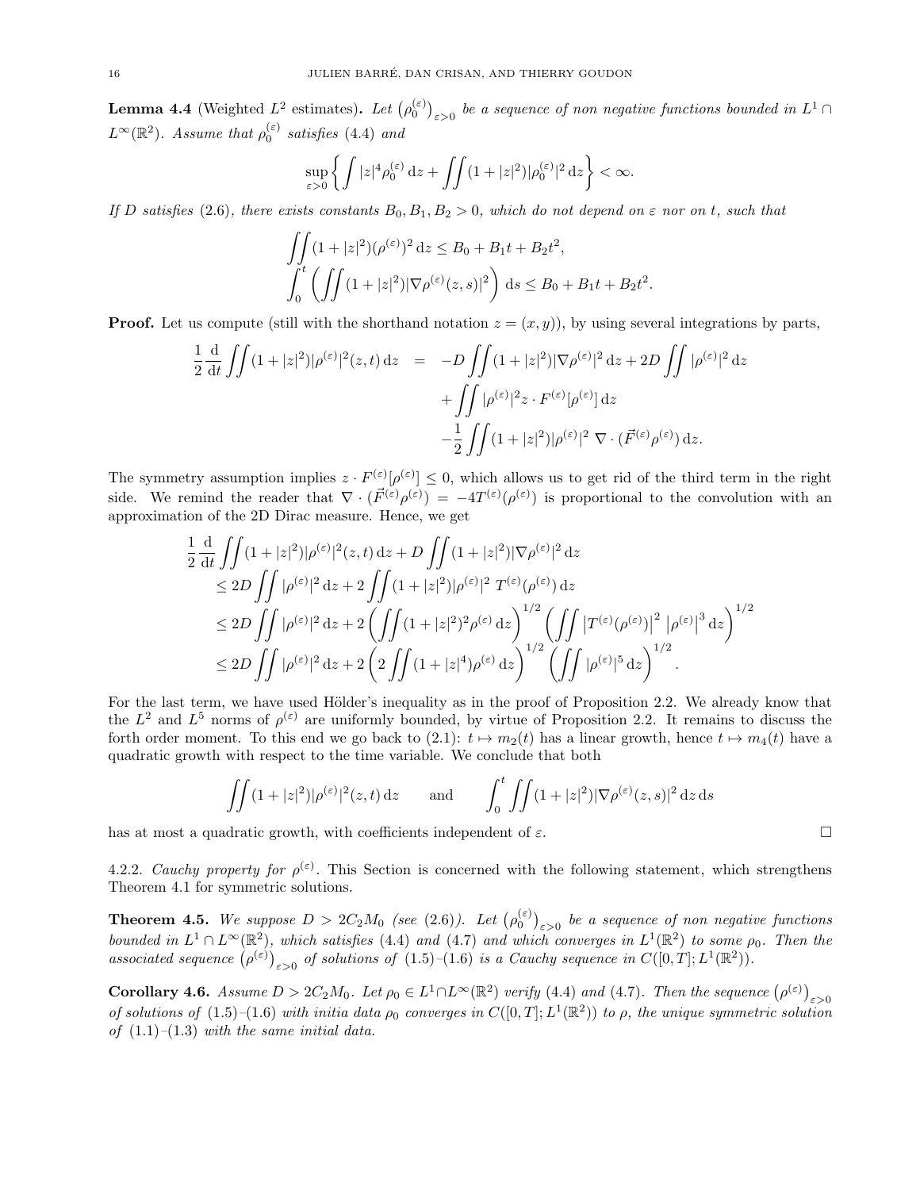**Lemma 4.4** (Weighted $L^2$ estimates)**.** *Let $\big(\rho_0^{(\varepsilon)}\big)_{\varepsilon>0}$ be a sequence of non negative functions bounded in $L^1\cap L^\infty(\mathbb{R}^2)$. Assume that $\rho_0^{(\varepsilon)}$ satisfies (4.4) and*

$$\sup_{\varepsilon>0}\left\{\int |z|^4\rho_0^{(\varepsilon)}\,\mathrm{d}z+\iint(1+|z|^2)|\rho_0^{(\varepsilon)}|^2\,\mathrm{d}z\right\}<\infty.$$

*If $D$ satisfies (2.6), there exists constants $B_0,B_1,B_2>0$, which do not depend on $\varepsilon$ nor on $t$, such that*

$$\iint(1+|z|^2)(\rho^{(\varepsilon)})^2\,\mathrm{d}z\le B_0+B_1t+B_2t^2,$$
$$\int_0^t\left(\iint(1+|z|^2)|\nabla\rho^{(\varepsilon)}(z,s)|^2\right)\,\mathrm{d}s\le B_0+B_1t+B_2t^2.$$

**Proof.** Let us compute (still with the shorthand notation $z=(x,y)$), by using several integrations by parts,

$$\begin{aligned}\frac12\frac{\mathrm{d}}{\mathrm{d}t}\iint(1+|z|^2)|\rho^{(\varepsilon)}|^2(z,t)\,\mathrm{d}z &= -D\iint(1+|z|^2)|\nabla\rho^{(\varepsilon)}|^2\,\mathrm{d}z+2D\iint|\rho^{(\varepsilon)}|^2\,\mathrm{d}z\\ &\quad+\iint|\rho^{(\varepsilon)}|^2 z\cdot F^{(\varepsilon)}[\rho^{(\varepsilon)}]\,\mathrm{d}z\\ &\quad-\frac12\iint(1+|z|^2)|\rho^{(\varepsilon)}|^2\ \nabla\cdot(\vec{F}^{(\varepsilon)}\rho^{(\varepsilon)})\,\mathrm{d}z.\end{aligned}$$

The symmetry assumption implies $z\cdot F^{(\varepsilon)}[\rho^{(\varepsilon)}]\le 0$, which allows us to get rid of the third term in the right side. We remind the reader that $\nabla\cdot(\vec{F}^{(\varepsilon)}\rho^{(\varepsilon)})=-4T^{(\varepsilon)}(\rho^{(\varepsilon)})$ is proportional to the convolution with an approximation of the 2D Dirac measure. Hence, we get

$$\begin{aligned}&\frac12\frac{\mathrm{d}}{\mathrm{d}t}\iint(1+|z|^2)|\rho^{(\varepsilon)}|^2(z,t)\,\mathrm{d}z+D\iint(1+|z|^2)|\nabla\rho^{(\varepsilon)}|^2\,\mathrm{d}z\\ &\quad\le 2D\iint|\rho^{(\varepsilon)}|^2\,\mathrm{d}z+2\iint(1+|z|^2)|\rho^{(\varepsilon)}|^2\ T^{(\varepsilon)}(\rho^{(\varepsilon)})\,\mathrm{d}z\\ &\quad\le 2D\iint|\rho^{(\varepsilon)}|^2\,\mathrm{d}z+2\left(\iint(1+|z|^2)^2\rho^{(\varepsilon)}\,\mathrm{d}z\right)^{1/2}\left(\iint\left|T^{(\varepsilon)}(\rho^{(\varepsilon)})\right|^2\left|\rho^{(\varepsilon)}\right|^3\mathrm{d}z\right)^{1/2}\\ &\quad\le 2D\iint|\rho^{(\varepsilon)}|^2\,\mathrm{d}z+2\left(2\iint(1+|z|^4)\rho^{(\varepsilon)}\,\mathrm{d}z\right)^{1/2}\left(\iint|\rho^{(\varepsilon)}|^5\,\mathrm{d}z\right)^{1/2}.\end{aligned}$$

For the last term, we have used Hölder's inequality as in the proof of Proposition 2.2. We already know that the $L^2$ and $L^5$ norms of $\rho^{(\varepsilon)}$ are uniformly bounded, by virtue of Proposition 2.2. It remains to discuss the forth order moment. To this end we go back to (2.1): $t\mapsto m_2(t)$ has a linear growth, hence $t\mapsto m_4(t)$ have a quadratic growth with respect to the time variable. We conclude that both

$$\iint(1+|z|^2)|\rho^{(\varepsilon)}|^2(z,t)\,\mathrm{d}z\qquad\text{and}\qquad\int_0^t\iint(1+|z|^2)|\nabla\rho^{(\varepsilon)}(z,s)|^2\,\mathrm{d}z\,\mathrm{d}s$$

has at most a quadratic growth, with coefficients independent of $\varepsilon$. □

4.2.2. *Cauchy property for $\rho^{(\varepsilon)}$.* This Section is concerned with the following statement, which strengthens Theorem 4.1 for symmetric solutions.

**Theorem 4.5.** *We suppose $D>2C_2M_0$ (see (2.6)). Let $\big(\rho_0^{(\varepsilon)}\big)_{\varepsilon>0}$ be a sequence of non negative functions bounded in $L^1\cap L^\infty(\mathbb{R}^2)$, which satisfies (4.4) and (4.7) and which converges in $L^1(\mathbb{R}^2)$ to some $\rho_0$. Then the associated sequence $\big(\rho^{(\varepsilon)}\big)_{\varepsilon>0}$ of solutions of (1.5)–(1.6) is a Cauchy sequence in $C([0,T];L^1(\mathbb{R}^2))$.*

**Corollary 4.6.** *Assume $D>2C_2M_0$. Let $\rho_0\in L^1\cap L^\infty(\mathbb{R}^2)$ verify (4.4) and (4.7). Then the sequence $\big(\rho^{(\varepsilon)}\big)_{\varepsilon>0}$ of solutions of (1.5)–(1.6) with initia data $\rho_0$ converges in $C([0,T];L^1(\mathbb{R}^2))$ to $\rho$, the unique symmetric solution of (1.1)–(1.3) with the same initial data.*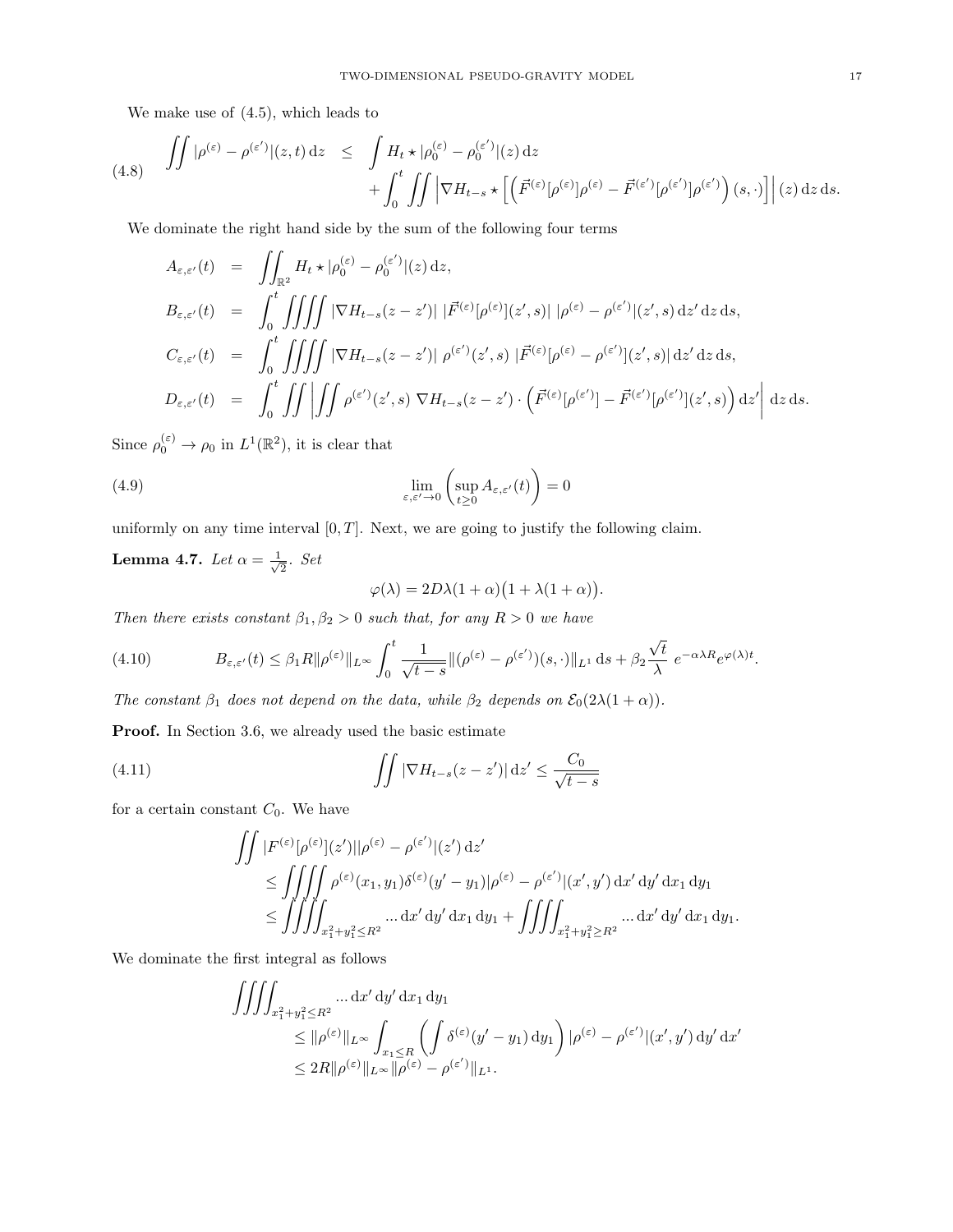We make use of (4.5), which leads to

$$
\begin{aligned}
\iint |\rho^{(\varepsilon)} - \rho^{(\varepsilon')}|(z,t)\,\mathrm{d}z \quad &\leq \quad \int H_t \star |\rho_0^{(\varepsilon)} - \rho_0^{(\varepsilon')}|(z)\,\mathrm{d}z \\
&\quad + \int_0^t \iint \left| \nabla H_{t-s} \star \left[ \left( \vec{F}^{(\varepsilon)}[\rho^{(\varepsilon)}]\rho^{(\varepsilon)} - \vec{F}^{(\varepsilon')}[\rho^{(\varepsilon')}]\rho^{(\varepsilon')} \right)(s,\cdot) \right] \right|(z)\,\mathrm{d}z\,\mathrm{d}s.
\end{aligned} \tag{4.8}
$$

We dominate the right hand side by the sum of the following four terms

$$
\begin{aligned}
A_{\varepsilon,\varepsilon'}(t) \quad &= \quad \iint_{\mathbb{R}^2} H_t \star |\rho_0^{(\varepsilon)} - \rho_0^{(\varepsilon')}|(z)\,\mathrm{d}z, \\
B_{\varepsilon,\varepsilon'}(t) \quad &= \quad \int_0^t \iiiint |\nabla H_{t-s}(z-z')|\ |\vec{F}^{(\varepsilon)}[\rho^{(\varepsilon)}](z',s)|\ |\rho^{(\varepsilon)} - \rho^{(\varepsilon')}|(z',s)\,\mathrm{d}z'\,\mathrm{d}z\,\mathrm{d}s, \\
C_{\varepsilon,\varepsilon'}(t) \quad &= \quad \int_0^t \iiiint |\nabla H_{t-s}(z-z')|\ \rho^{(\varepsilon')}(z',s)\ |\vec{F}^{(\varepsilon)}[\rho^{(\varepsilon)} - \rho^{(\varepsilon')}](z',s)|\,\mathrm{d}z'\,\mathrm{d}z\,\mathrm{d}s, \\
D_{\varepsilon,\varepsilon'}(t) \quad &= \quad \int_0^t \iint \left| \iint \rho^{(\varepsilon')}(z',s)\ \nabla H_{t-s}(z-z') \cdot \left( \vec{F}^{(\varepsilon)}[\rho^{(\varepsilon')}] - \vec{F}^{(\varepsilon')}[\rho^{(\varepsilon')}](z',s) \right) \mathrm{d}z' \right| \mathrm{d}z\,\mathrm{d}s.
\end{aligned}
$$

Since $\rho_0^{(\varepsilon)} \to \rho_0$ in $L^1(\mathbb{R}^2)$, it is clear that

$$
\lim_{\varepsilon,\varepsilon' \to 0} \left( \sup_{t \geq 0} A_{\varepsilon,\varepsilon'}(t) \right) = 0 \tag{4.9}
$$

uniformly on any time interval $[0,T]$. Next, we are going to justify the following claim.

**Lemma 4.7.** *Let $\alpha = \frac{1}{\sqrt{2}}$. Set*

$$
\varphi(\lambda) = 2D\lambda(1+\alpha)\big(1 + \lambda(1+\alpha)\big).
$$

*Then there exists constant $\beta_1, \beta_2 > 0$ such that, for any $R > 0$ we have*

$$
B_{\varepsilon,\varepsilon'}(t) \leq \beta_1 R \|\rho^{(\varepsilon)}\|_{L^\infty} \int_0^t \frac{1}{\sqrt{t-s}} \|(\rho^{(\varepsilon)} - \rho^{(\varepsilon')})(s,\cdot)\|_{L^1}\,\mathrm{d}s + \beta_2 \frac{\sqrt{t}}{\lambda}\ e^{-\alpha\lambda R} e^{\varphi(\lambda)t}. \tag{4.10}
$$

*The constant $\beta_1$ does not depend on the data, while $\beta_2$ depends on $\mathcal{E}_0(2\lambda(1+\alpha))$.*

**Proof.** In Section 3.6, we already used the basic estimate

$$
\iint |\nabla H_{t-s}(z-z')|\,\mathrm{d}z' \leq \frac{C_0}{\sqrt{t-s}} \tag{4.11}
$$

for a certain constant $C_0$. We have

$$
\begin{aligned}
&\iint |F^{(\varepsilon)}[\rho^{(\varepsilon)}](z')||\rho^{(\varepsilon)} - \rho^{(\varepsilon')}|(z')\,\mathrm{d}z' \\
&\quad \leq \iiiint \rho^{(\varepsilon)}(x_1,y_1)\delta^{(\varepsilon)}(y'-y_1)|\rho^{(\varepsilon)} - \rho^{(\varepsilon')}|(x',y')\,\mathrm{d}x'\,\mathrm{d}y'\,\mathrm{d}x_1\,\mathrm{d}y_1 \\
&\quad \leq \iiiint_{x_1^2+y_1^2 \leq R^2} ...\,\mathrm{d}x'\,\mathrm{d}y'\,\mathrm{d}x_1\,\mathrm{d}y_1 + \iiiint_{x_1^2+y_1^2 \geq R^2} ...\,\mathrm{d}x'\,\mathrm{d}y'\,\mathrm{d}x_1\,\mathrm{d}y_1.
\end{aligned}
$$

We dominate the first integral as follows

$$
\begin{aligned}
&\iiiint_{x_1^2+y_1^2 \leq R^2} ...\,\mathrm{d}x'\,\mathrm{d}y'\,\mathrm{d}x_1\,\mathrm{d}y_1 \\
&\quad \leq \|\rho^{(\varepsilon)}\|_{L^\infty} \int_{x_1 \leq R} \left( \int \delta^{(\varepsilon)}(y'-y_1)\,\mathrm{d}y_1 \right) |\rho^{(\varepsilon)} - \rho^{(\varepsilon')}|(x',y')\,\mathrm{d}y'\,\mathrm{d}x' \\
&\quad \leq 2R\|\rho^{(\varepsilon)}\|_{L^\infty} \|\rho^{(\varepsilon)} - \rho^{(\varepsilon')}\|_{L^1}.
\end{aligned}
$$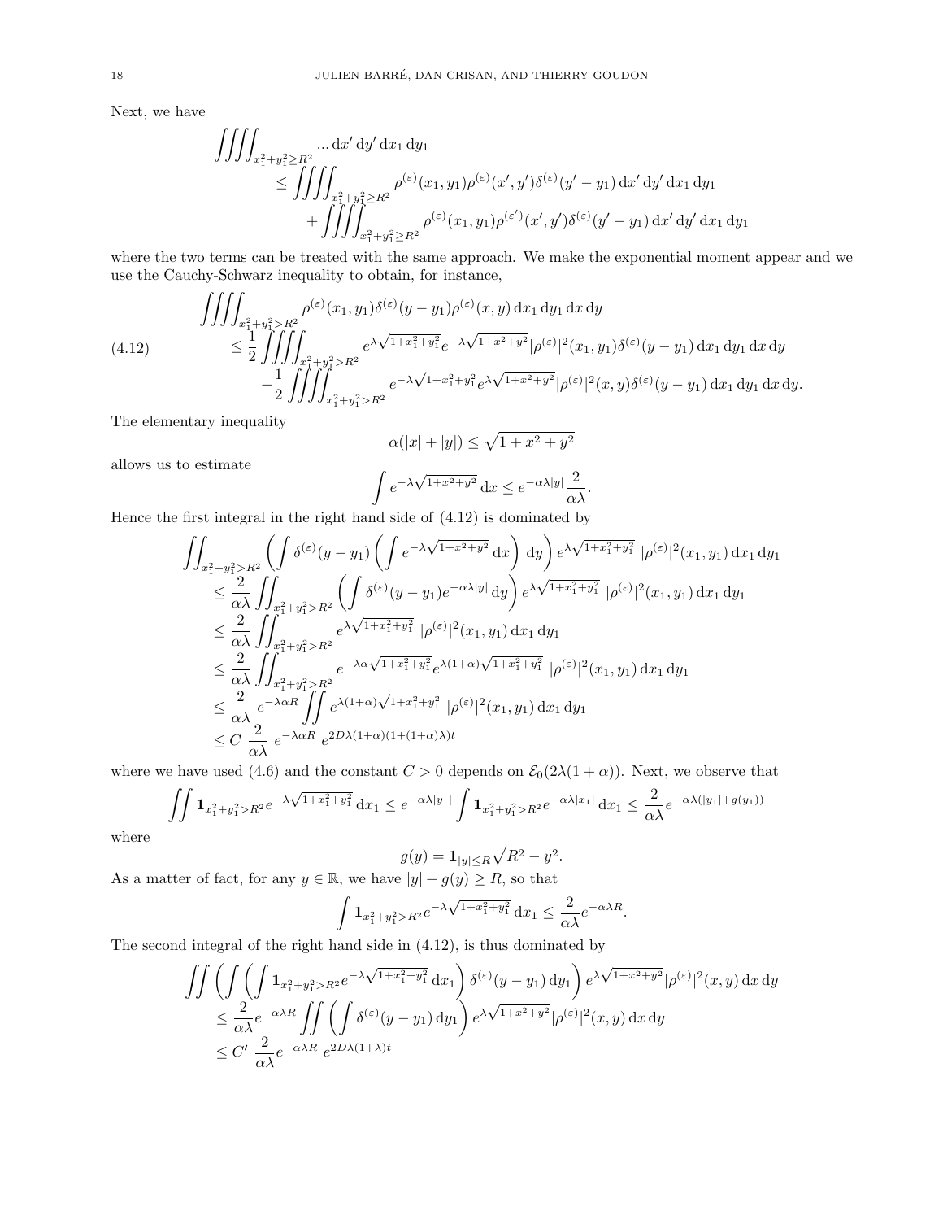Next, we have

$$
\begin{aligned}
\iiiint_{x_1^2+y_1^2\geq R^2} \ldots \,\mathrm{d}x'\,\mathrm{d}y'\,\mathrm{d}x_1\,\mathrm{d}y_1
&\leq \iiiint_{x_1^2+y_1^2\geq R^2} \rho^{(\varepsilon)}(x_1,y_1)\rho^{(\varepsilon)}(x',y')\delta^{(\varepsilon)}(y'-y_1)\,\mathrm{d}x'\,\mathrm{d}y'\,\mathrm{d}x_1\,\mathrm{d}y_1\\
&\quad+\iiiint_{x_1^2+y_1^2\geq R^2} \rho^{(\varepsilon)}(x_1,y_1)\rho^{(\varepsilon')}(x',y')\delta^{(\varepsilon)}(y'-y_1)\,\mathrm{d}x'\,\mathrm{d}y'\,\mathrm{d}x_1\,\mathrm{d}y_1
\end{aligned}
$$

where the two terms can be treated with the same approach. We make the exponential moment appear and we use the Cauchy-Schwarz inequality to obtain, for instance,

$$
\begin{aligned}
&\iiiint_{x_1^2+y_1^2>R^2} \rho^{(\varepsilon)}(x_1,y_1)\delta^{(\varepsilon)}(y-y_1)\rho^{(\varepsilon)}(x,y)\,\mathrm{d}x_1\,\mathrm{d}y_1\,\mathrm{d}x\,\mathrm{d}y\\
&\leq \frac{1}{2}\iiiint_{x_1^2+y_1^2>R^2} e^{\lambda\sqrt{1+x_1^2+y_1^2}}e^{-\lambda\sqrt{1+x^2+y^2}}|\rho^{(\varepsilon)}|^2(x_1,y_1)\delta^{(\varepsilon)}(y-y_1)\,\mathrm{d}x_1\,\mathrm{d}y_1\,\mathrm{d}x\,\mathrm{d}y\\
&\quad+\frac{1}{2}\iiiint_{x_1^2+y_1^2>R^2} e^{-\lambda\sqrt{1+x_1^2+y_1^2}}e^{\lambda\sqrt{1+x^2+y^2}}|\rho^{(\varepsilon)}|^2(x,y)\delta^{(\varepsilon)}(y-y_1)\,\mathrm{d}x_1\,\mathrm{d}y_1\,\mathrm{d}x\,\mathrm{d}y.
\end{aligned}
\tag{4.12}
$$

The elementary inequality

$$
\alpha(|x|+|y|)\leq\sqrt{1+x^2+y^2}
$$

allows us to estimate

$$
\int e^{-\lambda\sqrt{1+x^2+y^2}}\,\mathrm{d}x\leq e^{-\alpha\lambda|y|}\frac{2}{\alpha\lambda}.
$$

Hence the first integral in the right hand side of (4.12) is dominated by

$$
\begin{aligned}
&\iint_{x_1^2+y_1^2>R^2}\left(\int\delta^{(\varepsilon)}(y-y_1)\left(\int e^{-\lambda\sqrt{1+x^2+y^2}}\,\mathrm{d}x\right)\mathrm{d}y\right)e^{\lambda\sqrt{1+x_1^2+y_1^2}}\ |\rho^{(\varepsilon)}|^2(x_1,y_1)\,\mathrm{d}x_1\,\mathrm{d}y_1\\
&\leq\frac{2}{\alpha\lambda}\iint_{x_1^2+y_1^2>R^2}\left(\int\delta^{(\varepsilon)}(y-y_1)e^{-\alpha\lambda|y|}\,\mathrm{d}y\right)e^{\lambda\sqrt{1+x_1^2+y_1^2}}\ |\rho^{(\varepsilon)}|^2(x_1,y_1)\,\mathrm{d}x_1\,\mathrm{d}y_1\\
&\leq\frac{2}{\alpha\lambda}\iint_{x_1^2+y_1^2>R^2}e^{\lambda\sqrt{1+x_1^2+y_1^2}}\ |\rho^{(\varepsilon)}|^2(x_1,y_1)\,\mathrm{d}x_1\,\mathrm{d}y_1\\
&\leq\frac{2}{\alpha\lambda}\iint_{x_1^2+y_1^2>R^2}e^{-\lambda\alpha\sqrt{1+x_1^2+y_1^2}}e^{\lambda(1+\alpha)\sqrt{1+x_1^2+y_1^2}}\ |\rho^{(\varepsilon)}|^2(x_1,y_1)\,\mathrm{d}x_1\,\mathrm{d}y_1\\
&\leq\frac{2}{\alpha\lambda}\ e^{-\lambda\alpha R}\iint e^{\lambda(1+\alpha)\sqrt{1+x_1^2+y_1^2}}\ |\rho^{(\varepsilon)}|^2(x_1,y_1)\,\mathrm{d}x_1\,\mathrm{d}y_1\\
&\leq C\ \frac{2}{\alpha\lambda}\ e^{-\lambda\alpha R}\ e^{2D\lambda(1+\alpha)(1+(1+\alpha)\lambda)t}
\end{aligned}
$$

where we have used (4.6) and the constant $C>0$ depends on $\mathcal{E}_0(2\lambda(1+\alpha))$. Next, we observe that

$$
\iint\mathbf{1}_{x_1^2+y_1^2>R^2}e^{-\lambda\sqrt{1+x_1^2+y_1^2}}\,\mathrm{d}x_1\leq e^{-\alpha\lambda|y_1|}\int\mathbf{1}_{x_1^2+y_1^2>R^2}e^{-\alpha\lambda|x_1|}\,\mathrm{d}x_1\leq\frac{2}{\alpha\lambda}e^{-\alpha\lambda(|y_1|+g(y_1))}
$$

where

$$
g(y)=\mathbf{1}_{|y|\leq R}\sqrt{R^2-y^2}.
$$

As a matter of fact, for any $y\in\mathbb{R}$, we have $|y|+g(y)\geq R$, so that

$$
\int\mathbf{1}_{x_1^2+y_1^2>R^2}e^{-\lambda\sqrt{1+x_1^2+y_1^2}}\,\mathrm{d}x_1\leq\frac{2}{\alpha\lambda}e^{-\alpha\lambda R}.
$$

The second integral of the right hand side in (4.12), is thus dominated by

$$
\begin{aligned}
&\iint\left(\int\left(\int\mathbf{1}_{x_1^2+y_1^2>R^2}e^{-\lambda\sqrt{1+x_1^2+y_1^2}}\,\mathrm{d}x_1\right)\delta^{(\varepsilon)}(y-y_1)\,\mathrm{d}y_1\right)e^{\lambda\sqrt{1+x^2+y^2}}|\rho^{(\varepsilon)}|^2(x,y)\,\mathrm{d}x\,\mathrm{d}y\\
&\leq\frac{2}{\alpha\lambda}e^{-\alpha\lambda R}\iint\left(\int\delta^{(\varepsilon)}(y-y_1)\,\mathrm{d}y_1\right)e^{\lambda\sqrt{1+x^2+y^2}}|\rho^{(\varepsilon)}|^2(x,y)\,\mathrm{d}x\,\mathrm{d}y\\
&\leq C'\ \frac{2}{\alpha\lambda}e^{-\alpha\lambda R}\ e^{2D\lambda(1+\lambda)t}
\end{aligned}
$$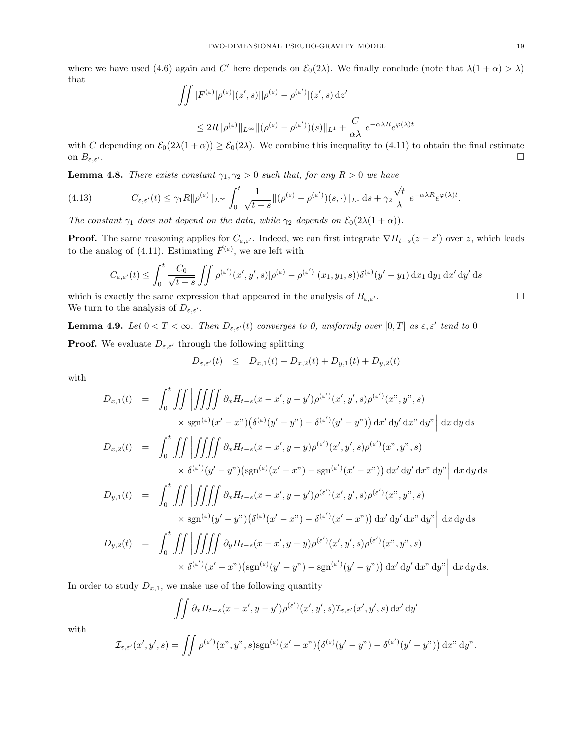where we have used (4.6) again and $C'$ here depends on $\mathcal{E}_0(2\lambda)$. We finally conclude (note that $\lambda(1+\alpha) > \lambda$) that

$$\iint |F^{(\varepsilon)}[\rho^{(\varepsilon)}](z',s)||\rho^{(\varepsilon)} - \rho^{(\varepsilon')}|(z',s)\,\mathrm{d}z'$$

$$\leq 2R\|\rho^{(\varepsilon)}\|_{L^\infty}\|(\rho^{(\varepsilon)} - \rho^{(\varepsilon')})(s)\|_{L^1} + \frac{C}{\alpha\lambda}\ e^{-\alpha\lambda R}e^{\varphi(\lambda)t}$$

with $C$ depending on $\mathcal{E}_0(2\lambda(1+\alpha)) \geq \mathcal{E}_0(2\lambda)$. We combine this inequality to (4.11) to obtain the final estimate on $B_{\varepsilon,\varepsilon'}$. □

**Lemma 4.8.** *There exists constant $\gamma_1, \gamma_2 > 0$ such that, for any $R > 0$ we have*

$$C_{\varepsilon,\varepsilon'}(t) \leq \gamma_1 R\|\rho^{(\varepsilon)}\|_{L^\infty}\int_0^t \frac{1}{\sqrt{t-s}}\|(\rho^{(\varepsilon)} - \rho^{(\varepsilon')})(s,\cdot)\|_{L^1}\,\mathrm{d}s + \gamma_2\frac{\sqrt{t}}{\lambda}\ e^{-\alpha\lambda R}e^{\varphi(\lambda)t}. \tag{4.13}$$

*The constant $\gamma_1$ does not depend on the data, while $\gamma_2$ depends on $\mathcal{E}_0(2\lambda(1+\alpha))$.*

**Proof.** The same reasoning applies for $C_{\varepsilon,\varepsilon'}$. Indeed, we can first integrate $\nabla H_{t-s}(z-z')$ over $z$, which leads to the analog of (4.11). Estimating $\vec{F}^{(\varepsilon)}$, we are left with

$$C_{\varepsilon,\varepsilon'}(t) \leq \int_0^t \frac{C_0}{\sqrt{t-s}}\iint \rho^{(\varepsilon')}(x',y',s)|\rho^{(\varepsilon)} - \rho^{(\varepsilon')}|(x_1,y_1,s))\delta^{(\varepsilon)}(y'-y_1)\,\mathrm{d}x_1\,\mathrm{d}y_1\,\mathrm{d}x'\,\mathrm{d}y'\,\mathrm{d}s$$

which is exactly the same expression that appeared in the analysis of $B_{\varepsilon,\varepsilon'}$. □

We turn to the analysis of $D_{\varepsilon,\varepsilon'}$.

**Lemma 4.9.** *Let $0 < T < \infty$. Then $D_{\varepsilon,\varepsilon'}(t)$ converges to 0, uniformly over $[0,T]$ as $\varepsilon, \varepsilon'$ tend to 0*

**Proof.** We evaluate $D_{\varepsilon,\varepsilon'}$ through the following splitting

$$D_{\varepsilon,\varepsilon'}(t) \quad \leq \quad D_{x,1}(t) + D_{x,2}(t) + D_{y,1}(t) + D_{y,2}(t)$$

with

$$\begin{aligned}
D_{x,1}(t) \quad &= \quad \int_0^t \iint \Big| \iiiint \partial_x H_{t-s}(x-x', y-y')\rho^{(\varepsilon')}(x',y',s)\rho^{(\varepsilon')}(x",y",s) \\
&\qquad \times \operatorname{sgn}^{(\varepsilon)}(x'-x")\big(\delta^{(\varepsilon)}(y'-y") - \delta^{(\varepsilon')}(y'-y")\big)\,\mathrm{d}x'\,\mathrm{d}y'\,\mathrm{d}x"\,\mathrm{d}y"\Big|\,\mathrm{d}x\,\mathrm{d}y\,\mathrm{d}s \\
D_{x,2}(t) \quad &= \quad \int_0^t \iint \Big| \iiiint \partial_x H_{t-s}(x-x', y-y)\rho^{(\varepsilon')}(x',y',s)\rho^{(\varepsilon')}(x",y",s) \\
&\qquad \times \delta^{(\varepsilon')}(y'-y")\big(\operatorname{sgn}^{(\varepsilon)}(x'-x") - \operatorname{sgn}^{(\varepsilon')}(x'-x")\big)\,\mathrm{d}x'\,\mathrm{d}y'\,\mathrm{d}x"\,\mathrm{d}y"\Big|\,\mathrm{d}x\,\mathrm{d}y\,\mathrm{d}s \\
D_{y,1}(t) \quad &= \quad \int_0^t \iint \Big| \iiiint \partial_x H_{t-s}(x-x', y-y')\rho^{(\varepsilon')}(x',y',s)\rho^{(\varepsilon')}(x",y",s) \\
&\qquad \times \operatorname{sgn}^{(\varepsilon)}(y'-y")\big(\delta^{(\varepsilon)}(x'-x") - \delta^{(\varepsilon')}(x'-x")\big)\,\mathrm{d}x'\,\mathrm{d}y'\,\mathrm{d}x"\,\mathrm{d}y"\Big|\,\mathrm{d}x\,\mathrm{d}y\,\mathrm{d}s \\
D_{y,2}(t) \quad &= \quad \int_0^t \iint \Big| \iiiint \partial_y H_{t-s}(x-x', y-y)\rho^{(\varepsilon')}(x',y',s)\rho^{(\varepsilon')}(x",y",s) \\
&\qquad \times \delta^{(\varepsilon')}(x'-x")\big(\operatorname{sgn}^{(\varepsilon)}(y'-y") - \operatorname{sgn}^{(\varepsilon')}(y'-y")\big)\,\mathrm{d}x'\,\mathrm{d}y'\,\mathrm{d}x"\,\mathrm{d}y"\Big|\,\mathrm{d}x\,\mathrm{d}y\,\mathrm{d}s.
\end{aligned}$$

In order to study $D_{x,1}$, we make use of the following quantity

$$\iint \partial_x H_{t-s}(x-x', y-y')\rho^{(\varepsilon')}(x',y',s)\mathcal{I}_{\varepsilon,\varepsilon'}(x',y',s)\,\mathrm{d}x'\,\mathrm{d}y'$$

with

$$\mathcal{I}_{\varepsilon,\varepsilon'}(x',y',s) = \iint \rho^{(\varepsilon')}(x",y",s)\operatorname{sgn}^{(\varepsilon)}(x'-x")\big(\delta^{(\varepsilon)}(y'-y") - \delta^{(\varepsilon')}(y'-y")\big)\,\mathrm{d}x"\,\mathrm{d}y".$$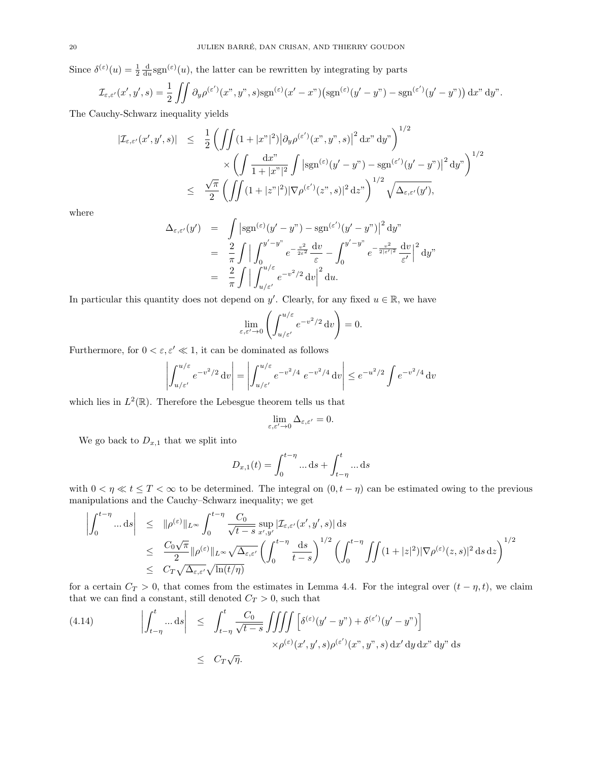Since $\delta^{(\varepsilon)}(u) = \frac{1}{2}\frac{\mathrm{d}}{\mathrm{d}u}\mathrm{sgn}^{(\varepsilon)}(u)$, the latter can be rewritten by integrating by parts

$$\mathcal{I}_{\varepsilon,\varepsilon'}(x',y',s) = \frac{1}{2}\iint \partial_y \rho^{(\varepsilon')}(x",y",s)\mathrm{sgn}^{(\varepsilon)}(x'-x")\big(\mathrm{sgn}^{(\varepsilon)}(y'-y") - \mathrm{sgn}^{(\varepsilon')}(y'-y")\big)\,\mathrm{d}x"\,\mathrm{d}y".$$

The Cauchy-Schwarz inequality yields

$$\begin{aligned}
|\mathcal{I}_{\varepsilon,\varepsilon'}(x',y',s)| &\leq \frac{1}{2}\left(\iint (1+|x"|^2)\big|\partial_y\rho^{(\varepsilon')}(x",y",s)\big|^2\,\mathrm{d}x"\,\mathrm{d}y"\right)^{1/2} \\
&\qquad \times \left(\int \frac{\mathrm{d}x"}{1+|x"|^2}\int \big|\mathrm{sgn}^{(\varepsilon)}(y'-y") - \mathrm{sgn}^{(\varepsilon')}(y'-y")\big|^2\,\mathrm{d}y"\right)^{1/2} \\
&\leq \frac{\sqrt{\pi}}{2}\left(\iint (1+|z"|^2)|\nabla\rho^{(\varepsilon')}(z",s)|^2\,\mathrm{d}z"\right)^{1/2}\sqrt{\Delta_{\varepsilon,\varepsilon'}(y')},
\end{aligned}$$

where

$$\begin{aligned}
\Delta_{\varepsilon,\varepsilon'}(y') &= \int \big|\mathrm{sgn}^{(\varepsilon)}(y'-y") - \mathrm{sgn}^{(\varepsilon')}(y'-y")\big|^2\,\mathrm{d}y" \\
&= \frac{2}{\pi}\int\Big|\int_0^{y'-y"} e^{-\frac{v^2}{2\varepsilon^2}}\,\frac{\mathrm{d}v}{\varepsilon} - \int_0^{y'-y"} e^{-\frac{v^2}{2|\varepsilon'|^2}}\,\frac{\mathrm{d}v}{\varepsilon'}\Big|^2\,\mathrm{d}y" \\
&= \frac{2}{\pi}\int\Big|\int_{u/\varepsilon'}^{u/\varepsilon} e^{-v^2/2}\,\mathrm{d}v\Big|^2\,\mathrm{d}u.
\end{aligned}$$

In particular this quantity does not depend on $y'$. Clearly, for any fixed $u\in\mathbb{R}$, we have

$$\lim_{\varepsilon,\varepsilon'\to 0}\left(\int_{u/\varepsilon'}^{u/\varepsilon} e^{-v^2/2}\,\mathrm{d}v\right) = 0.$$

Furthermore, for $0<\varepsilon,\varepsilon'\ll 1$, it can be dominated as follows

$$\left|\int_{u/\varepsilon'}^{u/\varepsilon} e^{-v^2/2}\,\mathrm{d}v\right| = \left|\int_{u/\varepsilon'}^{u/\varepsilon} e^{-v^2/4}\,e^{-v^2/4}\,\mathrm{d}v\right| \leq e^{-u^2/2}\int e^{-v^2/4}\,\mathrm{d}v$$

which lies in $L^2(\mathbb{R})$. Therefore the Lebesgue theorem tells us that

$$\lim_{\varepsilon,\varepsilon'\to 0}\Delta_{\varepsilon,\varepsilon'} = 0.$$

We go back to $D_{x,1}$ that we split into

$$D_{x,1}(t) = \int_0^{t-\eta}\ldots\,\mathrm{d}s + \int_{t-\eta}^t \ldots\,\mathrm{d}s$$

with $0<\eta\ll t\leq T<\infty$ to be determined. The integral on $(0,t-\eta)$ can be estimated owing to the previous manipulations and the Cauchy–Schwarz inequality; we get

$$\begin{aligned}
\left|\int_0^{t-\eta}\ldots\,\mathrm{d}s\right| &\leq \|\rho^{(\varepsilon)}\|_{L^\infty}\int_0^{t-\eta}\frac{C_0}{\sqrt{t-s}}\sup_{x',y'}|\mathcal{I}_{\varepsilon,\varepsilon'}(x',y',s)|\,\mathrm{d}s \\
&\leq \frac{C_0\sqrt{\pi}}{2}\|\rho^{(\varepsilon)}\|_{L^\infty}\sqrt{\Delta_{\varepsilon,\varepsilon'}}\left(\int_0^{t-\eta}\frac{\mathrm{d}s}{t-s}\right)^{1/2}\left(\int_0^{t-\eta}\iint(1+|z|^2)|\nabla\rho^{(\varepsilon)}(z,s)|^2\,\mathrm{d}s\,\mathrm{d}z\right)^{1/2} \\
&\leq C_T\sqrt{\Delta_{\varepsilon,\varepsilon'}}\sqrt{\ln(t/\eta)}
\end{aligned}$$

for a certain $C_T>0$, that comes from the estimates in Lemma 4.4. For the integral over $(t-\eta,t)$, we claim that we can find a constant, still denoted $C_T>0$, such that

$$\begin{aligned}
\left|\int_{t-\eta}^t\ldots\,\mathrm{d}s\right| &\leq \int_{t-\eta}^t\frac{C_0}{\sqrt{t-s}}\iiiint\Big[\delta^{(\varepsilon)}(y'-y") + \delta^{(\varepsilon')}(y'-y")\Big] \\
&\qquad\times\rho^{(\varepsilon)}(x',y',s)\rho^{(\varepsilon')}(x",y",s)\,\mathrm{d}x'\,\mathrm{d}y\,\mathrm{d}x"\,\mathrm{d}y"\,\mathrm{d}s \\
&\leq C_T\sqrt{\eta}.
\end{aligned} \tag{4.14}$$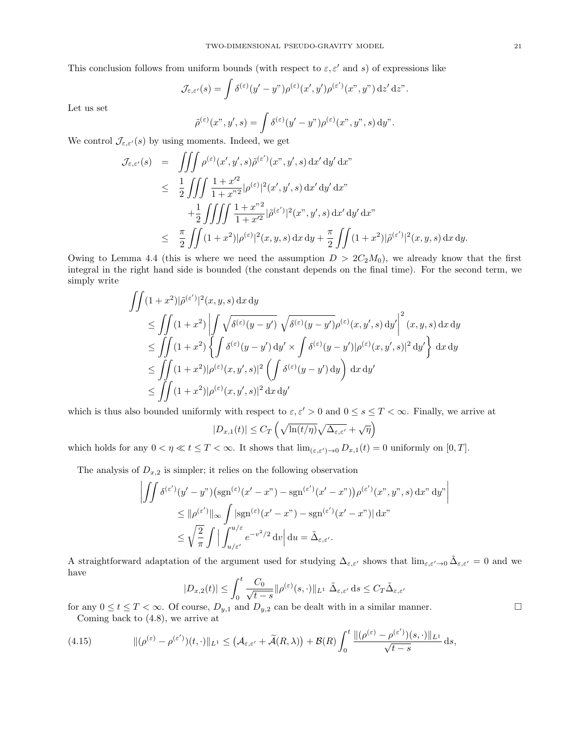This conclusion follows from uniform bounds (with respect to $\varepsilon, \varepsilon'$ and $s$) of expressions like

$$\mathcal{J}_{\varepsilon,\varepsilon'}(s) = \int \delta^{(\varepsilon)}(y' - y")\rho^{(\varepsilon)}(x', y')\rho^{(\varepsilon')}(x", y")\,\mathrm{d}z'\,\mathrm{d}z".$$

Let us set

$$\tilde{\rho}^{(\varepsilon)}(x", y', s) = \int \delta^{(\varepsilon)}(y' - y")\rho^{(\varepsilon)}(x", y", s)\,\mathrm{d}y".$$

We control $\mathcal{J}_{\varepsilon,\varepsilon'}(s)$ by using moments. Indeed, we get

$$\begin{aligned}
\mathcal{J}_{\varepsilon,\varepsilon'}(s) &= \iiint \rho^{(\varepsilon)}(x', y', s)\tilde{\rho}^{(\varepsilon')}(x", y', s)\,\mathrm{d}x'\,\mathrm{d}y'\,\mathrm{d}x" \\
&\leq \frac{1}{2}\iiint \frac{1 + x'^2}{1 + x"^2}|\rho^{(\varepsilon)}|^2(x', y', s)\,\mathrm{d}x'\,\mathrm{d}y'\,\mathrm{d}x" \\
&\quad + \frac{1}{2}\iiiint \frac{1 + x"^2}{1 + x'^2}|\tilde{\rho}^{(\varepsilon')}|^2(x", y', s)\,\mathrm{d}x'\,\mathrm{d}y'\,\mathrm{d}x" \\
&\leq \frac{\pi}{2}\iint (1 + x^2)|\rho^{(\varepsilon)}|^2(x, y, s)\,\mathrm{d}x\,\mathrm{d}y + \frac{\pi}{2}\iint (1 + x^2)|\tilde{\rho}^{(\varepsilon')}|^2(x, y, s)\,\mathrm{d}x\,\mathrm{d}y.
\end{aligned}$$

Owing to Lemma 4.4 (this is where we need the assumption $D > 2C_2M_0$), we already know that the first integral in the right hand side is bounded (the constant depends on the final time). For the second term, we simply write

$$\begin{aligned}
&\iint (1 + x^2)|\tilde{\rho}^{(\varepsilon')}|^2(x, y, s)\,\mathrm{d}x\,\mathrm{d}y \\
&\leq \iint (1 + x^2)\left|\int \sqrt{\delta^{(\varepsilon)}(y - y')}\ \sqrt{\delta^{(\varepsilon)}(y - y')}\rho^{(\varepsilon)}(x, y', s)\,\mathrm{d}y'\right|^2 (x, y, s)\,\mathrm{d}x\,\mathrm{d}y \\
&\leq \iint (1 + x^2)\left\{\int \delta^{(\varepsilon)}(y - y')\,\mathrm{d}y' \times \int \delta^{(\varepsilon)}(y - y')|\rho^{(\varepsilon)}(x, y', s)|^2\,\mathrm{d}y'\right\}\,\mathrm{d}x\,\mathrm{d}y \\
&\leq \iint (1 + x^2)|\rho^{(\varepsilon)}(x, y', s)|^2\left(\int \delta^{(\varepsilon)}(y - y')\,\mathrm{d}y\right)\,\mathrm{d}x\,\mathrm{d}y' \\
&\leq \iint (1 + x^2)|\rho^{(\varepsilon)}(x, y', s)|^2\,\mathrm{d}x\,\mathrm{d}y'
\end{aligned}$$

which is thus also bounded uniformly with respect to $\varepsilon, \varepsilon' > 0$ and $0 \leq s \leq T < \infty$. Finally, we arrive at

$$|D_{x,1}(t)| \leq C_T\left(\sqrt{\ln(t/\eta)}\sqrt{\Delta_{\varepsilon,\varepsilon'}} + \sqrt{\eta}\right)$$

which holds for any $0 < \eta \ll t \leq T < \infty$. It shows that $\lim_{(\varepsilon,\varepsilon')\to 0} D_{x,1}(t) = 0$ uniformly on $[0, T]$.

The analysis of $D_{x,2}$ is simpler; it relies on the following observation

$$\begin{aligned}
&\left|\iint \delta^{(\varepsilon')}(y' - y")\big(\mathrm{sgn}^{(\varepsilon)}(x' - x") - \mathrm{sgn}^{(\varepsilon')}(x' - x")\big)\rho^{(\varepsilon')}(x", y", s)\,\mathrm{d}x"\,\mathrm{d}y"\right| \\
&\qquad \leq \|\rho^{(\varepsilon')}\|_\infty \int |\mathrm{sgn}^{(\varepsilon)}(x' - x") - \mathrm{sgn}^{(\varepsilon')}(x' - x")|\,\mathrm{d}x" \\
&\qquad \leq \sqrt{\frac{2}{\pi}}\int \Big|\int_{u/\varepsilon'}^{u/\varepsilon} e^{-v^2/2}\,\mathrm{d}v\Big|\,\mathrm{d}u = \tilde{\Delta}_{\varepsilon,\varepsilon'}.
\end{aligned}$$

A straightforward adaptation of the argument used for studying $\Delta_{\varepsilon,\varepsilon'}$ shows that $\lim_{\varepsilon,\varepsilon'\to 0}\tilde{\Delta}_{\varepsilon,\varepsilon'} = 0$ and we have

$$|D_{x,2}(t)| \leq \int_0^t \frac{C_0}{\sqrt{t - s}}\|\rho^{(\varepsilon)}(s, \cdot)\|_{L^1}\ \tilde{\Delta}_{\varepsilon,\varepsilon'}\,\mathrm{d}s \leq C_T\tilde{\Delta}_{\varepsilon,\varepsilon'}$$

for any $0 \leq t \leq T < \infty$. Of course, $D_{y,1}$ and $D_{y,2}$ can be dealt with in a similar manner. □

Coming back to (4.8), we arrive at

$$\|(\rho^{(\varepsilon)} - \rho^{(\varepsilon')})(t, \cdot)\|_{L^1} \leq \big(\mathcal{A}_{\varepsilon,\varepsilon'} + \widetilde{\mathcal{A}}(R, \lambda)\big) + \mathcal{B}(R)\int_0^t \frac{\|(\rho^{(\varepsilon)} - \rho^{(\varepsilon')})(s, \cdot)\|_{L^1}}{\sqrt{t - s}}\,\mathrm{d}s, \tag{4.15}$$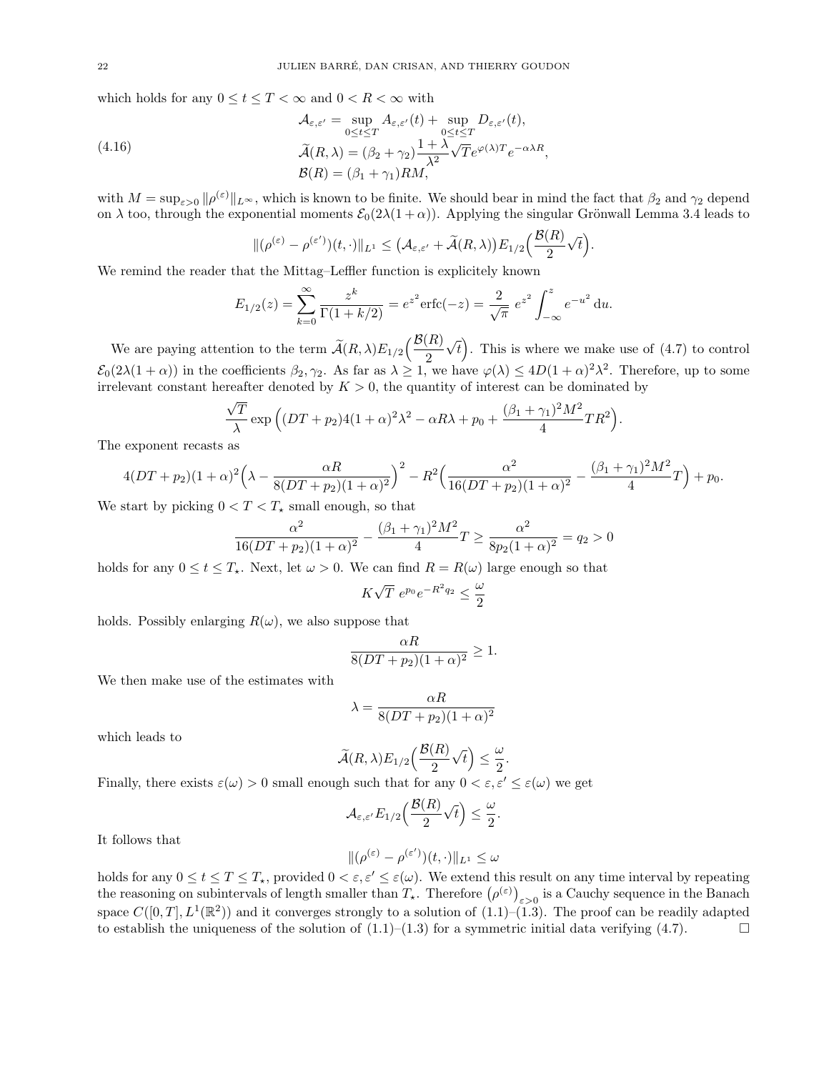which holds for any $0 \le t \le T < \infty$ and $0 < R < \infty$ with

$$
\begin{aligned}
&\mathcal{A}_{\varepsilon,\varepsilon'} = \sup_{0\le t\le T} A_{\varepsilon,\varepsilon'}(t) + \sup_{0\le t\le T} D_{\varepsilon,\varepsilon'}(t),\\
&\widetilde{\mathcal{A}}(R,\lambda) = (\beta_2+\gamma_2)\frac{1+\lambda}{\lambda^2}\sqrt{T}e^{\varphi(\lambda)T}e^{-\alpha\lambda R},\\
&\mathcal{B}(R) = (\beta_1+\gamma_1)RM,
\end{aligned}
\tag{4.16}
$$

with $M = \sup_{\varepsilon>0}\|\rho^{(\varepsilon)}\|_{L^\infty}$, which is known to be finite. We should bear in mind the fact that $\beta_2$ and $\gamma_2$ depend on $\lambda$ too, through the exponential moments $\mathcal{E}_0(2\lambda(1+\alpha))$. Applying the singular Grönwall Lemma 3.4 leads to

$$
\|(\rho^{(\varepsilon)} - \rho^{(\varepsilon')})(t,\cdot)\|_{L^1} \le \big(\mathcal{A}_{\varepsilon,\varepsilon'} + \widetilde{\mathcal{A}}(R,\lambda)\big)E_{1/2}\Big(\frac{\mathcal{B}(R)}{2}\sqrt{t}\Big).
$$

We remind the reader that the Mittag–Leffler function is explicitely known

$$
E_{1/2}(z) = \sum_{k=0}^{\infty}\frac{z^k}{\Gamma(1+k/2)} = e^{z^2}\mathrm{erfc}(-z) = \frac{2}{\sqrt{\pi}}\ e^{z^2}\int_{-\infty}^{z} e^{-u^2}\,\mathrm{d}u.
$$

We are paying attention to the term $\widetilde{\mathcal{A}}(R,\lambda)E_{1/2}\Big(\frac{\mathcal{B}(R)}{2}\sqrt{t}\Big)$. This is where we make use of (4.7) to control $\mathcal{E}_0(2\lambda(1+\alpha))$ in the coefficients $\beta_2,\gamma_2$. As far as $\lambda \ge 1$, we have $\varphi(\lambda) \le 4D(1+\alpha)^2\lambda^2$. Therefore, up to some irrelevant constant hereafter denoted by $K>0$, the quantity of interest can be dominated by

$$
\frac{\sqrt{T}}{\lambda}\exp\Big((DT+p_2)4(1+\alpha)^2\lambda^2 - \alpha R\lambda + p_0 + \frac{(\beta_1+\gamma_1)^2M^2}{4}TR^2\Big).
$$

The exponent recasts as

$$
4(DT+p_2)(1+\alpha)^2\Big(\lambda - \frac{\alpha R}{8(DT+p_2)(1+\alpha)^2}\Big)^2 - R^2\Big(\frac{\alpha^2}{16(DT+p_2)(1+\alpha)^2} - \frac{(\beta_1+\gamma_1)^2M^2}{4}T\Big) + p_0.
$$

We start by picking $0 < T < T_\star$ small enough, so that

$$
\frac{\alpha^2}{16(DT+p_2)(1+\alpha)^2} - \frac{(\beta_1+\gamma_1)^2M^2}{4}T \ge \frac{\alpha^2}{8p_2(1+\alpha)^2} = q_2 > 0
$$

holds for any $0 \le t \le T_\star$. Next, let $\omega > 0$. We can find $R = R(\omega)$ large enough so that

$$
K\sqrt{T}\ e^{p_0}e^{-R^2q_2} \le \frac{\omega}{2}
$$

holds. Possibly enlarging $R(\omega)$, we also suppose that

$$
\frac{\alpha R}{8(DT+p_2)(1+\alpha)^2} \ge 1.
$$

We then make use of the estimates with

$$
\lambda = \frac{\alpha R}{8(DT+p_2)(1+\alpha)^2}
$$

which leads to

$$
\widetilde{\mathcal{A}}(R,\lambda)E_{1/2}\Big(\frac{\mathcal{B}(R)}{2}\sqrt{t}\Big) \le \frac{\omega}{2}.
$$

Finally, there exists $\varepsilon(\omega) > 0$ small enough such that for any $0 < \varepsilon,\varepsilon' \le \varepsilon(\omega)$ we get

$$
\mathcal{A}_{\varepsilon,\varepsilon'}E_{1/2}\Big(\frac{\mathcal{B}(R)}{2}\sqrt{t}\Big) \le \frac{\omega}{2}.
$$

It follows that

$$
\|(\rho^{(\varepsilon)} - \rho^{(\varepsilon')})(t,\cdot)\|_{L^1} \le \omega
$$

holds for any $0 \le t \le T \le T_\star$, provided $0 < \varepsilon,\varepsilon' \le \varepsilon(\omega)$. We extend this result on any time interval by repeating the reasoning on subintervals of length smaller than $T_\star$. Therefore $\big(\rho^{(\varepsilon)}\big)_{\varepsilon>0}$ is a Cauchy sequence in the Banach space $C([0,T],L^1(\mathbb{R}^2))$ and it converges strongly to a solution of (1.1)–(1.3). The proof can be readily adapted to establish the uniqueness of the solution of (1.1)–(1.3) for a symmetric initial data verifying (4.7). ☐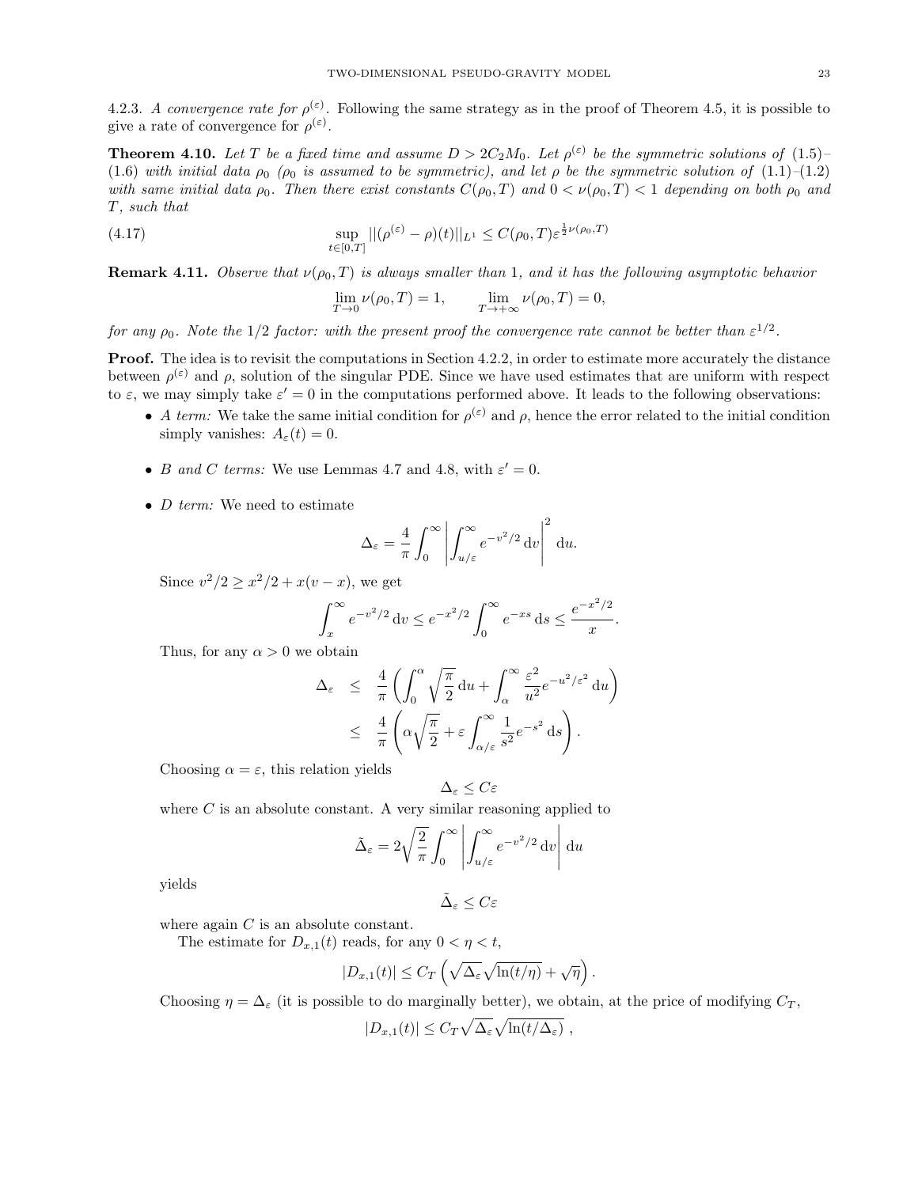4.2.3. *A convergence rate for $\rho^{(\varepsilon)}$.* Following the same strategy as in the proof of Theorem 4.5, it is possible to give a rate of convergence for $\rho^{(\varepsilon)}$.

**Theorem 4.10.** *Let $T$ be a fixed time and assume $D > 2C_2M_0$. Let $\rho^{(\varepsilon)}$ be the symmetric solutions of (1.5)–(1.6) with initial data $\rho_0$ ($\rho_0$ is assumed to be symmetric), and let $\rho$ be the symmetric solution of (1.1)–(1.2) with same initial data $\rho_0$. Then there exist constants $C(\rho_0, T)$ and $0 < \nu(\rho_0, T) < 1$ depending on both $\rho_0$ and $T$, such that*

$$\sup_{t\in[0,T]} ||(\rho^{(\varepsilon)} - \rho)(t)||_{L^1} \leq C(\rho_0, T)\varepsilon^{\frac{1}{2}\nu(\rho_0,T)} \tag{4.17}$$

**Remark 4.11.** *Observe that $\nu(\rho_0, T)$ is always smaller than 1, and it has the following asymptotic behavior*

$$\lim_{T\to 0} \nu(\rho_0, T) = 1, \qquad \lim_{T\to +\infty} \nu(\rho_0, T) = 0,$$

*for any $\rho_0$. Note the 1/2 factor: with the present proof the convergence rate cannot be better than $\varepsilon^{1/2}$.*

**Proof.** The idea is to revisit the computations in Section 4.2.2, in order to estimate more accurately the distance between $\rho^{(\varepsilon)}$ and $\rho$, solution of the singular PDE. Since we have used estimates that are uniform with respect to $\varepsilon$, we may simply take $\varepsilon' = 0$ in the computations performed above. It leads to the following observations:

- *A term:* We take the same initial condition for $\rho^{(\varepsilon)}$ and $\rho$, hence the error related to the initial condition simply vanishes: $A_\varepsilon(t) = 0$.

- *B and C terms:* We use Lemmas 4.7 and 4.8, with $\varepsilon' = 0$.

- *D term:* We need to estimate

$$\Delta_\varepsilon = \frac{4}{\pi}\int_0^\infty \left|\int_{u/\varepsilon}^\infty e^{-v^2/2}\,\mathrm{d}v\right|^2 \mathrm{d}u.$$

  Since $v^2/2 \geq x^2/2 + x(v-x)$, we get

$$\int_x^\infty e^{-v^2/2}\,\mathrm{d}v \leq e^{-x^2/2}\int_0^\infty e^{-xs}\,\mathrm{d}s \leq \frac{e^{-x^2/2}}{x}.$$

  Thus, for any $\alpha > 0$ we obtain

$$\begin{aligned}\Delta_\varepsilon &\leq \frac{4}{\pi}\left(\int_0^\alpha \sqrt{\frac{\pi}{2}}\,\mathrm{d}u + \int_\alpha^\infty \frac{\varepsilon^2}{u^2}e^{-u^2/\varepsilon^2}\,\mathrm{d}u\right)\\ &\leq \frac{4}{\pi}\left(\alpha\sqrt{\frac{\pi}{2}} + \varepsilon\int_{\alpha/\varepsilon}^\infty \frac{1}{s^2}e^{-s^2}\,\mathrm{d}s\right).\end{aligned}$$

  Choosing $\alpha = \varepsilon$, this relation yields

$$\Delta_\varepsilon \leq C\varepsilon$$

  where $C$ is an absolute constant. A very similar reasoning applied to

$$\tilde{\Delta}_\varepsilon = 2\sqrt{\frac{2}{\pi}}\int_0^\infty \left|\int_{u/\varepsilon}^\infty e^{-v^2/2}\,\mathrm{d}v\right| \mathrm{d}u$$

  yields

$$\tilde{\Delta}_\varepsilon \leq C\varepsilon$$

  where again $C$ is an absolute constant.

  The estimate for $D_{x,1}(t)$ reads, for any $0 < \eta < t$,

$$|D_{x,1}(t)| \leq C_T\left(\sqrt{\Delta_\varepsilon}\sqrt{\ln(t/\eta)} + \sqrt{\eta}\right).$$

  Choosing $\eta = \Delta_\varepsilon$ (it is possible to do marginally better), we obtain, at the price of modifying $C_T$,

$$|D_{x,1}(t)| \leq C_T\sqrt{\Delta_\varepsilon}\sqrt{\ln(t/\Delta_\varepsilon)}\ ,$$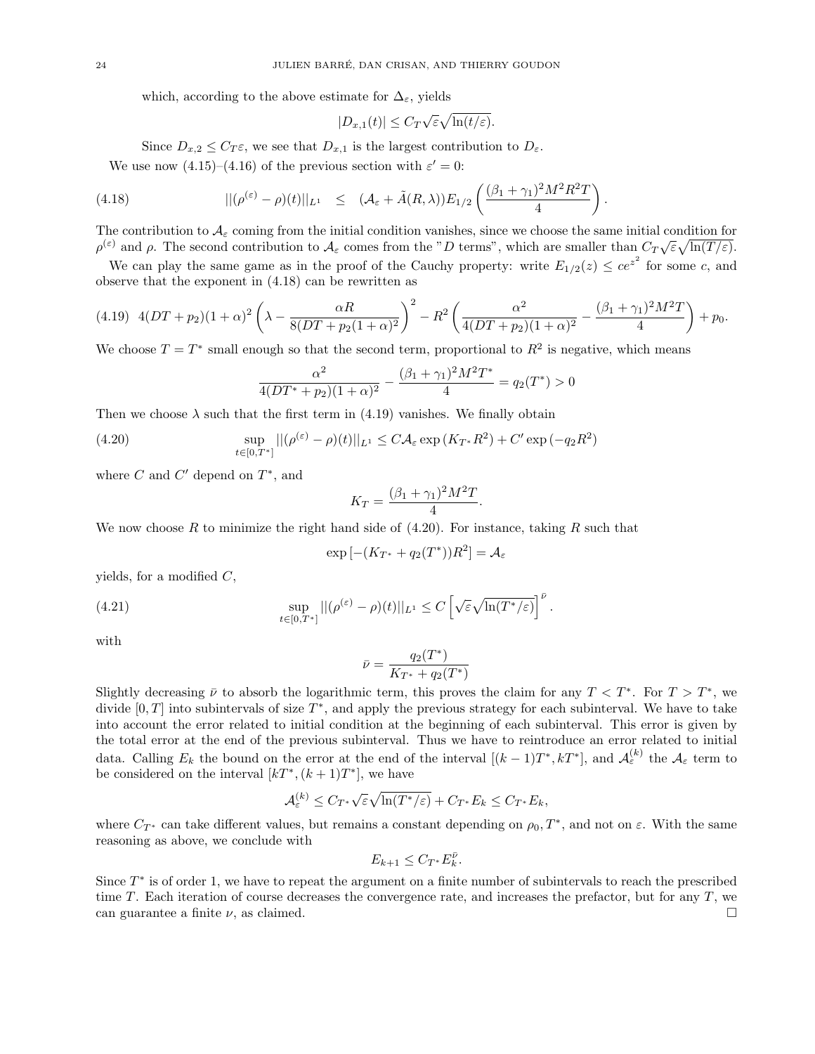which, according to the above estimate for $\Delta_\varepsilon$, yields

$$|D_{x,1}(t)| \leq C_T \sqrt{\varepsilon}\sqrt{\ln(t/\varepsilon)}.$$

Since $D_{x,2} \leq C_T \varepsilon$, we see that $D_{x,1}$ is the largest contribution to $D_\varepsilon$.

We use now (4.15)–(4.16) of the previous section with $\varepsilon' = 0$:

$$||(\rho^{(\varepsilon)} - \rho)(t)||_{L^1} \leq (\mathcal{A}_\varepsilon + \tilde{A}(R,\lambda))E_{1/2}\left(\frac{(\beta_1+\gamma_1)^2 M^2 R^2 T}{4}\right). \tag{4.18}$$

The contribution to $\mathcal{A}_\varepsilon$ coming from the initial condition vanishes, since we choose the same initial condition for $\rho^{(\varepsilon)}$ and $\rho$. The second contribution to $\mathcal{A}_\varepsilon$ comes from the "$D$ terms", which are smaller than $C_T\sqrt{\varepsilon}\sqrt{\ln(T/\varepsilon)}$.

We can play the same game as in the proof of the Cauchy property: write $E_{1/2}(z) \leq ce^{z^2}$ for some $c$, and observe that the exponent in (4.18) can be rewritten as

$$4(DT+p_2)(1+\alpha)^2\left(\lambda - \frac{\alpha R}{8(DT+p_2(1+\alpha)^2)}\right)^2 - R^2\left(\frac{\alpha^2}{4(DT+p_2)(1+\alpha)^2} - \frac{(\beta_1+\gamma_1)^2M^2T}{4}\right) + p_0. \tag{4.19}$$

We choose $T = T^*$ small enough so that the second term, proportional to $R^2$ is negative, which means

$$\frac{\alpha^2}{4(DT^*+p_2)(1+\alpha)^2} - \frac{(\beta_1+\gamma_1)^2M^2T^*}{4} = q_2(T^*) > 0$$

Then we choose $\lambda$ such that the first term in (4.19) vanishes. We finally obtain

$$\sup_{t\in[0,T^*]} ||(\rho^{(\varepsilon)} - \rho)(t)||_{L^1} \leq C\mathcal{A}_\varepsilon \exp\left(K_{T^*}R^2\right) + C'\exp\left(-q_2R^2\right) \tag{4.20}$$

where $C$ and $C'$ depend on $T^*$, and

$$K_T = \frac{(\beta_1+\gamma_1)^2M^2T}{4}.$$

We now choose $R$ to minimize the right hand side of (4.20). For instance, taking $R$ such that

$$\exp\left[-(K_{T^*} + q_2(T^*))R^2\right] = \mathcal{A}_\varepsilon$$

yields, for a modified $C$,

$$\sup_{t\in[0,T^*]} ||(\rho^{(\varepsilon)} - \rho)(t)||_{L^1} \leq C\left[\sqrt{\varepsilon}\sqrt{\ln(T^*/\varepsilon)}\right]^{\bar{\nu}}. \tag{4.21}$$

with

$$\bar{\nu} = \frac{q_2(T^*)}{K_{T^*} + q_2(T^*)}$$

Slightly decreasing $\bar{\nu}$ to absorb the logarithmic term, this proves the claim for any $T < T^*$. For $T > T^*$, we divide $[0,T]$ into subintervals of size $T^*$, and apply the previous strategy for each subinterval. We have to take into account the error related to initial condition at the beginning of each subinterval. This error is given by the total error at the end of the previous subinterval. Thus we have to reintroduce an error related to initial data. Calling $E_k$ the bound on the error at the end of the interval $[(k-1)T^*, kT^*]$, and $\mathcal{A}_\varepsilon^{(k)}$ the $\mathcal{A}_\varepsilon$ term to be considered on the interval $[kT^*, (k+1)T^*]$, we have

$$\mathcal{A}_\varepsilon^{(k)} \leq C_{T^*}\sqrt{\varepsilon}\sqrt{\ln(T^*/\varepsilon)} + C_{T^*}E_k \leq C_{T^*}E_k,$$

where $C_{T^*}$ can take different values, but remains a constant depending on $\rho_0, T^*$, and not on $\varepsilon$. With the same reasoning as above, we conclude with

$$E_{k+1} \leq C_{T^*}E_k^{\bar{\nu}}.$$

Since $T^*$ is of order 1, we have to repeat the argument on a finite number of subintervals to reach the prescribed time $T$. Each iteration of course decreases the convergence rate, and increases the prefactor, but for any $T$, we can guarantee a finite $\nu$, as claimed. $\square$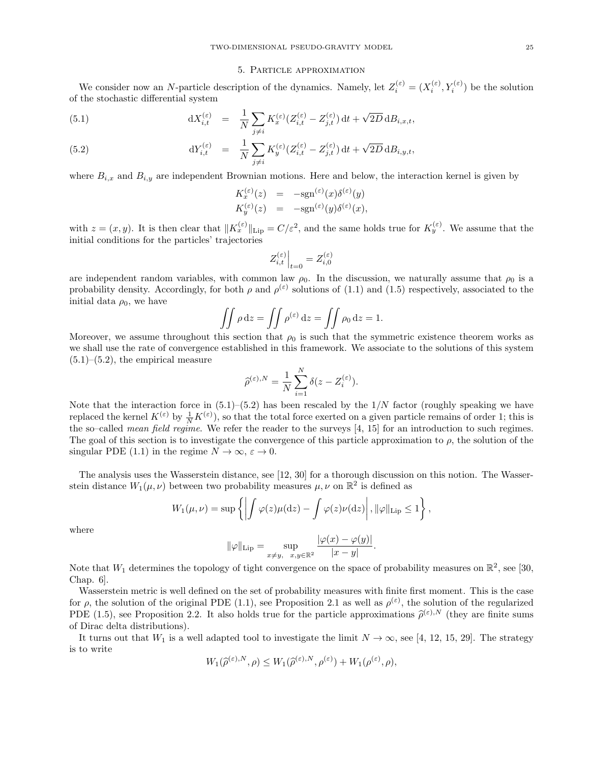## 5. Particle approximation

We consider now an $N$-particle description of the dynamics. Namely, let $Z_i^{(\varepsilon)} = (X_i^{(\varepsilon)}, Y_i^{(\varepsilon)})$ be the solution of the stochastic differential system

$$
\mathrm{d}X_{i,t}^{(\varepsilon)} = \frac{1}{N}\sum_{j\neq i} K_x^{(\varepsilon)}(Z_{i,t}^{(\varepsilon)} - Z_{j,t}^{(\varepsilon)})\,\mathrm{d}t + \sqrt{2D}\,\mathrm{d}B_{i,x,t}, \tag{5.1}
$$

$$
\mathrm{d}Y_{i,t}^{(\varepsilon)} = \frac{1}{N}\sum_{j\neq i} K_y^{(\varepsilon)}(Z_{i,t}^{(\varepsilon)} - Z_{j,t}^{(\varepsilon)})\,\mathrm{d}t + \sqrt{2D}\,\mathrm{d}B_{i,y,t}, \tag{5.2}
$$

where $B_{i,x}$ and $B_{i,y}$ are independent Brownian motions. Here and below, the interaction kernel is given by

$$
\begin{aligned}
K_x^{(\varepsilon)}(z) &= -\mathrm{sgn}^{(\varepsilon)}(x)\delta^{(\varepsilon)}(y)\\
K_y^{(\varepsilon)}(z) &= -\mathrm{sgn}^{(\varepsilon)}(y)\delta^{(\varepsilon)}(x),
\end{aligned}
$$

with $z=(x,y)$. It is then clear that $\|K_x^{(\varepsilon)}\|_{\mathrm{Lip}} = C/\varepsilon^2$, and the same holds true for $K_y^{(\varepsilon)}$. We assume that the initial conditions for the particles' trajectories

$$
Z_{i,t}^{(\varepsilon)}\Big|_{t=0} = Z_{i,0}^{(\varepsilon)}
$$

are independent random variables, with common law $\rho_0$. In the discussion, we naturally assume that $\rho_0$ is a probability density. Accordingly, for both $\rho$ and $\rho^{(\varepsilon)}$ solutions of (1.1) and (1.5) respectively, associated to the initial data $\rho_0$, we have

$$
\iint \rho\,\mathrm{d}z = \iint \rho^{(\varepsilon)}\,\mathrm{d}z = \iint \rho_0\,\mathrm{d}z = 1.
$$

Moreover, we assume throughout this section that $\rho_0$ is such that the symmetric existence theorem works as we shall use the rate of convergence established in this framework. We associate to the solutions of this system (5.1)–(5.2), the empirical measure

$$
\widehat{\rho}^{(\varepsilon),N} = \frac{1}{N}\sum_{i=1}^{N}\delta(z - Z_i^{(\varepsilon)}).
$$

Note that the interaction force in (5.1)–(5.2) has been rescaled by the $1/N$ factor (roughly speaking we have replaced the kernel $K^{(\varepsilon)}$ by $\frac{1}{N}K^{(\varepsilon)}$), so that the total force exerted on a given particle remains of order 1; this is the so–called *mean field regime*. We refer the reader to the surveys [4, 15] for an introduction to such regimes. The goal of this section is to investigate the convergence of this particle approximation to $\rho$, the solution of the singular PDE (1.1) in the regime $N\to\infty$, $\varepsilon\to 0$.

The analysis uses the Wasserstein distance, see [12, 30] for a thorough discussion on this notion. The Wasserstein distance $W_1(\mu,\nu)$ between two probability measures $\mu,\nu$ on $\mathbb{R}^2$ is defined as

$$
W_1(\mu,\nu) = \sup\left\{\left|\int \varphi(z)\mu(\mathrm{d}z) - \int\varphi(z)\nu(\mathrm{d}z)\right|, \|\varphi\|_{\mathrm{Lip}}\le 1\right\},
$$

where

$$
\|\varphi\|_{\mathrm{Lip}} = \sup_{x\neq y,\ x,y\in\mathbb{R}^2}\frac{|\varphi(x)-\varphi(y)|}{|x-y|}.
$$

Note that $W_1$ determines the topology of tight convergence on the space of probability measures on $\mathbb{R}^2$, see [30, Chap. 6].

Wasserstein metric is well defined on the set of probability measures with finite first moment. This is the case for $\rho$, the solution of the original PDE (1.1), see Proposition 2.1 as well as $\rho^{(\varepsilon)}$, the solution of the regularized PDE (1.5), see Proposition 2.2. It also holds true for the particle approximations $\widehat{\rho}^{(\varepsilon),N}$ (they are finite sums of Dirac delta distributions).

It turns out that $W_1$ is a well adapted tool to investigate the limit $N\to\infty$, see [4, 12, 15, 29]. The strategy is to write

$$
W_1(\widehat{\rho}^{(\varepsilon),N},\rho) \le W_1(\widehat{\rho}^{(\varepsilon),N},\rho^{(\varepsilon)}) + W_1(\rho^{(\varepsilon)},\rho),
$$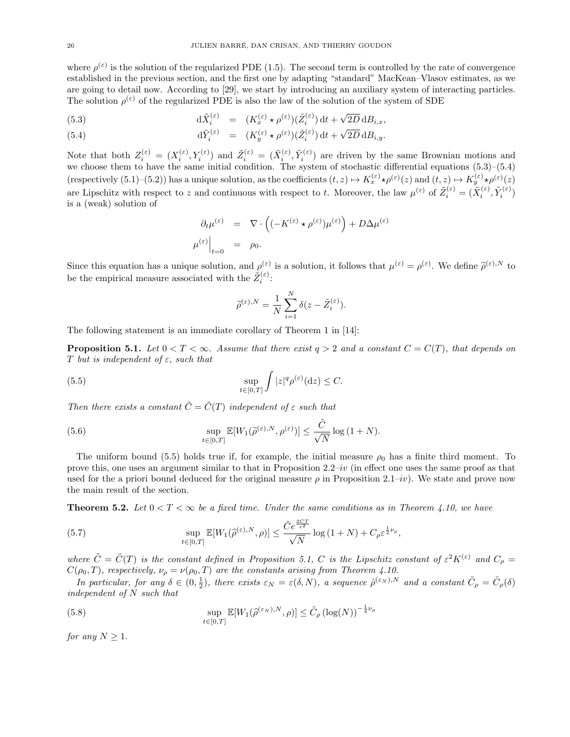where $\rho^{(\varepsilon)}$ is the solution of the regularized PDE (1.5). The second term is controlled by the rate of convergence established in the previous section, and the first one by adapting "standard" MacKean–Vlasov estimates, as we are going to detail now. According to [29], we start by introducing an auxiliary system of interacting particles. The solution $\rho^{(\varepsilon)}$ of the regularized PDE is also the law of the solution of the system of SDE

$$
\begin{aligned}
\mathrm{d}\tilde{X}_i^{(\varepsilon)} &= (K_x^{(\varepsilon)} \star \rho^{(\varepsilon)})(\tilde{Z}_i^{(\varepsilon)})\,\mathrm{d}t + \sqrt{2D}\,\mathrm{d}B_{i,x}, && (5.3)\\
\mathrm{d}\tilde{Y}_i^{(\varepsilon)} &= (K_y^{(\varepsilon)} \star \rho^{(\varepsilon)})(\tilde{Z}_i^{(\varepsilon)})\,\mathrm{d}t + \sqrt{2D}\,\mathrm{d}B_{i,y}. && (5.4)
\end{aligned}
$$

Note that both $Z_i^{(\varepsilon)} = (X_i^{(\varepsilon)}, Y_i^{(\varepsilon)})$ and $\tilde{Z}_i^{(\varepsilon)} = (\tilde{X}_i^{(\varepsilon)}, \tilde{Y}_i^{(\varepsilon)})$ are driven by the same Brownian motions and we choose them to have the same initial condition. The system of stochastic differential equations (5.3)–(5.4) (respectively (5.1)–(5.2)) has a unique solution, as the coefficients $(t,z) \mapsto K_x^{(\varepsilon)} \star \rho^{(\varepsilon)}(z)$ and $(t,z) \mapsto K_y^{(\varepsilon)} \star \rho^{(\varepsilon)}(z)$ are Lipschitz with respect to $z$ and continuous with respect to $t$. Moreover, the law $\mu^{(\varepsilon)}$ of $\tilde{Z}_i^{(\varepsilon)} = (\tilde{X}_i^{(\varepsilon)}, \tilde{Y}_i^{(\varepsilon)})$ is a (weak) solution of

$$
\begin{aligned}
\partial_t \mu^{(\varepsilon)} &= \nabla \cdot \Big( (-K^{(\varepsilon)} \star \rho^{(\varepsilon)}) \mu^{(\varepsilon)} \Big) + D\Delta \mu^{(\varepsilon)} \\
\mu^{(\varepsilon)}\Big|_{t=0} &= \rho_0.
\end{aligned}
$$

Since this equation has a unique solution, and $\rho^{(\varepsilon)}$ is a solution, it follows that $\mu^{(\varepsilon)} = \rho^{(\varepsilon)}$. We define $\widetilde{\rho}^{(\varepsilon),N}$ to be the empirical measure associated with the $\tilde{Z}_i^{(\varepsilon)}$:

$$
\widetilde{\rho}^{(\varepsilon),N} = \frac{1}{N} \sum_{i=1}^{N} \delta(z - \tilde{Z}_i^{(\varepsilon)}).
$$

The following statement is an immediate corollary of Theorem 1 in [14]:

**Proposition 5.1.** *Let $0 < T < \infty$. Assume that there exist $q > 2$ and a constant $C = C(T)$, that depends on $T$ but is independent of $\varepsilon$, such that*

$$
\sup_{t \in [0,T]} \int |z|^q \rho^{(\varepsilon)}(\mathrm{d}z) \leq C. \tag{5.5}
$$

*Then there exists a constant $\tilde{C} = \tilde{C}(T)$ independent of $\varepsilon$ such that*

$$
\sup_{t \in [0,T]} \mathbb{E}[W_1(\widetilde{\rho}^{(\varepsilon),N}, \rho^{(\varepsilon)})] \leq \frac{\tilde{C}}{\sqrt{N}} \log(1+N). \tag{5.6}
$$

The uniform bound (5.5) holds true if, for example, the initial measure $\rho_0$ has a finite third moment. To prove this, one uses an argument similar to that in Proposition 2.2–*iv* (in effect one uses the same proof as that used for the a priori bound deduced for the original measure $\rho$ in Proposition 2.1–*iv*). We state and prove now the main result of the section.

**Theorem 5.2.** *Let $0 < T < \infty$ be a fixed time. Under the same conditions as in Theorem 4.10, we have*

$$
\sup_{t \in [0,T]} \mathbb{E}[W_1(\widehat{\rho}^{(\varepsilon),N}, \rho)] \leq \frac{\tilde{C} e^{\frac{2CT}{\varepsilon^2}}}{\sqrt{N}} \log(1+N) + C_\rho \varepsilon^{\frac{1}{2}\nu_\rho}, \tag{5.7}
$$

*where $\tilde{C} = \tilde{C}(T)$ is the constant defined in Proposition 5.1, $C$ is the Lipschitz constant of $\varepsilon^2 K^{(\varepsilon)}$ and $C_\rho = C(\rho_0, T)$, respectively, $\nu_\rho = \nu(\rho_0, T)$ are the constants arising from Theorem 4.10.*

*In particular, for any $\delta \in (0, \frac{1}{2})$, there exists $\varepsilon_N = \varepsilon(\delta, N)$, a sequence $\hat{\rho}^{(\varepsilon_N),N}$ and a constant $\tilde{C}_\rho = \tilde{C}_\rho(\delta)$ independent of $N$ such that*

$$
\sup_{t \in [0,T]} \mathbb{E}[W_1(\widehat{\rho}^{(\varepsilon_N),N}, \rho)] \leq \tilde{C}_\rho \,(\log(N))^{-\frac{1}{4}\nu_\rho} \tag{5.8}
$$

*for any $N \geq 1$.*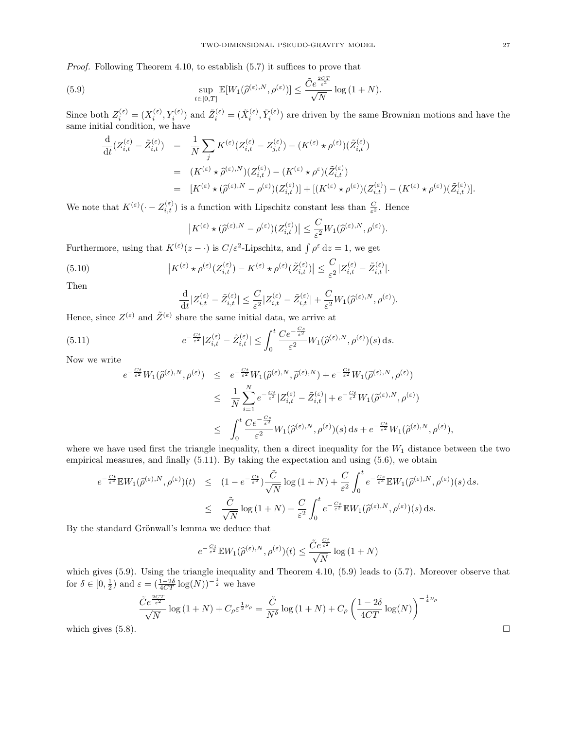*Proof.* Following Theorem 4.10, to establish (5.7) it suffices to prove that

$$\sup_{t\in[0,T]} \mathbb{E}[W_1(\widehat{\rho}^{(\varepsilon),N},\rho^{(\varepsilon)})] \leq \frac{\tilde{C}e^{\frac{2CT}{\varepsilon^2}}}{\sqrt{N}} \log(1+N). \tag{5.9}$$

Since both $Z_i^{(\varepsilon)} = (X_i^{(\varepsilon)}, Y_i^{(\varepsilon)})$ and $\tilde{Z}_i^{(\varepsilon)} = (\tilde{X}_i^{(\varepsilon)}, \tilde{Y}_i^{(\varepsilon)})$ are driven by the same Brownian motions and have the same initial condition, we have

$$\begin{aligned}
\frac{\mathrm{d}}{\mathrm{d}t}(Z_{i,t}^{(\varepsilon)} - \tilde{Z}_{i,t}^{(\varepsilon)}) &= \frac{1}{N}\sum_j K^{(\varepsilon)}(Z_{i,t}^{(\varepsilon)} - Z_{j,t}^{(\varepsilon)}) - (K^{(\varepsilon)} \star \rho^{(\varepsilon)})(\tilde{Z}_{i,t}^{(\varepsilon)}) \\
&= (K^{(\varepsilon)} \star \widehat{\rho}^{(\varepsilon),N})(Z_{i,t}^{(\varepsilon)}) - (K^{(\varepsilon)} \star \rho^{\varepsilon})(\tilde{Z}_{i,t}^{(\varepsilon)}) \\
&= [K^{(\varepsilon)} \star (\widehat{\rho}^{(\varepsilon),N} - \rho^{(\varepsilon)})(Z_{i,t}^{(\varepsilon)})] + [(K^{(\varepsilon)} \star \rho^{(\varepsilon)})(Z_{i,t}^{(\varepsilon)}) - (K^{(\varepsilon)} \star \rho^{(\varepsilon)})(\tilde{Z}_{i,t}^{(\varepsilon)})].
\end{aligned}$$

We note that $K^{(\varepsilon)}(\cdot - Z_{i,t}^{(\varepsilon)})$ is a function with Lipschitz constant less than $\frac{C}{\varepsilon^2}$. Hence

$$\left|K^{(\varepsilon)} \star (\widehat{\rho}^{(\varepsilon),N} - \rho^{(\varepsilon)})(Z_{i,t}^{(\varepsilon)})\right| \leq \frac{C}{\varepsilon^2} W_1(\widehat{\rho}^{(\varepsilon),N}, \rho^{(\varepsilon)}).$$

Furthermore, using that $K^{(\varepsilon)}(z - \cdot)$ is $C/\varepsilon^2$-Lipschitz, and $\int \rho^{\varepsilon}\,\mathrm{d}z = 1$, we get

$$\left|K^{(\varepsilon)} \star \rho^{(\varepsilon)}(Z_{i,t}^{(\varepsilon)}) - K^{(\varepsilon)} \star \rho^{(\varepsilon)}(\tilde{Z}_{i,t}^{(\varepsilon)})\right| \leq \frac{C}{\varepsilon^2}|Z_{i,t}^{(\varepsilon)} - \tilde{Z}_{i,t}^{(\varepsilon)}|. \tag{5.10}$$

Then

$$\frac{\mathrm{d}}{\mathrm{d}t}|Z_{i,t}^{(\varepsilon)} - \tilde{Z}_{i,t}^{(\varepsilon)}| \leq \frac{C}{\varepsilon^2}|Z_{i,t}^{(\varepsilon)} - \tilde{Z}_{i,t}^{(\varepsilon)}| + \frac{C}{\varepsilon^2} W_1(\widehat{\rho}^{(\varepsilon),N}, \rho^{(\varepsilon)}).$$

Hence, since $Z^{(\varepsilon)}$ and $\tilde{Z}^{(\varepsilon)}$ share the same initial data, we arrive at

$$e^{-\frac{Ct}{\varepsilon^2}}|Z_{i,t}^{(\varepsilon)} - \tilde{Z}_{i,t}^{(\varepsilon)}| \leq \int_0^t \frac{Ce^{-\frac{Cs}{\varepsilon^2}}}{\varepsilon^2} W_1(\widehat{\rho}^{(\varepsilon),N}, \rho^{(\varepsilon)})(s)\,\mathrm{d}s. \tag{5.11}$$

Now we write

$$\begin{aligned}
e^{-\frac{Ct}{\varepsilon^2}} W_1(\widehat{\rho}^{(\varepsilon),N}, \rho^{(\varepsilon)}) &\leq e^{-\frac{Ct}{\varepsilon^2}} W_1(\widehat{\rho}^{(\varepsilon),N}, \widetilde{\rho}^{(\varepsilon),N}) + e^{-\frac{Ct}{\varepsilon^2}} W_1(\widetilde{\rho}^{(\varepsilon),N}, \rho^{(\varepsilon)}) \\
&\leq \frac{1}{N}\sum_{i=1}^N e^{-\frac{Ct}{\varepsilon^2}}|Z_{i,t}^{(\varepsilon)} - \tilde{Z}_{i,t}^{(\varepsilon)}| + e^{-\frac{Ct}{\varepsilon^2}} W_1(\widetilde{\rho}^{(\varepsilon),N}, \rho^{(\varepsilon)}) \\
&\leq \int_0^t \frac{Ce^{-\frac{Cs}{\varepsilon^2}}}{\varepsilon^2} W_1(\widehat{\rho}^{(\varepsilon),N}, \rho^{(\varepsilon)})(s)\,\mathrm{d}s + e^{-\frac{Ct}{\varepsilon^2}} W_1(\widetilde{\rho}^{(\varepsilon),N}, \rho^{(\varepsilon)}),
\end{aligned}$$

where we have used first the triangle inequality, then a direct inequality for the $W_1$ distance between the two empirical measures, and finally (5.11). By taking the expectation and using (5.6), we obtain

$$\begin{aligned}
e^{-\frac{Ct}{\varepsilon^2}} \mathbb{E}W_1(\widehat{\rho}^{(\varepsilon),N}, \rho^{(\varepsilon)})(t) &\leq (1 - e^{-\frac{Ct}{\varepsilon^2}})\frac{\tilde{C}}{\sqrt{N}}\log(1+N) + \frac{C}{\varepsilon^2}\int_0^t e^{-\frac{Cs}{\varepsilon^2}} \mathbb{E}W_1(\widehat{\rho}^{(\varepsilon),N}, \rho^{(\varepsilon)})(s)\,\mathrm{d}s. \\
&\leq \frac{\tilde{C}}{\sqrt{N}}\log(1+N) + \frac{C}{\varepsilon^2}\int_0^t e^{-\frac{Cs}{\varepsilon^2}} \mathbb{E}W_1(\widehat{\rho}^{(\varepsilon),N}, \rho^{(\varepsilon)})(s)\,\mathrm{d}s.
\end{aligned}$$

By the standard Grönwall's lemma we deduce that

$$e^{-\frac{Ct}{\varepsilon^2}} \mathbb{E}W_1(\widehat{\rho}^{(\varepsilon),N}, \rho^{(\varepsilon)})(t) \leq \frac{\tilde{C}e^{\frac{Ct}{\varepsilon^2}}}{\sqrt{N}}\log(1+N)$$

which gives (5.9). Using the triangle inequality and Theorem 4.10, (5.9) leads to (5.7). Moreover observe that for $\delta \in [0, \frac{1}{2})$ and $\varepsilon = (\frac{1-2\delta}{4CT}\log(N))^{-\frac{1}{2}}$ we have

$$\frac{\tilde{C}e^{\frac{2CT}{\varepsilon^2}}}{\sqrt{N}}\log(1+N) + C_\rho \varepsilon^{\frac{1}{2}\nu_\rho} = \frac{\tilde{C}}{N^\delta}\log(1+N) + C_\rho\left(\frac{1-2\delta}{4CT}\log(N)\right)^{-\frac{1}{4}\nu_\rho}$$

which gives (5.8). □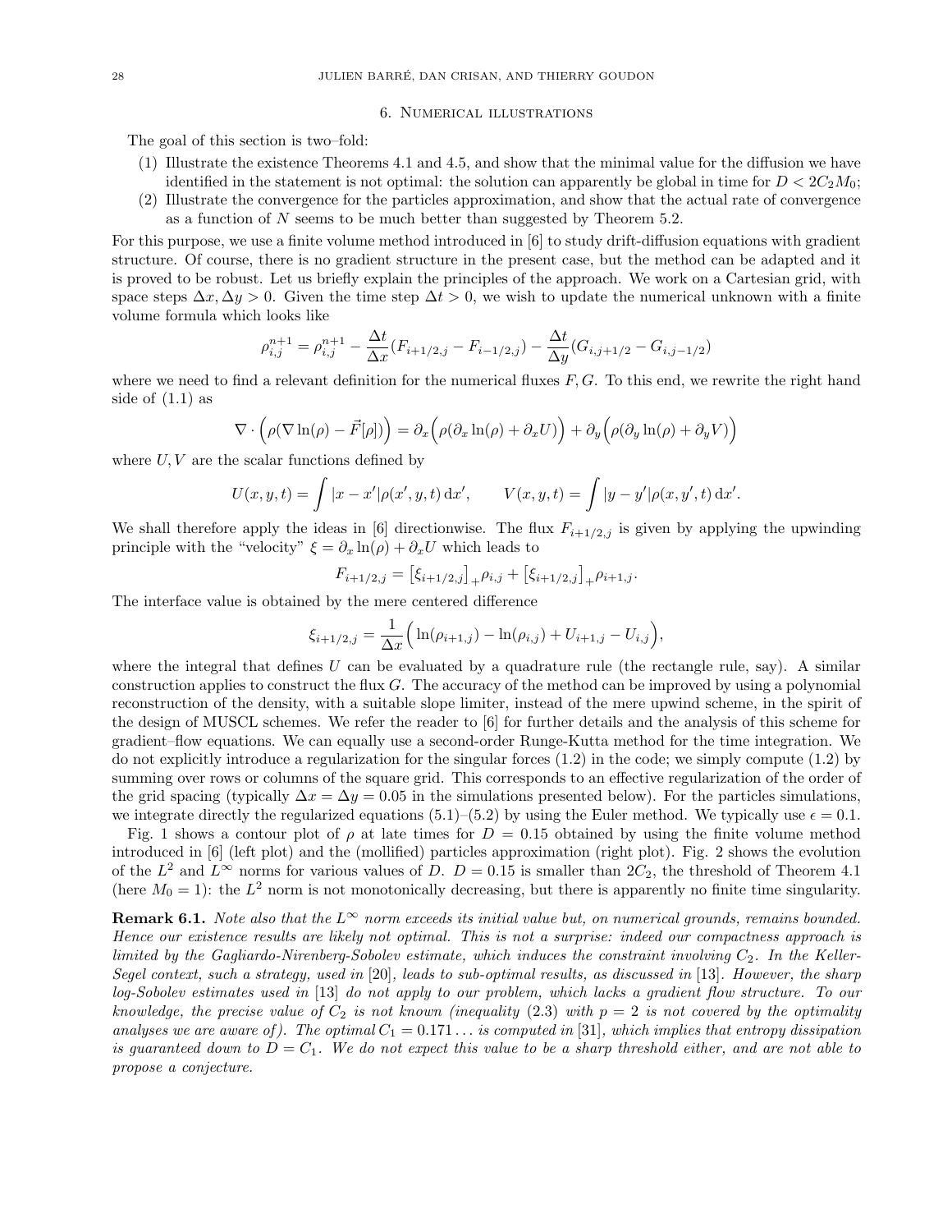## 6. Numerical illustrations

The goal of this section is two–fold:

1. Illustrate the existence Theorems 4.1 and 4.5, and show that the minimal value for the diffusion we have identified in the statement is not optimal: the solution can apparently be global in time for $D < 2C_2M_0$;
2. Illustrate the convergence for the particles approximation, and show that the actual rate of convergence as a function of $N$ seems to be much better than suggested by Theorem 5.2.

For this purpose, we use a finite volume method introduced in [6] to study drift-diffusion equations with gradient structure. Of course, there is no gradient structure in the present case, but the method can be adapted and it is proved to be robust. Let us briefly explain the principles of the approach. We work on a Cartesian grid, with space steps $\Delta x, \Delta y > 0$. Given the time step $\Delta t > 0$, we wish to update the numerical unknown with a finite volume formula which looks like

$$\rho_{i,j}^{n+1} = \rho_{i,j}^{n+1} - \frac{\Delta t}{\Delta x}(F_{i+1/2,j} - F_{i-1/2,j}) - \frac{\Delta t}{\Delta y}(G_{i,j+1/2} - G_{i,j-1/2})$$

where we need to find a relevant definition for the numerical fluxes $F, G$. To this end, we rewrite the right hand side of (1.1) as

$$\nabla \cdot \Big(\rho(\nabla \ln(\rho) - \vec{F}[\rho])\Big) = \partial_x\Big(\rho(\partial_x \ln(\rho) + \partial_x U)\Big) + \partial_y\Big(\rho(\partial_y \ln(\rho) + \partial_y V)\Big)$$

where $U, V$ are the scalar functions defined by

$$U(x,y,t) = \int |x - x'|\rho(x', y, t)\,\mathrm{d}x', \qquad V(x,y,t) = \int |y - y'|\rho(x, y', t)\,\mathrm{d}x'.$$

We shall therefore apply the ideas in [6] directionwise. The flux $F_{i+1/2,j}$ is given by applying the upwinding principle with the "velocity" $\xi = \partial_x \ln(\rho) + \partial_x U$ which leads to

$$F_{i+1/2,j} = \big[\xi_{i+1/2,j}\big]_+ \rho_{i,j} + \big[\xi_{i+1/2,j}\big]_+ \rho_{i+1,j}.$$

The interface value is obtained by the mere centered difference

$$\xi_{i+1/2,j} = \frac{1}{\Delta x}\Big(\ln(\rho_{i+1,j}) - \ln(\rho_{i,j}) + U_{i+1,j} - U_{i,j}\Big),$$

where the integral that defines $U$ can be evaluated by a quadrature rule (the rectangle rule, say). A similar construction applies to construct the flux $G$. The accuracy of the method can be improved by using a polynomial reconstruction of the density, with a suitable slope limiter, instead of the mere upwind scheme, in the spirit of the design of MUSCL schemes. We refer the reader to [6] for further details and the analysis of this scheme for gradient–flow equations. We can equally use a second-order Runge-Kutta method for the time integration. We do not explicitly introduce a regularization for the singular forces (1.2) in the code; we simply compute (1.2) by summing over rows or columns of the square grid. This corresponds to an effective regularization of the order of the grid spacing (typically $\Delta x = \Delta y = 0.05$ in the simulations presented below). For the particles simulations, we integrate directly the regularized equations (5.1)–(5.2) by using the Euler method. We typically use $\epsilon = 0.1$.

Fig. 1 shows a contour plot of $\rho$ at late times for $D = 0.15$ obtained by using the finite volume method introduced in [6] (left plot) and the (mollified) particles approximation (right plot). Fig. 2 shows the evolution of the $L^2$ and $L^\infty$ norms for various values of $D$. $D = 0.15$ is smaller than $2C_2$, the threshold of Theorem 4.1 (here $M_0 = 1$): the $L^2$ norm is not monotonically decreasing, but there is apparently no finite time singularity.

**Remark 6.1.** *Note also that the $L^\infty$ norm exceeds its initial value but, on numerical grounds, remains bounded. Hence our existence results are likely not optimal. This is not a surprise: indeed our compactness approach is limited by the Gagliardo-Nirenberg-Sobolev estimate, which induces the constraint involving $C_2$. In the Keller-Segel context, such a strategy, used in [20], leads to sub-optimal results, as discussed in [13]. However, the sharp log-Sobolev estimates used in [13] do not apply to our problem, which lacks a gradient flow structure. To our knowledge, the precise value of $C_2$ is not known (inequality (2.3) with $p = 2$ is not covered by the optimality analyses we are aware of). The optimal $C_1 = 0.171\ldots$ is computed in [31], which implies that entropy dissipation is guaranteed down to $D = C_1$. We do not expect this value to be a sharp threshold either, and are not able to propose a conjecture.*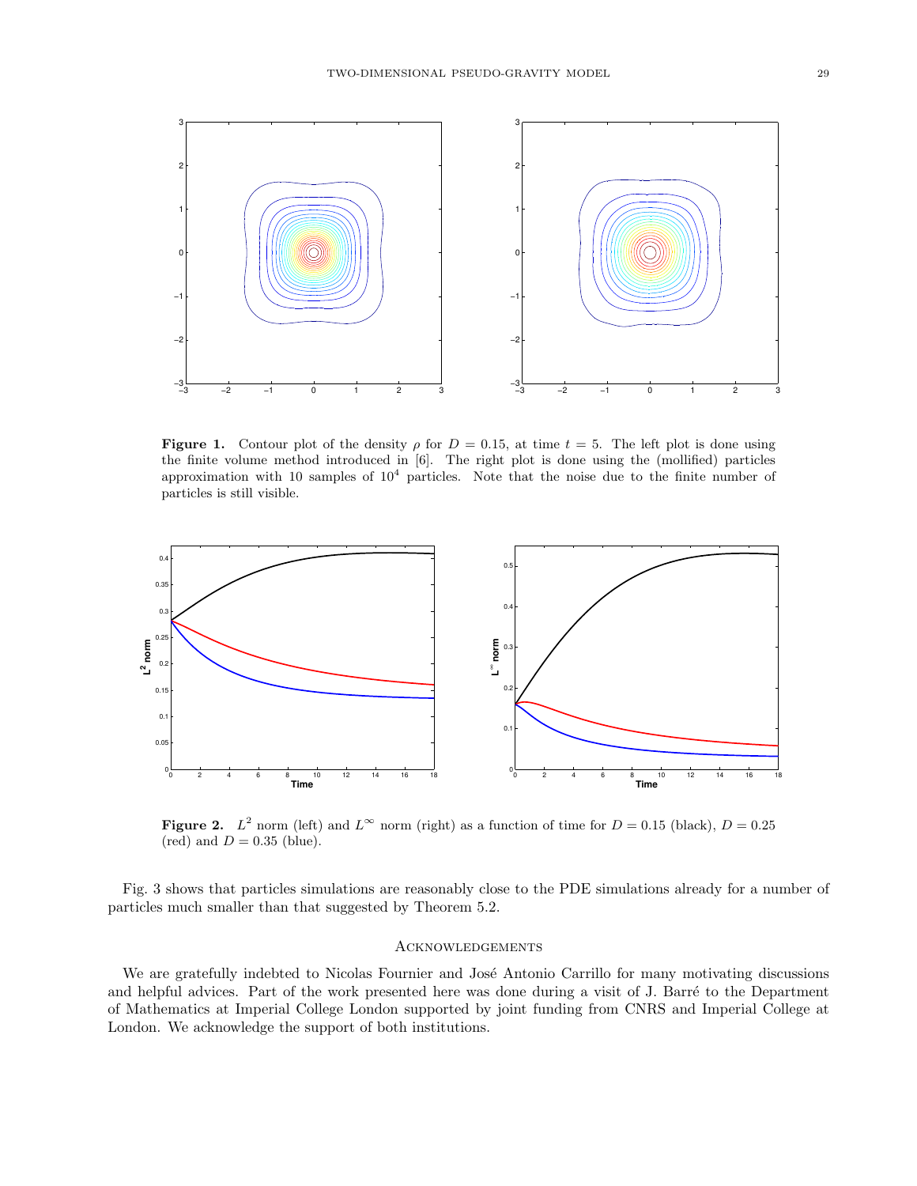**Figure 1.** Contour plot of the density $\rho$ for $D = 0.15$, at time $t = 5$. The left plot is done using the finite volume method introduced in [6]. The right plot is done using the (mollified) particles approximation with 10 samples of $10^4$ particles. Note that the noise due to the finite number of particles is still visible.

**Figure 2.** $L^2$ norm (left) and $L^\infty$ norm (right) as a function of time for $D = 0.15$ (black), $D = 0.25$ (red) and $D = 0.35$ (blue).

Fig. 3 shows that particles simulations are reasonably close to the PDE simulations already for a number of particles much smaller than that suggested by Theorem 5.2.

## Acknowledgements

We are gratefully indebted to Nicolas Fournier and José Antonio Carrillo for many motivating discussions and helpful advices. Part of the work presented here was done during a visit of J. Barré to the Department of Mathematics at Imperial College London supported by joint funding from CNRS and Imperial College at London. We acknowledge the support of both institutions.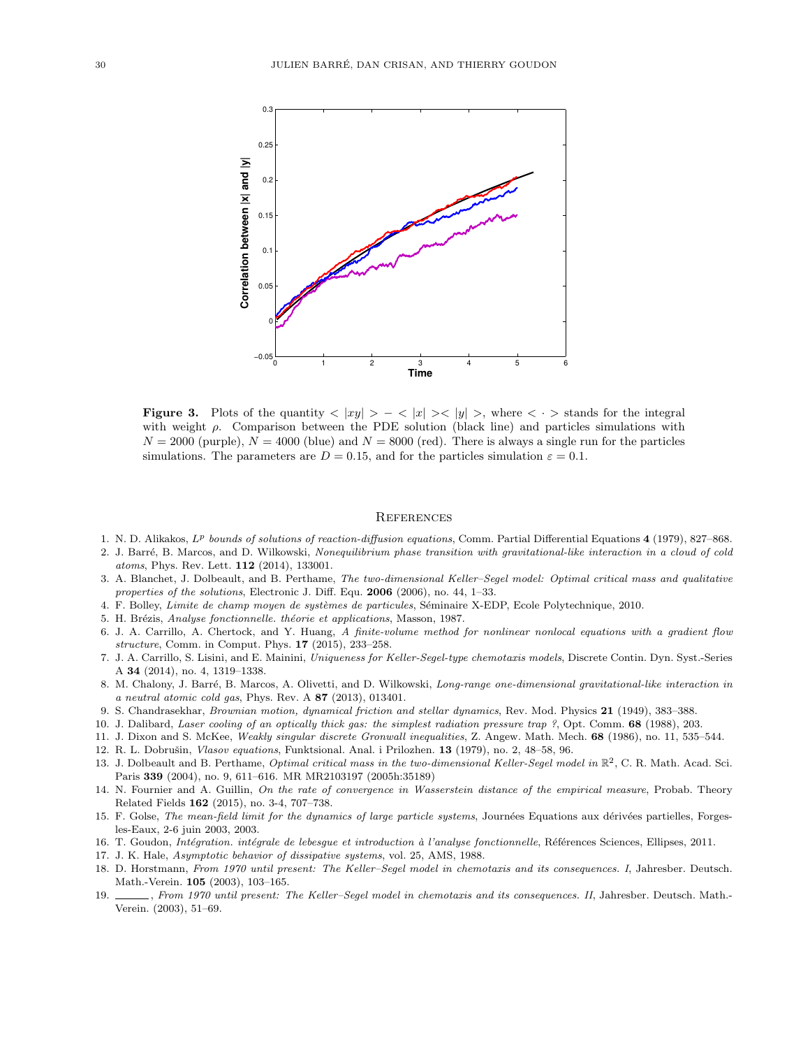**Figure 3.** Plots of the quantity $<|xy|> - <|x|><|y|>$, where $<\cdot>$ stands for the integral with weight $\rho$. Comparison between the PDE solution (black line) and particles simulations with $N = 2000$ (purple), $N = 4000$ (blue) and $N = 8000$ (red). There is always a single run for the particles simulations. The parameters are $D = 0.15$, and for the particles simulation $\varepsilon = 0.1$.

## References

1. N. D. Alikakos, *$L^p$ bounds of solutions of reaction-diffusion equations*, Comm. Partial Differential Equations **4** (1979), 827–868.
2. J. Barré, B. Marcos, and D. Wilkowski, *Nonequilibrium phase transition with gravitational-like interaction in a cloud of cold atoms*, Phys. Rev. Lett. **112** (2014), 133001.
3. A. Blanchet, J. Dolbeault, and B. Perthame, *The two-dimensional Keller–Segel model: Optimal critical mass and qualitative properties of the solutions*, Electronic J. Diff. Equ. **2006** (2006), no. 44, 1–33.
4. F. Bolley, *Limite de champ moyen de systèmes de particules*, Séminaire X-EDP, Ecole Polytechnique, 2010.
5. H. Brézis, *Analyse fonctionnelle. théorie et applications*, Masson, 1987.
6. J. A. Carrillo, A. Chertock, and Y. Huang, *A finite-volume method for nonlinear nonlocal equations with a gradient flow structure*, Comm. in Comput. Phys. **17** (2015), 233–258.
7. J. A. Carrillo, S. Lisini, and E. Mainini, *Uniqueness for Keller-Segel-type chemotaxis models*, Discrete Contin. Dyn. Syst.-Series A **34** (2014), no. 4, 1319–1338.
8. M. Chalony, J. Barré, B. Marcos, A. Olivetti, and D. Wilkowski, *Long-range one-dimensional gravitational-like interaction in a neutral atomic cold gas*, Phys. Rev. A **87** (2013), 013401.
9. S. Chandrasekhar, *Brownian motion, dynamical friction and stellar dynamics*, Rev. Mod. Physics **21** (1949), 383–388.
10. J. Dalibard, *Laser cooling of an optically thick gas: the simplest radiation pressure trap ?*, Opt. Comm. **68** (1988), 203.
11. J. Dixon and S. McKee, *Weakly singular discrete Gronwall inequalities*, Z. Angew. Math. Mech. **68** (1986), no. 11, 535–544.
12. R. L. Dobrušin, *Vlasov equations*, Funktsional. Anal. i Prilozhen. **13** (1979), no. 2, 48–58, 96.
13. J. Dolbeault and B. Perthame, *Optimal critical mass in the two-dimensional Keller-Segel model in $\mathbb{R}^2$*, C. R. Math. Acad. Sci. Paris **339** (2004), no. 9, 611–616. MR MR2103197 (2005h:35189)
14. N. Fournier and A. Guillin, *On the rate of convergence in Wasserstein distance of the empirical measure*, Probab. Theory Related Fields **162** (2015), no. 3-4, 707–738.
15. F. Golse, *The mean-field limit for the dynamics of large particle systems*, Journées Equations aux dérivées partielles, Forges-les-Eaux, 2-6 juin 2003, 2003.
16. T. Goudon, *Intégration. intégrale de lebesgue et introduction à l'analyse fonctionnelle*, Références Sciences, Ellipses, 2011.
17. J. K. Hale, *Asymptotic behavior of dissipative systems*, vol. 25, AMS, 1988.
18. D. Horstmann, *From 1970 until present: The Keller–Segel model in chemotaxis and its consequences. I*, Jahresber. Deutsch. Math.-Verein. **105** (2003), 103–165.
19. ______, *From 1970 until present: The Keller–Segel model in chemotaxis and its consequences. II*, Jahresber. Deutsch. Math.-Verein. (2003), 51–69.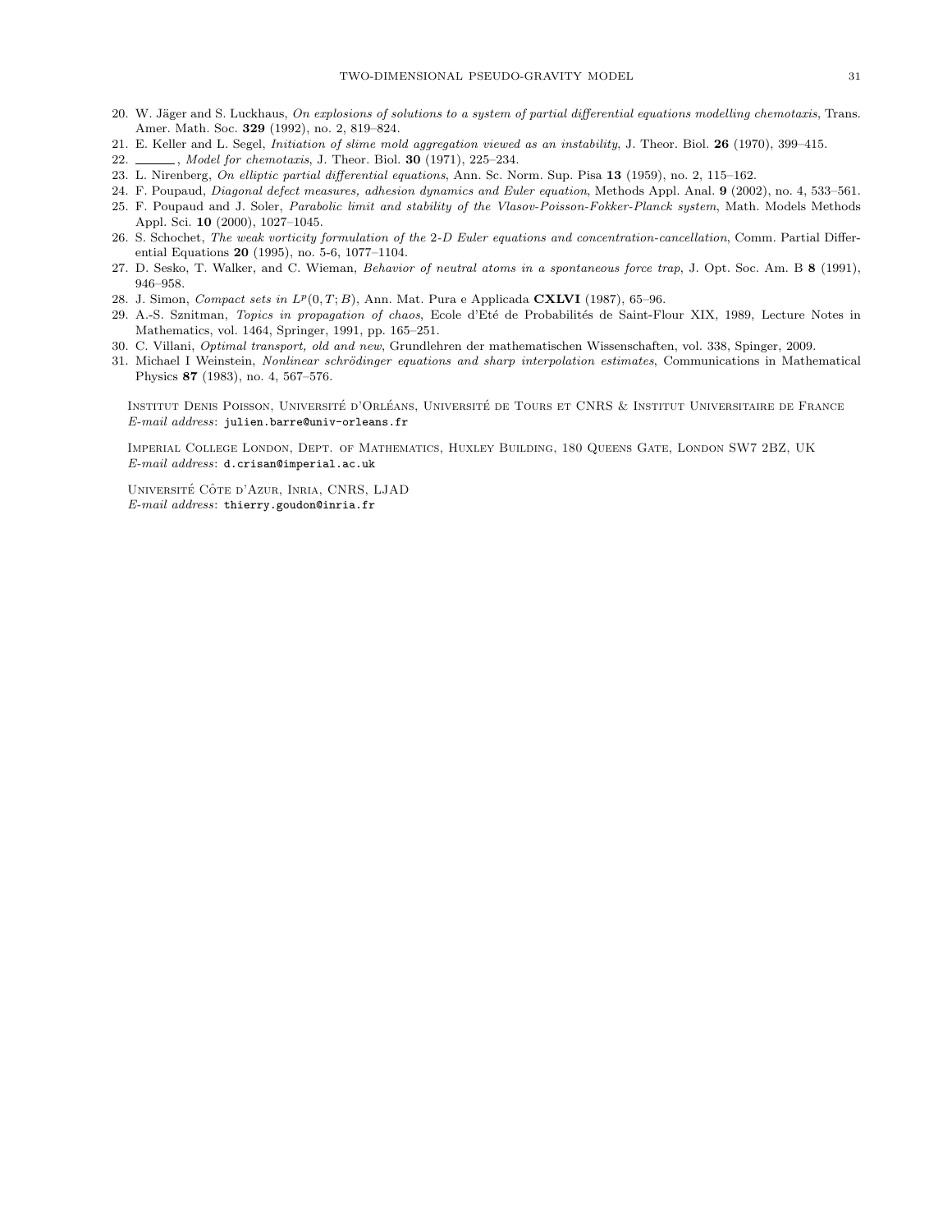20. W. Jäger and S. Luckhaus, *On explosions of solutions to a system of partial differential equations modelling chemotaxis*, Trans. Amer. Math. Soc. **329** (1992), no. 2, 819–824.
21. E. Keller and L. Segel, *Initiation of slime mold aggregation viewed as an instability*, J. Theor. Biol. **26** (1970), 399–415.
22. ______, *Model for chemotaxis*, J. Theor. Biol. **30** (1971), 225–234.
23. L. Nirenberg, *On elliptic partial differential equations*, Ann. Sc. Norm. Sup. Pisa **13** (1959), no. 2, 115–162.
24. F. Poupaud, *Diagonal defect measures, adhesion dynamics and Euler equation*, Methods Appl. Anal. **9** (2002), no. 4, 533–561.
25. F. Poupaud and J. Soler, *Parabolic limit and stability of the Vlasov-Poisson-Fokker-Planck system*, Math. Models Methods Appl. Sci. **10** (2000), 1027–1045.
26. S. Schochet, *The weak vorticity formulation of the 2-D Euler equations and concentration-cancellation*, Comm. Partial Differential Equations **20** (1995), no. 5-6, 1077–1104.
27. D. Sesko, T. Walker, and C. Wieman, *Behavior of neutral atoms in a spontaneous force trap*, J. Opt. Soc. Am. B **8** (1991), 946–958.
28. J. Simon, *Compact sets in $L^p(0,T;B)$*, Ann. Mat. Pura e Applicada **CXLVI** (1987), 65–96.
29. A.-S. Sznitman, *Topics in propagation of chaos*, Ecole d'Eté de Probabilités de Saint-Flour XIX, 1989, Lecture Notes in Mathematics, vol. 1464, Springer, 1991, pp. 165–251.
30. C. Villani, *Optimal transport, old and new*, Grundlehren der mathematischen Wissenschaften, vol. 338, Spinger, 2009.
31. Michael I Weinstein, *Nonlinear schrödinger equations and sharp interpolation estimates*, Communications in Mathematical Physics **87** (1983), no. 4, 567–576.

Institut Denis Poisson, Université d'Orléans, Université de Tours et CNRS & Institut Universitaire de France
*E-mail address*: julien.barre@univ-orleans.fr

Imperial College London, Dept. of Mathematics, Huxley Building, 180 Queens Gate, London SW7 2BZ, UK
*E-mail address*: d.crisan@imperial.ac.uk

Université Côte d'Azur, Inria, CNRS, LJAD
*E-mail address*: thierry.goudon@inria.fr